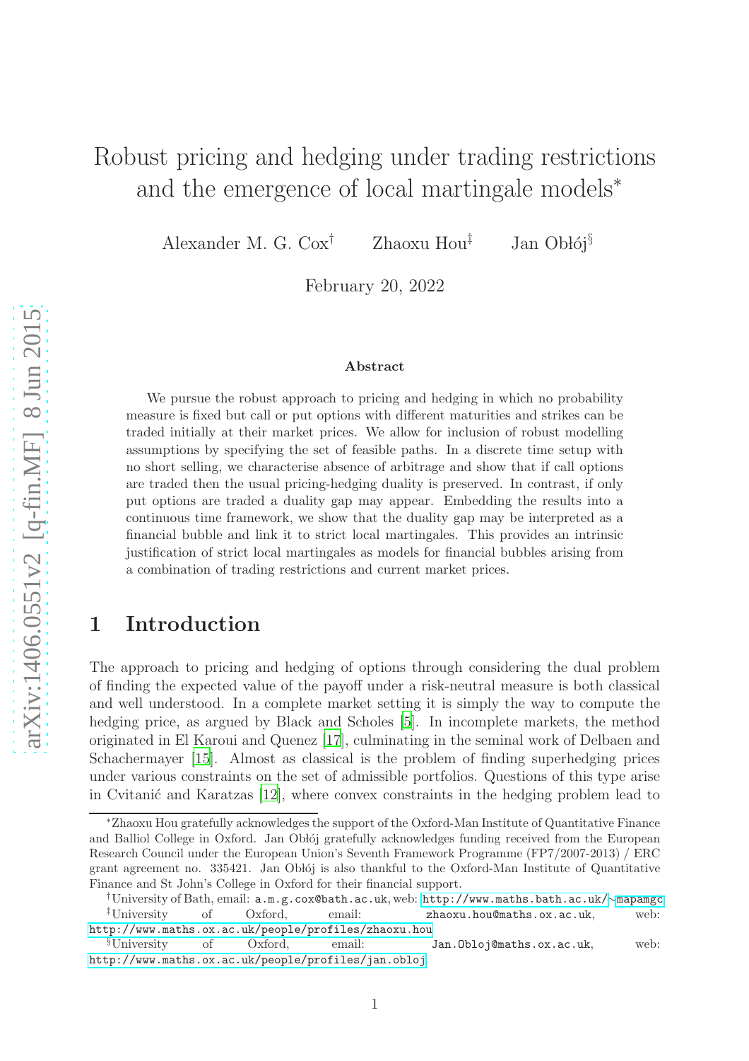# Robust pricing and hedging under trading restrictions and the emergence of local martingale models*

Alexander M. G. Cox[†] Zhaoxu Hou[‡] Jan Obłój[§]

February 20, 2022

**Abstract**

We pursue the robust approach to pricing and hedging in which no probability measure is fixed but call or put options with different maturities and strikes can be traded initially at their market prices. We allow for inclusion of robust modelling assumptions by specifying the set of feasible paths. In a discrete time setup with no short selling, we characterise absence of arbitrage and show that if call options are traded then the usual pricing-hedging duality is preserved. In contrast, if only put options are traded a duality gap may appear. Embedding the results into a continuous time framework, we show that the duality gap may be interpreted as a financial bubble and link it to strict local martingales. This provides an intrinsic justification of strict local martingales as models for financial bubbles arising from a combination of trading restrictions and current market prices.

## 1 Introduction

The approach to pricing and hedging of options through considering the dual problem of finding the expected value of the payoff under a risk-neutral measure is both classical and well understood. In a complete market setting it is simply the way to compute the hedging price, as argued by Black and Scholes [5]. In incomplete markets, the method originated in El Karoui and Quenez [17], culminating in the seminal work of Delbaen and Schachermayer [15]. Almost as classical is the problem of finding superhedging prices under various constraints on the set of admissible portfolios. Questions of this type arise in Cvitanić and Karatzas [12], where convex constraints in the hedging problem lead to

---

*Zhaoxu Hou gratefully acknowledges the support of the Oxford-Man Institute of Quantitative Finance and Balliol College in Oxford. Jan Obłój gratefully acknowledges funding received from the European Research Council under the European Union's Seventh Framework Programme (FP7/2007-2013) / ERC grant agreement no. 335421. Jan Obłój is also thankful to the Oxford-Man Institute of Quantitative Finance and St John's College in Oxford for their financial support.

[†]University of Bath, email: a.m.g.cox@bath.ac.uk, web: http://www.maths.bath.ac.uk/~mapamgc

[‡]University of Oxford, email: zhaoxu.hou@maths.ox.ac.uk, web: http://www.maths.ox.ac.uk/people/profiles/zhaoxu.hou

[§]University of Oxford, email: Jan.Obloj@maths.ox.ac.uk, web: http://www.maths.ox.ac.uk/people/profiles/jan.obloj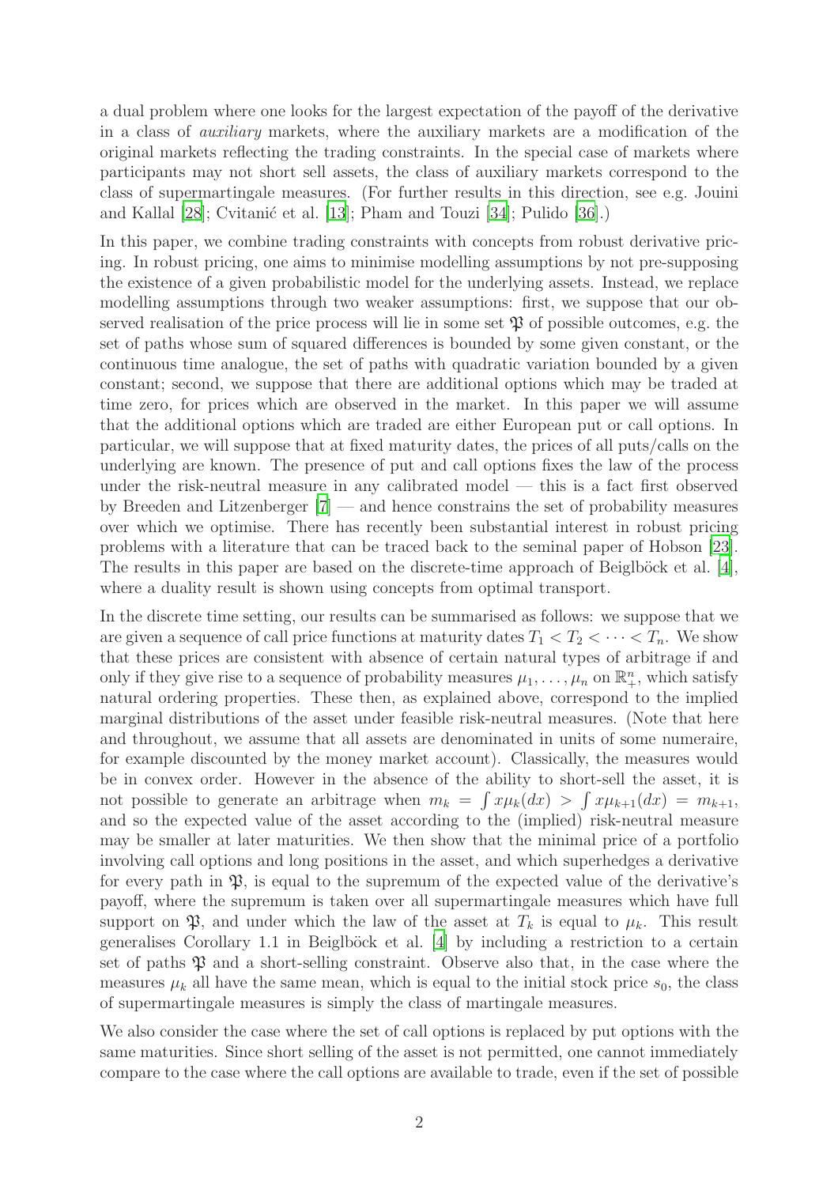a dual problem where one looks for the largest expectation of the payoff of the derivative in a class of *auxiliary* markets, where the auxiliary markets are a modification of the original markets reflecting the trading constraints. In the special case of markets where participants may not short sell assets, the class of auxiliary markets correspond to the class of supermartingale measures. (For further results in this direction, see e.g. Jouini and Kallal [28]; Cvitanić et al. [13]; Pham and Touzi [34]; Pulido [36].)

In this paper, we combine trading constraints with concepts from robust derivative pricing. In robust pricing, one aims to minimise modelling assumptions by not pre-supposing the existence of a given probabilistic model for the underlying assets. Instead, we replace modelling assumptions through two weaker assumptions: first, we suppose that our observed realisation of the price process will lie in some set $\mathfrak{P}$ of possible outcomes, e.g. the set of paths whose sum of squared differences is bounded by some given constant, or the continuous time analogue, the set of paths with quadratic variation bounded by a given constant; second, we suppose that there are additional options which may be traded at time zero, for prices which are observed in the market. In this paper we will assume that the additional options which are traded are either European put or call options. In particular, we will suppose that at fixed maturity dates, the prices of all puts/calls on the underlying are known. The presence of put and call options fixes the law of the process under the risk-neutral measure in any calibrated model — this is a fact first observed by Breeden and Litzenberger [7] — and hence constrains the set of probability measures over which we optimise. There has recently been substantial interest in robust pricing problems with a literature that can be traced back to the seminal paper of Hobson [23]. The results in this paper are based on the discrete-time approach of Beiglböck et al. [4], where a duality result is shown using concepts from optimal transport.

In the discrete time setting, our results can be summarised as follows: we suppose that we are given a sequence of call price functions at maturity dates $T_1 < T_2 < \cdots < T_n$. We show that these prices are consistent with absence of certain natural types of arbitrage if and only if they give rise to a sequence of probability measures $\mu_1, \ldots, \mu_n$ on $\mathbb{R}^n_+$, which satisfy natural ordering properties. These then, as explained above, correspond to the implied marginal distributions of the asset under feasible risk-neutral measures. (Note that here and throughout, we assume that all assets are denominated in units of some numeraire, for example discounted by the money market account). Classically, the measures would be in convex order. However in the absence of the ability to short-sell the asset, it is not possible to generate an arbitrage when $m_k = \int x\mu_k(dx) > \int x\mu_{k+1}(dx) = m_{k+1}$, and so the expected value of the asset according to the (implied) risk-neutral measure may be smaller at later maturities. We then show that the minimal price of a portfolio involving call options and long positions in the asset, and which superhedges a derivative for every path in $\mathfrak{P}$, is equal to the supremum of the expected value of the derivative's payoff, where the supremum is taken over all supermartingale measures which have full support on $\mathfrak{P}$, and under which the law of the asset at $T_k$ is equal to $\mu_k$. This result generalises Corollary 1.1 in Beiglböck et al. [4] by including a restriction to a certain set of paths $\mathfrak{P}$ and a short-selling constraint. Observe also that, in the case where the measures $\mu_k$ all have the same mean, which is equal to the initial stock price $s_0$, the class of supermartingale measures is simply the class of martingale measures.

We also consider the case where the set of call options is replaced by put options with the same maturities. Since short selling of the asset is not permitted, one cannot immediately compare to the case where the call options are available to trade, even if the set of possible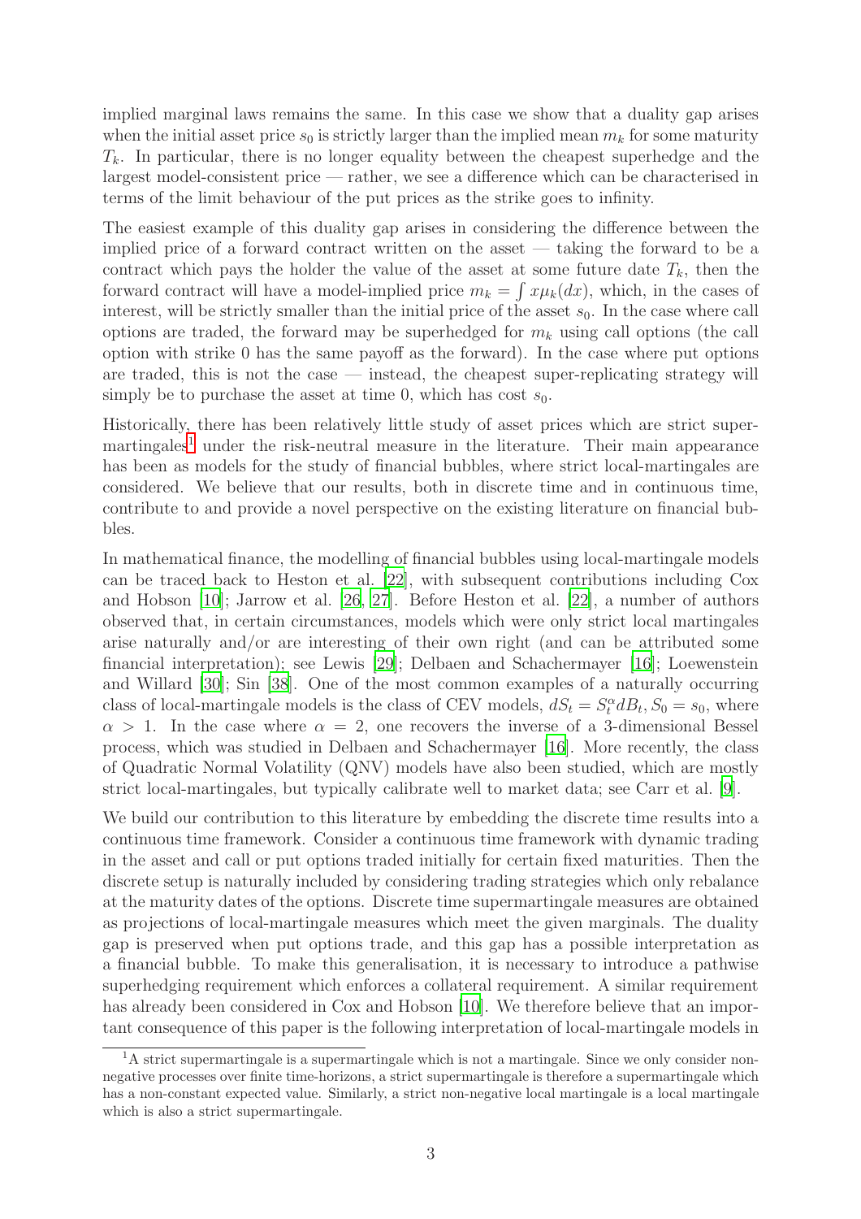implied marginal laws remains the same. In this case we show that a duality gap arises when the initial asset price $s_0$ is strictly larger than the implied mean $m_k$ for some maturity $T_k$. In particular, there is no longer equality between the cheapest superhedge and the largest model-consistent price — rather, we see a difference which can be characterised in terms of the limit behaviour of the put prices as the strike goes to infinity.

The easiest example of this duality gap arises in considering the difference between the implied price of a forward contract written on the asset — taking the forward to be a contract which pays the holder the value of the asset at some future date $T_k$, then the forward contract will have a model-implied price $m_k = \int x\mu_k(dx)$, which, in the cases of interest, will be strictly smaller than the initial price of the asset $s_0$. In the case where call options are traded, the forward may be superhedged for $m_k$ using call options (the call option with strike 0 has the same payoff as the forward). In the case where put options are traded, this is not the case — instead, the cheapest super-replicating strategy will simply be to purchase the asset at time 0, which has cost $s_0$.

Historically, there has been relatively little study of asset prices which are strict supermartingales[1] under the risk-neutral measure in the literature. Their main appearance has been as models for the study of financial bubbles, where strict local-martingales are considered. We believe that our results, both in discrete time and in continuous time, contribute to and provide a novel perspective on the existing literature on financial bubbles.

In mathematical finance, the modelling of financial bubbles using local-martingale models can be traced back to Heston et al. [22], with subsequent contributions including Cox and Hobson [10]; Jarrow et al. [26, 27]. Before Heston et al. [22], a number of authors observed that, in certain circumstances, models which were only strict local martingales arise naturally and/or are interesting of their own right (and can be attributed some financial interpretation); see Lewis [29]; Delbaen and Schachermayer [16]; Loewenstein and Willard [30]; Sin [38]. One of the most common examples of a naturally occurring class of local-martingale models is the class of CEV models, $dS_t = S_t^\alpha dB_t, S_0 = s_0$, where $\alpha > 1$. In the case where $\alpha = 2$, one recovers the inverse of a 3-dimensional Bessel process, which was studied in Delbaen and Schachermayer [16]. More recently, the class of Quadratic Normal Volatility (QNV) models have also been studied, which are mostly strict local-martingales, but typically calibrate well to market data; see Carr et al. [9].

We build our contribution to this literature by embedding the discrete time results into a continuous time framework. Consider a continuous time framework with dynamic trading in the asset and call or put options traded initially for certain fixed maturities. Then the discrete setup is naturally included by considering trading strategies which only rebalance at the maturity dates of the options. Discrete time supermartingale measures are obtained as projections of local-martingale measures which meet the given marginals. The duality gap is preserved when put options trade, and this gap has a possible interpretation as a financial bubble. To make this generalisation, it is necessary to introduce a pathwise superhedging requirement which enforces a collateral requirement. A similar requirement has already been considered in Cox and Hobson [10]. We therefore believe that an important consequence of this paper is the following interpretation of local-martingale models in

[1] A strict supermartingale is a supermartingale which is not a martingale. Since we only consider non-negative processes over finite time-horizons, a strict supermartingale is therefore a supermartingale which has a non-constant expected value. Similarly, a strict non-negative local martingale is a local martingale which is also a strict supermartingale.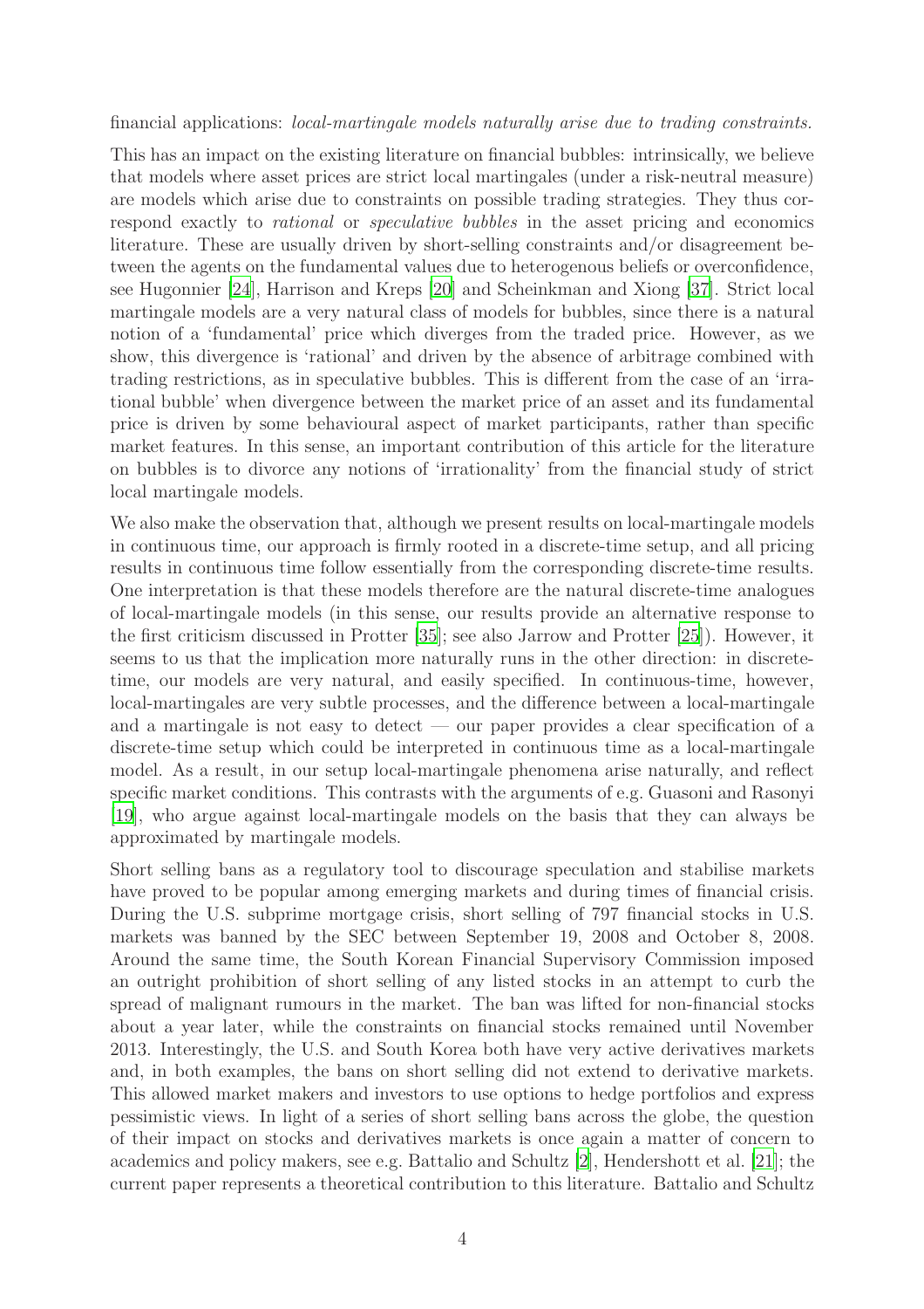financial applications: *local-martingale models naturally arise due to trading constraints.*

This has an impact on the existing literature on financial bubbles: intrinsically, we believe that models where asset prices are strict local martingales (under a risk-neutral measure) are models which arise due to constraints on possible trading strategies. They thus correspond exactly to *rational* or *speculative bubbles* in the asset pricing and economics literature. These are usually driven by short-selling constraints and/or disagreement between the agents on the fundamental values due to heterogenous beliefs or overconfidence, see Hugonnier [24], Harrison and Kreps [20] and Scheinkman and Xiong [37]. Strict local martingale models are a very natural class of models for bubbles, since there is a natural notion of a 'fundamental' price which diverges from the traded price. However, as we show, this divergence is 'rational' and driven by the absence of arbitrage combined with trading restrictions, as in speculative bubbles. This is different from the case of an 'irrational bubble' when divergence between the market price of an asset and its fundamental price is driven by some behavioural aspect of market participants, rather than specific market features. In this sense, an important contribution of this article for the literature on bubbles is to divorce any notions of 'irrationality' from the financial study of strict local martingale models.

We also make the observation that, although we present results on local-martingale models in continuous time, our approach is firmly rooted in a discrete-time setup, and all pricing results in continuous time follow essentially from the corresponding discrete-time results. One interpretation is that these models therefore are the natural discrete-time analogues of local-martingale models (in this sense, our results provide an alternative response to the first criticism discussed in Protter [35]; see also Jarrow and Protter [25]). However, it seems to us that the implication more naturally runs in the other direction: in discrete-time, our models are very natural, and easily specified. In continuous-time, however, local-martingales are very subtle processes, and the difference between a local-martingale and a martingale is not easy to detect — our paper provides a clear specification of a discrete-time setup which could be interpreted in continuous time as a local-martingale model. As a result, in our setup local-martingale phenomena arise naturally, and reflect specific market conditions. This contrasts with the arguments of e.g. Guasoni and Rasonyi [19], who argue against local-martingale models on the basis that they can always be approximated by martingale models.

Short selling bans as a regulatory tool to discourage speculation and stabilise markets have proved to be popular among emerging markets and during times of financial crisis. During the U.S. subprime mortgage crisis, short selling of 797 financial stocks in U.S. markets was banned by the SEC between September 19, 2008 and October 8, 2008. Around the same time, the South Korean Financial Supervisory Commission imposed an outright prohibition of short selling of any listed stocks in an attempt to curb the spread of malignant rumours in the market. The ban was lifted for non-financial stocks about a year later, while the constraints on financial stocks remained until November 2013. Interestingly, the U.S. and South Korea both have very active derivatives markets and, in both examples, the bans on short selling did not extend to derivative markets. This allowed market makers and investors to use options to hedge portfolios and express pessimistic views. In light of a series of short selling bans across the globe, the question of their impact on stocks and derivatives markets is once again a matter of concern to academics and policy makers, see e.g. Battalio and Schultz [2], Hendershott et al. [21]; the current paper represents a theoretical contribution to this literature. Battalio and Schultz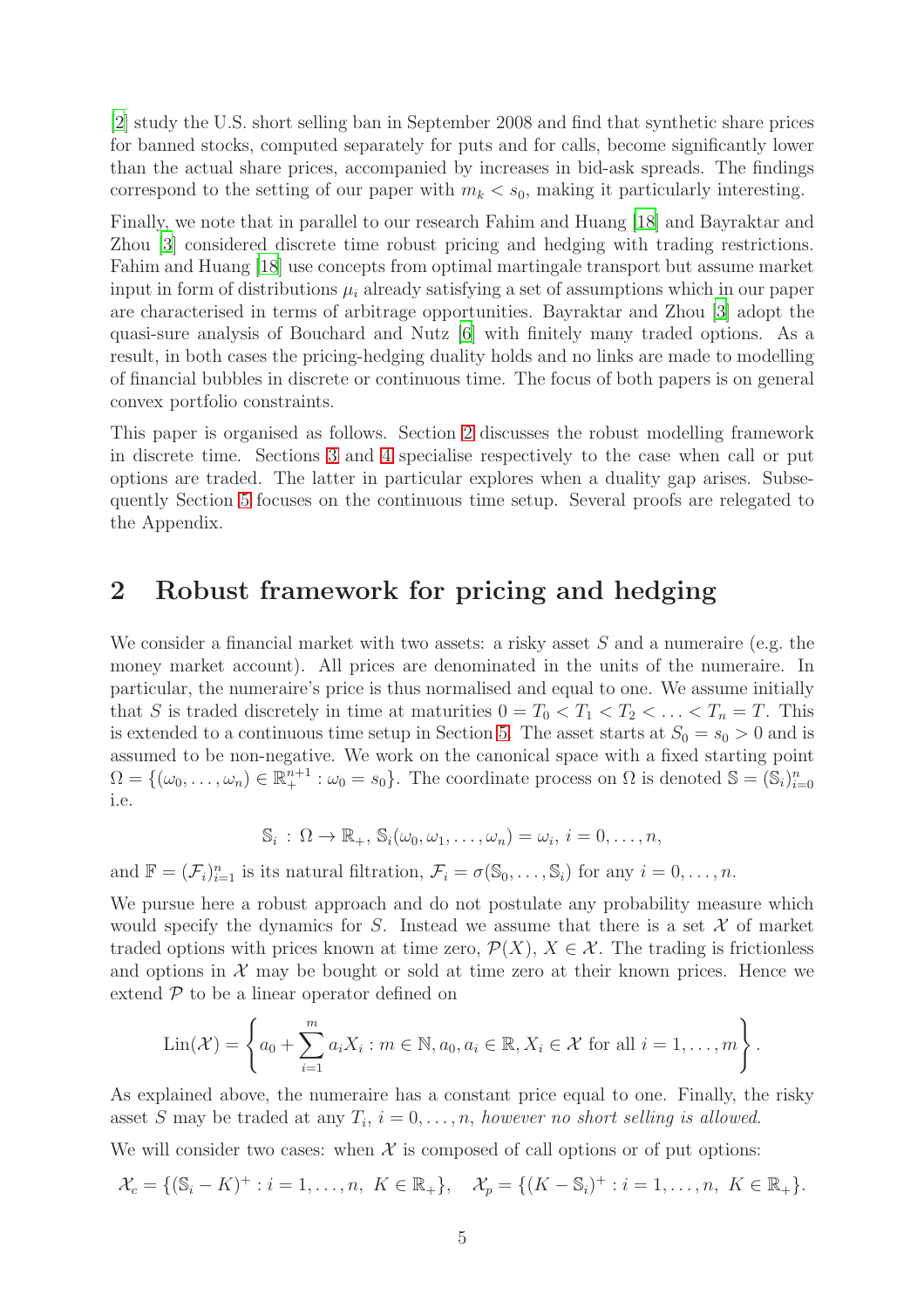[2] study the U.S. short selling ban in September 2008 and find that synthetic share prices for banned stocks, computed separately for puts and for calls, become significantly lower than the actual share prices, accompanied by increases in bid-ask spreads. The findings correspond to the setting of our paper with $m_k < s_0$, making it particularly interesting.

Finally, we note that in parallel to our research Fahim and Huang [18] and Bayraktar and Zhou [3] considered discrete time robust pricing and hedging with trading restrictions. Fahim and Huang [18] use concepts from optimal martingale transport but assume market input in form of distributions $\mu_i$ already satisfying a set of assumptions which in our paper are characterised in terms of arbitrage opportunities. Bayraktar and Zhou [3] adopt the quasi-sure analysis of Bouchard and Nutz [6] with finitely many traded options. As a result, in both cases the pricing-hedging duality holds and no links are made to modelling of financial bubbles in discrete or continuous time. The focus of both papers is on general convex portfolio constraints.

This paper is organised as follows. Section 2 discusses the robust modelling framework in discrete time. Sections 3 and 4 specialise respectively to the case when call or put options are traded. The latter in particular explores when a duality gap arises. Subsequently Section 5 focuses on the continuous time setup. Several proofs are relegated to the Appendix.

## 2 Robust framework for pricing and hedging

We consider a financial market with two assets: a risky asset $S$ and a numeraire (e.g. the money market account). All prices are denominated in the units of the numeraire. In particular, the numeraire's price is thus normalised and equal to one. We assume initially that $S$ is traded discretely in time at maturities $0 = T_0 < T_1 < T_2 < \ldots < T_n = T$. This is extended to a continuous time setup in Section 5. The asset starts at $S_0 = s_0 > 0$ and is assumed to be non-negative. We work on the canonical space with a fixed starting point $\Omega = \{(\omega_0, \ldots, \omega_n) \in \mathbb{R}_+^{n+1} : \omega_0 = s_0\}$. The coordinate process on $\Omega$ is denoted $\mathbb{S} = (\mathbb{S}_i)_{i=0}^n$ i.e.

$$\mathbb{S}_i : \Omega \to \mathbb{R}_+, \, \mathbb{S}_i(\omega_0, \omega_1, \ldots, \omega_n) = \omega_i, \, i = 0, \ldots, n,$$

and $\mathbb{F} = (\mathcal{F}_i)_{i=1}^n$ is its natural filtration, $\mathcal{F}_i = \sigma(\mathbb{S}_0, \ldots, \mathbb{S}_i)$ for any $i = 0, \ldots, n$.

We pursue here a robust approach and do not postulate any probability measure which would specify the dynamics for $S$. Instead we assume that there is a set $\mathcal{X}$ of market traded options with prices known at time zero, $\mathcal{P}(X)$, $X \in \mathcal{X}$. The trading is frictionless and options in $\mathcal{X}$ may be bought or sold at time zero at their known prices. Hence we extend $\mathcal{P}$ to be a linear operator defined on

$$\text{Lin}(\mathcal{X}) = \left\{ a_0 + \sum_{i=1}^m a_i X_i : m \in \mathbb{N}, a_0, a_i \in \mathbb{R}, X_i \in \mathcal{X} \text{ for all } i = 1, \ldots, m \right\}.$$

As explained above, the numeraire has a constant price equal to one. Finally, the risky asset $S$ may be traded at any $T_i$, $i = 0, \ldots, n$, *however no short selling is allowed*.

We will consider two cases: when $\mathcal{X}$ is composed of call options or of put options:

$$\mathcal{X}_c = \{(\mathbb{S}_i - K)^+ : i = 1, \ldots, n, \; K \in \mathbb{R}_+\}, \quad \mathcal{X}_p = \{(K - \mathbb{S}_i)^+ : i = 1, \ldots, n, \; K \in \mathbb{R}_+\}.$$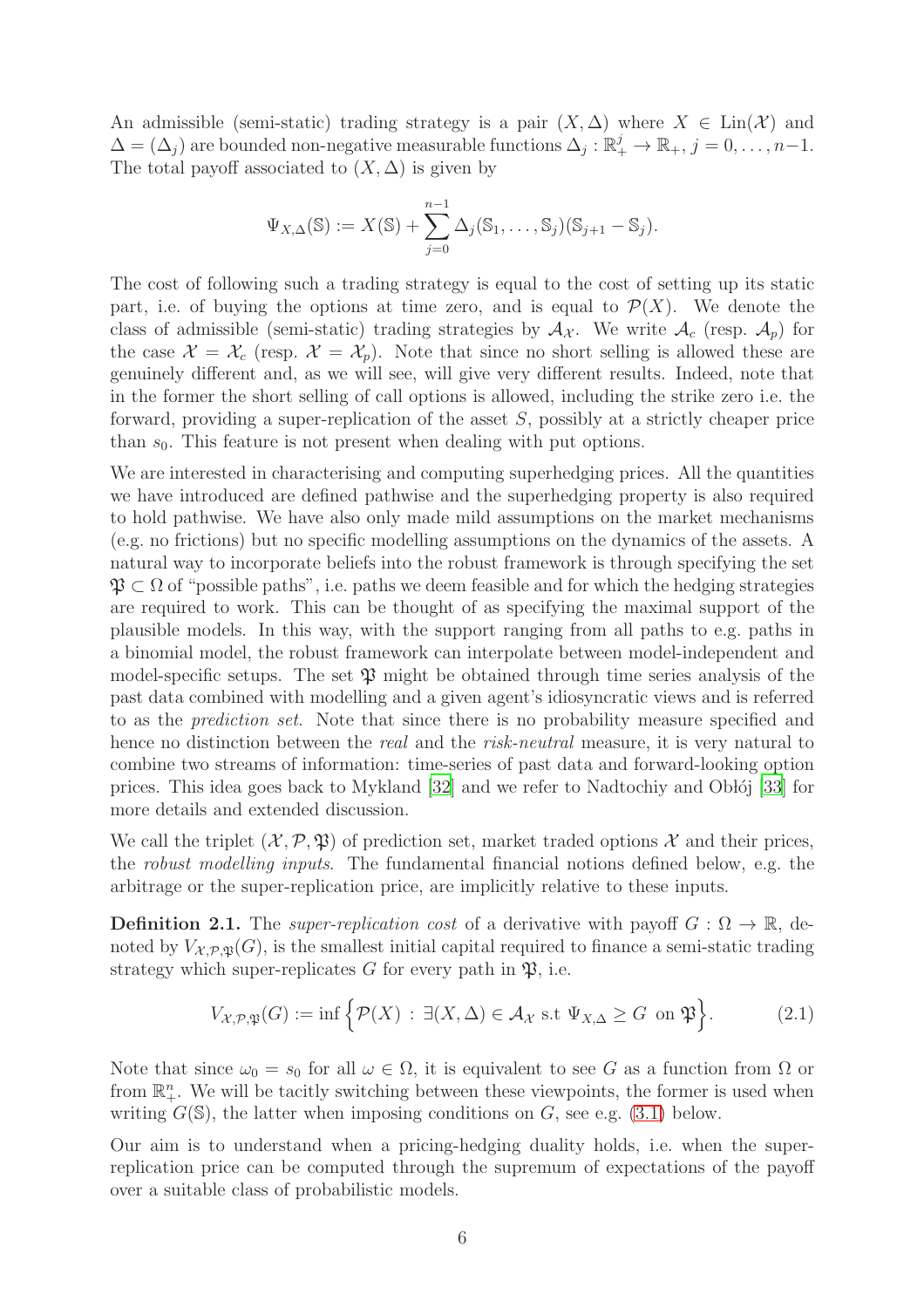An admissible (semi-static) trading strategy is a pair $(X, \Delta)$ where $X \in \mathrm{Lin}(\mathcal{X})$ and $\Delta = (\Delta_j)$ are bounded non-negative measurable functions $\Delta_j : \mathbb{R}_+^j \to \mathbb{R}_+$, $j = 0, \ldots, n-1$. The total payoff associated to $(X, \Delta)$ is given by

$$\Psi_{X,\Delta}(\mathbb{S}) := X(\mathbb{S}) + \sum_{j=0}^{n-1} \Delta_j(\mathbb{S}_1, \ldots, \mathbb{S}_j)(\mathbb{S}_{j+1} - \mathbb{S}_j).$$

The cost of following such a trading strategy is equal to the cost of setting up its static part, i.e. of buying the options at time zero, and is equal to $\mathcal{P}(X)$. We denote the class of admissible (semi-static) trading strategies by $\mathcal{A}_{\mathcal{X}}$. We write $\mathcal{A}_c$ (resp. $\mathcal{A}_p$) for the case $\mathcal{X} = \mathcal{X}_c$ (resp. $\mathcal{X} = \mathcal{X}_p$). Note that since no short selling is allowed these are genuinely different and, as we will see, will give very different results. Indeed, note that in the former the short selling of call options is allowed, including the strike zero i.e. the forward, providing a super-replication of the asset $S$, possibly at a strictly cheaper price than $s_0$. This feature is not present when dealing with put options.

We are interested in characterising and computing superhedging prices. All the quantities we have introduced are defined pathwise and the superhedging property is also required to hold pathwise. We have also only made mild assumptions on the market mechanisms (e.g. no frictions) but no specific modelling assumptions on the dynamics of the assets. A natural way to incorporate beliefs into the robust framework is through specifying the set $\mathfrak{P} \subset \Omega$ of "possible paths", i.e. paths we deem feasible and for which the hedging strategies are required to work. This can be thought of as specifying the maximal support of the plausible models. In this way, with the support ranging from all paths to e.g. paths in a binomial model, the robust framework can interpolate between model-independent and model-specific setups. The set $\mathfrak{P}$ might be obtained through time series analysis of the past data combined with modelling and a given agent's idiosyncratic views and is referred to as the *prediction set*. Note that since there is no probability measure specified and hence no distinction between the *real* and the *risk-neutral* measure, it is very natural to combine two streams of information: time-series of past data and forward-looking option prices. This idea goes back to Mykland [32] and we refer to Nadtochiy and Obłój [33] for more details and extended discussion.

We call the triplet $(\mathcal{X}, \mathcal{P}, \mathfrak{P})$ of prediction set, market traded options $\mathcal{X}$ and their prices, the *robust modelling inputs*. The fundamental financial notions defined below, e.g. the arbitrage or the super-replication price, are implicitly relative to these inputs.

**Definition 2.1.** The *super-replication cost* of a derivative with payoff $G : \Omega \to \mathbb{R}$, denoted by $V_{\mathcal{X},\mathcal{P},\mathfrak{P}}(G)$, is the smallest initial capital required to finance a semi-static trading strategy which super-replicates $G$ for every path in $\mathfrak{P}$, i.e.

$$V_{\mathcal{X},\mathcal{P},\mathfrak{P}}(G) := \inf \Big\{ \mathcal{P}(X) \,:\, \exists (X, \Delta) \in \mathcal{A}_{\mathcal{X}} \text{ s.t } \Psi_{X,\Delta} \geq G \text{ on } \mathfrak{P} \Big\}. \tag{2.1}$$

Note that since $\omega_0 = s_0$ for all $\omega \in \Omega$, it is equivalent to see $G$ as a function from $\Omega$ or from $\mathbb{R}_+^n$. We will be tacitly switching between these viewpoints, the former is used when writing $G(\mathbb{S})$, the latter when imposing conditions on $G$, see e.g. (3.1) below.

Our aim is to understand when a pricing-hedging duality holds, i.e. when the super-replication price can be computed through the supremum of expectations of the payoff over a suitable class of probabilistic models.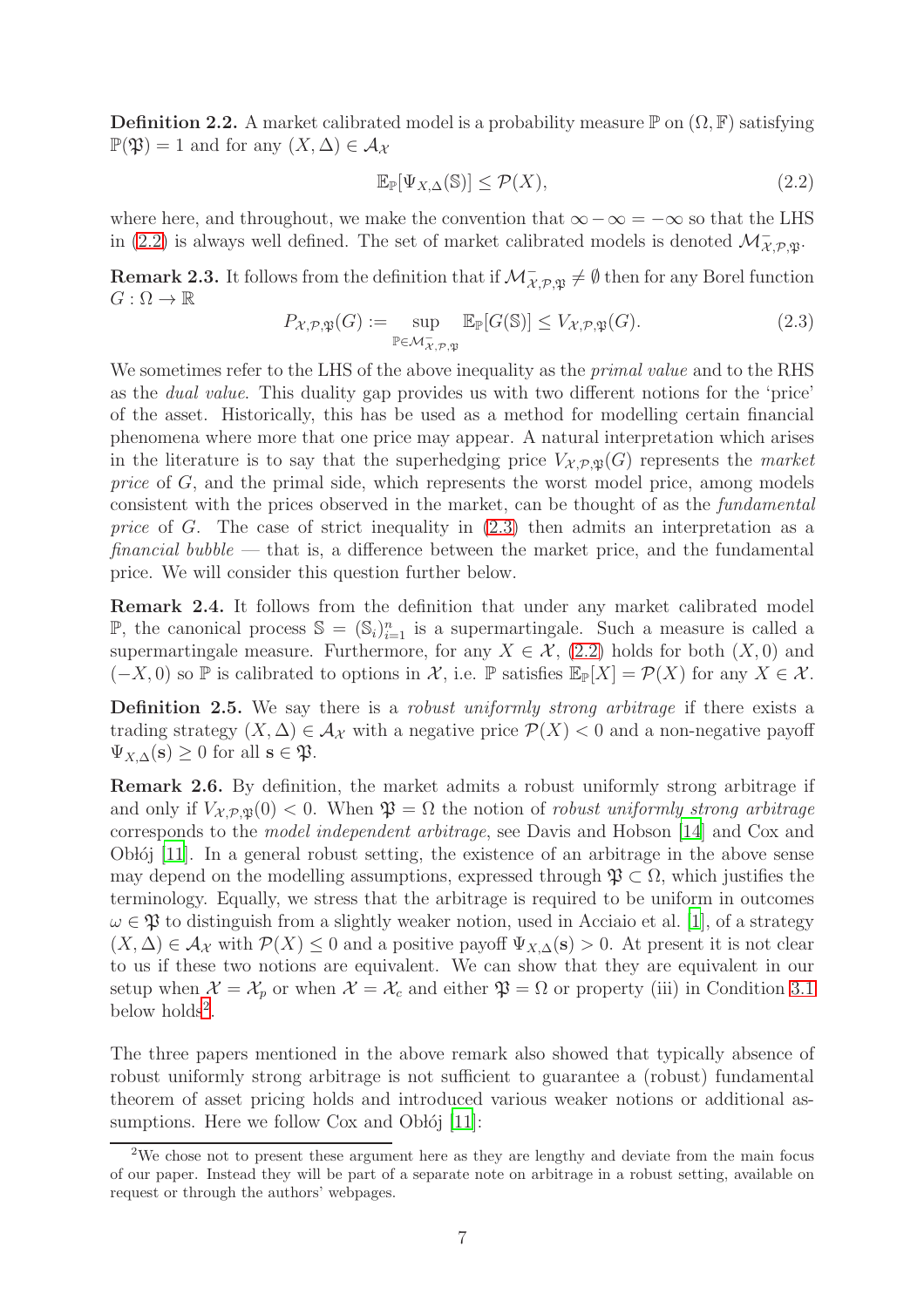**Definition 2.2.** A market calibrated model is a probability measure $\mathbb{P}$ on $(\Omega, \mathbb{F})$ satisfying $\mathbb{P}(\mathfrak{P}) = 1$ and for any $(X, \Delta) \in \mathcal{A}_{\mathcal{X}}$

$$
\mathbb{E}_{\mathbb{P}}[\Psi_{X,\Delta}(\mathbb{S})] \leq \mathcal{P}(X), \tag{2.2}
$$

where here, and throughout, we make the convention that $\infty - \infty = -\infty$ so that the LHS in (2.2) is always well defined. The set of market calibrated models is denoted $\mathcal{M}^{-}_{\mathcal{X},\mathcal{P},\mathfrak{P}}$.

**Remark 2.3.** It follows from the definition that if $\mathcal{M}^{-}_{\mathcal{X},\mathcal{P},\mathfrak{P}} \neq \emptyset$ then for any Borel function $G : \Omega \to \mathbb{R}$

$$
P_{\mathcal{X},\mathcal{P},\mathfrak{P}}(G) := \sup_{\mathbb{P} \in \mathcal{M}^{-}_{\mathcal{X},\mathcal{P},\mathfrak{P}}} \mathbb{E}_{\mathbb{P}}[G(\mathbb{S})] \leq V_{\mathcal{X},\mathcal{P},\mathfrak{P}}(G). \tag{2.3}
$$

We sometimes refer to the LHS of the above inequality as the *primal value* and to the RHS as the *dual value*. This duality gap provides us with two different notions for the 'price' of the asset. Historically, this has be used as a method for modelling certain financial phenomena where more that one price may appear. A natural interpretation which arises in the literature is to say that the superhedging price $V_{\mathcal{X},\mathcal{P},\mathfrak{P}}(G)$ represents the *market price* of $G$, and the primal side, which represents the worst model price, among models consistent with the prices observed in the market, can be thought of as the *fundamental price* of $G$. The case of strict inequality in (2.3) then admits an interpretation as a *financial bubble* — that is, a difference between the market price, and the fundamental price. We will consider this question further below.

**Remark 2.4.** It follows from the definition that under any market calibrated model $\mathbb{P}$, the canonical process $\mathbb{S} = (\mathbb{S}_i)_{i=1}^n$ is a supermartingale. Such a measure is called a supermartingale measure. Furthermore, for any $X \in \mathcal{X}$, (2.2) holds for both $(X, 0)$ and $(-X, 0)$ so $\mathbb{P}$ is calibrated to options in $\mathcal{X}$, i.e. $\mathbb{P}$ satisfies $\mathbb{E}_{\mathbb{P}}[X] = \mathcal{P}(X)$ for any $X \in \mathcal{X}$.

**Definition 2.5.** We say there is a *robust uniformly strong arbitrage* if there exists a trading strategy $(X, \Delta) \in \mathcal{A}_{\mathcal{X}}$ with a negative price $\mathcal{P}(X) < 0$ and a non-negative payoff $\Psi_{X,\Delta}(\mathbf{s}) \geq 0$ for all $\mathbf{s} \in \mathfrak{P}$.

**Remark 2.6.** By definition, the market admits a robust uniformly strong arbitrage if and only if $V_{\mathcal{X},\mathcal{P},\mathfrak{P}}(0) < 0$. When $\mathfrak{P} = \Omega$ the notion of *robust uniformly strong arbitrage* corresponds to the *model independent arbitrage*, see Davis and Hobson [14] and Cox and Obłój [11]. In a general robust setting, the existence of an arbitrage in the above sense may depend on the modelling assumptions, expressed through $\mathfrak{P} \subset \Omega$, which justifies the terminology. Equally, we stress that the arbitrage is required to be uniform in outcomes $\omega \in \mathfrak{P}$ to distinguish from a slightly weaker notion, used in Acciaio et al. [1], of a strategy $(X, \Delta) \in \mathcal{A}_{\mathcal{X}}$ with $\mathcal{P}(X) \leq 0$ and a positive payoff $\Psi_{X,\Delta}(\mathbf{s}) > 0$. At present it is not clear to us if these two notions are equivalent. We can show that they are equivalent in our setup when $\mathcal{X} = \mathcal{X}_p$ or when $\mathcal{X} = \mathcal{X}_c$ and either $\mathfrak{P} = \Omega$ or property (iii) in Condition 3.1 below holds[2].

The three papers mentioned in the above remark also showed that typically absence of robust uniformly strong arbitrage is not sufficient to guarantee a (robust) fundamental theorem of asset pricing holds and introduced various weaker notions or additional assumptions. Here we follow Cox and Obłój [11]:

[2] We chose not to present these argument here as they are lengthy and deviate from the main focus of our paper. Instead they will be part of a separate note on arbitrage in a robust setting, available on request or through the authors' webpages.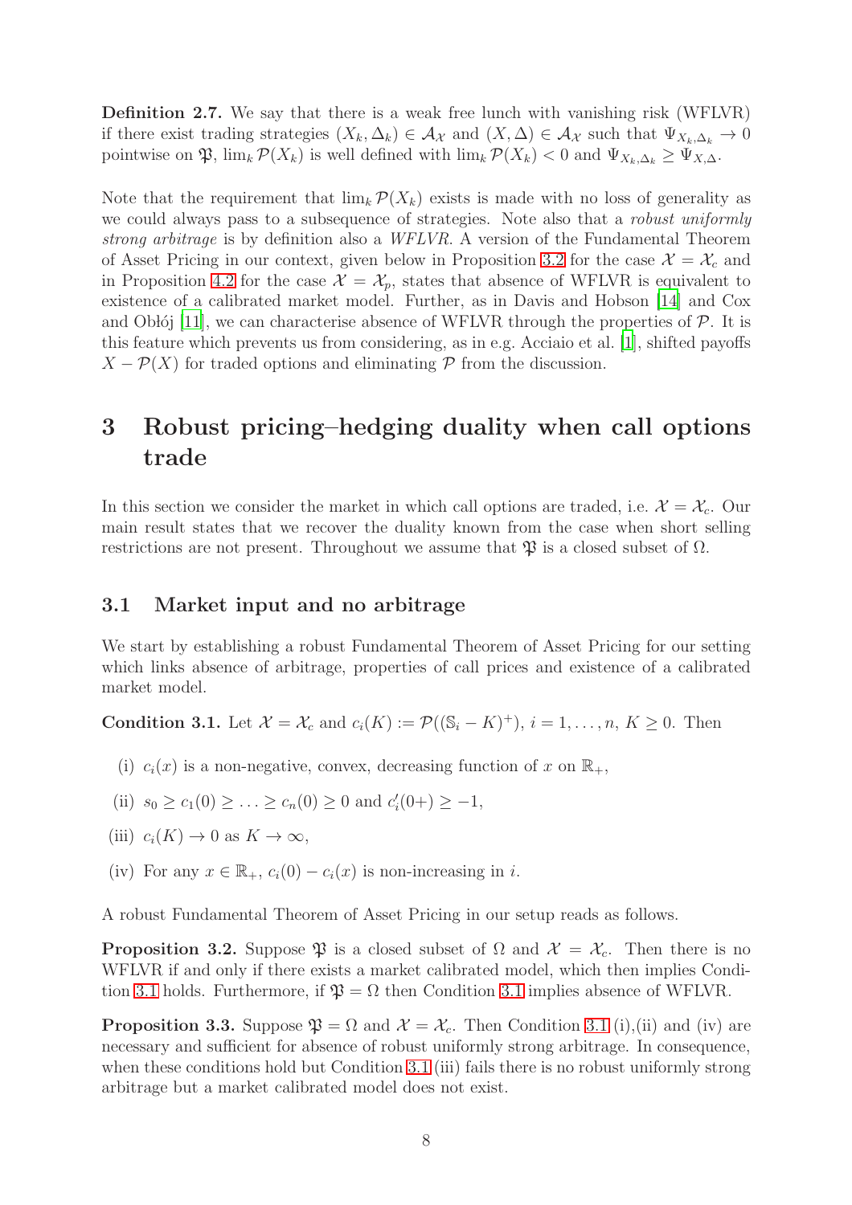**Definition 2.7.** We say that there is a weak free lunch with vanishing risk (WFLVR) if there exist trading strategies $(X_k, \Delta_k) \in \mathcal{A}_{\mathcal{X}}$ and $(X, \Delta) \in \mathcal{A}_{\mathcal{X}}$ such that $\Psi_{X_k,\Delta_k} \to 0$ pointwise on $\mathfrak{P}$, $\lim_k \mathcal{P}(X_k)$ is well defined with $\lim_k \mathcal{P}(X_k) < 0$ and $\Psi_{X_k,\Delta_k} \geq \Psi_{X,\Delta}$.

Note that the requirement that $\lim_k \mathcal{P}(X_k)$ exists is made with no loss of generality as we could always pass to a subsequence of strategies. Note also that a *robust uniformly strong arbitrage* is by definition also a *WFLVR*. A version of the Fundamental Theorem of Asset Pricing in our context, given below in Proposition 3.2 for the case $\mathcal{X} = \mathcal{X}_c$ and in Proposition 4.2 for the case $\mathcal{X} = \mathcal{X}_p$, states that absence of WFLVR is equivalent to existence of a calibrated market model. Further, as in Davis and Hobson [14] and Cox and Obłój [11], we can characterise absence of WFLVR through the properties of $\mathcal{P}$. It is this feature which prevents us from considering, as in e.g. Acciaio et al. [1], shifted payoffs $X - \mathcal{P}(X)$ for traded options and eliminating $\mathcal{P}$ from the discussion.

# 3 Robust pricing–hedging duality when call options trade

In this section we consider the market in which call options are traded, i.e. $\mathcal{X} = \mathcal{X}_c$. Our main result states that we recover the duality known from the case when short selling restrictions are not present. Throughout we assume that $\mathfrak{P}$ is a closed subset of $\Omega$.

## 3.1 Market input and no arbitrage

We start by establishing a robust Fundamental Theorem of Asset Pricing for our setting which links absence of arbitrage, properties of call prices and existence of a calibrated market model.

**Condition 3.1.** Let $\mathcal{X} = \mathcal{X}_c$ and $c_i(K) := \mathcal{P}((\mathbb{S}_i - K)^+)$, $i = 1, \ldots, n$, $K \geq 0$. Then

(i) $c_i(x)$ is a non-negative, convex, decreasing function of $x$ on $\mathbb{R}_+$,

(ii) $s_0 \geq c_1(0) \geq \ldots \geq c_n(0) \geq 0$ and $c_i'(0+) \geq -1$,

(iii) $c_i(K) \to 0$ as $K \to \infty$,

(iv) For any $x \in \mathbb{R}_+$, $c_i(0) - c_i(x)$ is non-increasing in $i$.

A robust Fundamental Theorem of Asset Pricing in our setup reads as follows.

**Proposition 3.2.** Suppose $\mathfrak{P}$ is a closed subset of $\Omega$ and $\mathcal{X} = \mathcal{X}_c$. Then there is no WFLVR if and only if there exists a market calibrated model, which then implies Condition 3.1 holds. Furthermore, if $\mathfrak{P} = \Omega$ then Condition 3.1 implies absence of WFLVR.

**Proposition 3.3.** Suppose $\mathfrak{P} = \Omega$ and $\mathcal{X} = \mathcal{X}_c$. Then Condition 3.1 (i),(ii) and (iv) are necessary and sufficient for absence of robust uniformly strong arbitrage. In consequence, when these conditions hold but Condition 3.1 (iii) fails there is no robust uniformly strong arbitrage but a market calibrated model does not exist.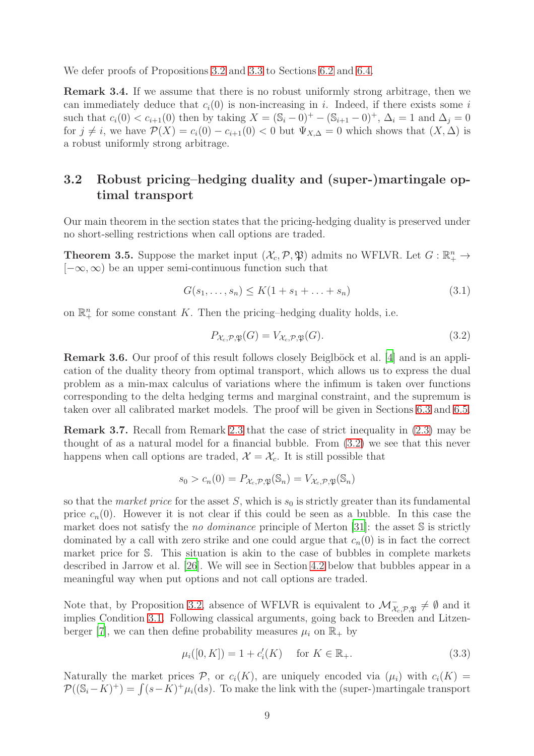We defer proofs of Propositions 3.2 and 3.3 to Sections 6.2 and 6.4.

**Remark 3.4.** If we assume that there is no robust uniformly strong arbitrage, then we can immediately deduce that $c_i(0)$ is non-increasing in $i$. Indeed, if there exists some $i$ such that $c_i(0) < c_{i+1}(0)$ then by taking $X = (\mathbb{S}_i - 0)^+ - (\mathbb{S}_{i+1} - 0)^+$, $\Delta_i = 1$ and $\Delta_j = 0$ for $j \neq i$, we have $\mathcal{P}(X) = c_i(0) - c_{i+1}(0) < 0$ but $\Psi_{X,\Delta} = 0$ which shows that $(X, \Delta)$ is a robust uniformly strong arbitrage.

## 3.2 Robust pricing–hedging duality and (super-)martingale optimal transport

Our main theorem in the section states that the pricing-hedging duality is preserved under no short-selling restrictions when call options are traded.

**Theorem 3.5.** Suppose the market input $(\mathcal{X}_c, \mathcal{P}, \mathfrak{P})$ admits no WFLVR. Let $G : \mathbb{R}_+^n \to [-\infty, \infty)$ be an upper semi-continuous function such that

$$G(s_1, \ldots, s_n) \leq K(1 + s_1 + \ldots + s_n) \tag{3.1}$$

on $\mathbb{R}_+^n$ for some constant $K$. Then the pricing–hedging duality holds, i.e.

$$P_{\mathcal{X}_c,\mathcal{P},\mathfrak{P}}(G) = V_{\mathcal{X}_c,\mathcal{P},\mathfrak{P}}(G). \tag{3.2}$$

**Remark 3.6.** Our proof of this result follows closely Beiglböck et al. [4] and is an application of the duality theory from optimal transport, which allows us to express the dual problem as a min-max calculus of variations where the infimum is taken over functions corresponding to the delta hedging terms and marginal constraint, and the supremum is taken over all calibrated market models. The proof will be given in Sections 6.3 and 6.5.

**Remark 3.7.** Recall from Remark 2.3 that the case of strict inequality in (2.3) may be thought of as a natural model for a financial bubble. From (3.2) we see that this never happens when call options are traded, $\mathcal{X} = \mathcal{X}_c$. It is still possible that

$$s_0 > c_n(0) = P_{\mathcal{X}_c,\mathcal{P},\mathfrak{P}}(\mathbb{S}_n) = V_{\mathcal{X}_c,\mathcal{P},\mathfrak{P}}(\mathbb{S}_n)$$

so that the *market price* for the asset $S$, which is $s_0$ is strictly greater than its fundamental price $c_n(0)$. However it is not clear if this could be seen as a bubble. In this case the market does not satisfy the *no dominance* principle of Merton [31]: the asset $\mathbb{S}$ is strictly dominated by a call with zero strike and one could argue that $c_n(0)$ is in fact the correct market price for $\mathbb{S}$. This situation is akin to the case of bubbles in complete markets described in Jarrow et al. [26]. We will see in Section 4.2 below that bubbles appear in a meaningful way when put options and not call options are traded.

Note that, by Proposition 3.2, absence of WFLVR is equivalent to $\mathcal{M}^-_{\mathcal{X}_c,\mathcal{P},\mathfrak{P}} \neq \emptyset$ and it implies Condition 3.1. Following classical arguments, going back to Breeden and Litzenberger [7], we can then define probability measures $\mu_i$ on $\mathbb{R}_+$ by

$$\mu_i([0, K]) = 1 + c_i'(K) \quad \text{for } K \in \mathbb{R}_+. \tag{3.3}$$

Naturally the market prices $\mathcal{P}$, or $c_i(K)$, are uniquely encoded via $(\mu_i)$ with $c_i(K) = \mathcal{P}((\mathbb{S}_i - K)^+) = \int (s - K)^+ \mu_i(\mathrm{d}s)$. To make the link with the (super-)martingale transport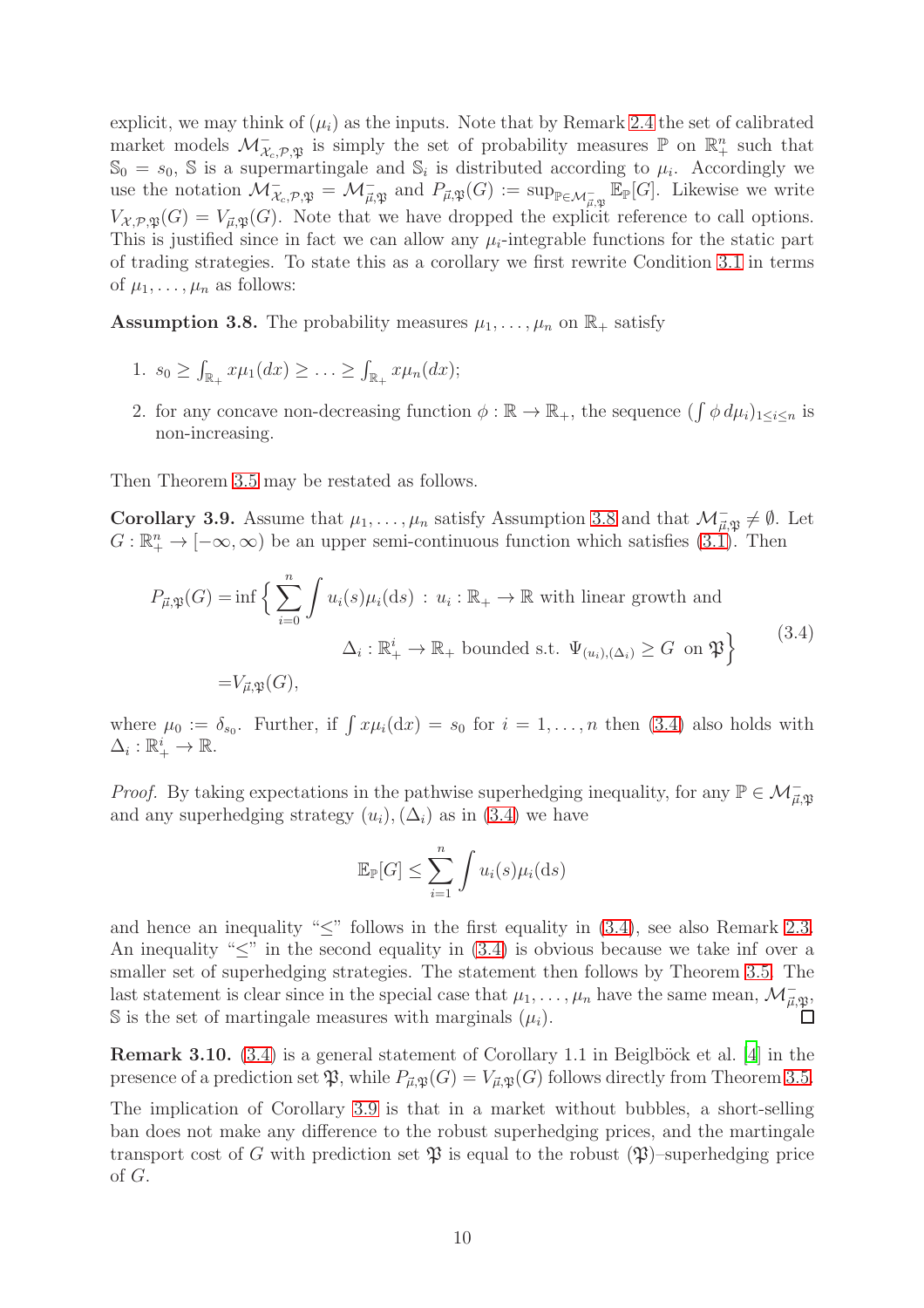explicit, we may think of $(\mu_i)$ as the inputs. Note that by Remark 2.4 the set of calibrated market models $\mathcal{M}^-_{\mathcal{X}_c,\mathcal{P},\mathfrak{P}}$ is simply the set of probability measures $\mathbb{P}$ on $\mathbb{R}^n_+$ such that $\mathbb{S}_0 = s_0$, $\mathbb{S}$ is a supermartingale and $\mathbb{S}_i$ is distributed according to $\mu_i$. Accordingly we use the notation $\mathcal{M}^-_{\mathcal{X}_c,\mathcal{P},\mathfrak{P}} = \mathcal{M}^-_{\vec{\mu},\mathfrak{P}}$ and $P_{\vec{\mu},\mathfrak{P}}(G) := \sup_{\mathbb{P}\in\mathcal{M}^-_{\vec{\mu},\mathfrak{P}}} \mathbb{E}_{\mathbb{P}}[G]$. Likewise we write $V_{\mathcal{X},\mathcal{P},\mathfrak{P}}(G) = V_{\vec{\mu},\mathfrak{P}}(G)$. Note that we have dropped the explicit reference to call options. This is justified since in fact we can allow any $\mu_i$-integrable functions for the static part of trading strategies. To state this as a corollary we first rewrite Condition 3.1 in terms of $\mu_1, \ldots, \mu_n$ as follows:

**Assumption 3.8.** The probability measures $\mu_1, \ldots, \mu_n$ on $\mathbb{R}_+$ satisfy

1. $s_0 \geq \int_{\mathbb{R}_+} x\mu_1(dx) \geq \ldots \geq \int_{\mathbb{R}_+} x\mu_n(dx)$;
2. for any concave non-decreasing function $\phi : \mathbb{R} \to \mathbb{R}_+$, the sequence $(\int \phi\, d\mu_i)_{1\leq i\leq n}$ is non-increasing.

Then Theorem 3.5 may be restated as follows.

**Corollary 3.9.** Assume that $\mu_1, \ldots, \mu_n$ satisfy Assumption 3.8 and that $\mathcal{M}^-_{\vec{\mu},\mathfrak{P}} \neq \emptyset$. Let $G : \mathbb{R}^n_+ \to [-\infty, \infty)$ be an upper semi-continuous function which satisfies (3.1). Then

$$
\begin{aligned}
P_{\vec{\mu},\mathfrak{P}}(G) =& \inf \Big\{ \sum_{i=0}^{n} \int u_i(s)\mu_i(\mathrm{d}s) \ : \ u_i : \mathbb{R}_+ \to \mathbb{R} \text{ with linear growth and} \\
& \qquad\qquad \Delta_i : \mathbb{R}^i_+ \to \mathbb{R}_+ \text{ bounded s.t. } \Psi_{(u_i),(\Delta_i)} \geq G \ \text{ on } \mathfrak{P} \Big\} \\
=& V_{\vec{\mu},\mathfrak{P}}(G),
\end{aligned}
\tag{3.4}
$$

where $\mu_0 := \delta_{s_0}$. Further, if $\int x\mu_i(\mathrm{d}x) = s_0$ for $i = 1, \ldots, n$ then (3.4) also holds with $\Delta_i : \mathbb{R}^i_+ \to \mathbb{R}$.

*Proof.* By taking expectations in the pathwise superhedging inequality, for any $\mathbb{P} \in \mathcal{M}^-_{\vec{\mu},\mathfrak{P}}$ and any superhedging strategy $(u_i), (\Delta_i)$ as in (3.4) we have

$$
\mathbb{E}_{\mathbb{P}}[G] \leq \sum_{i=1}^{n} \int u_i(s)\mu_i(\mathrm{d}s)
$$

and hence an inequality "$\leq$" follows in the first equality in (3.4), see also Remark 2.3. An inequality "$\leq$" in the second equality in (3.4) is obvious because we take inf over a smaller set of superhedging strategies. The statement then follows by Theorem 3.5. The last statement is clear since in the special case that $\mu_1, \ldots, \mu_n$ have the same mean, $\mathcal{M}^-_{\vec{\mu},\mathfrak{P}}$, $\mathbb{S}$ is the set of martingale measures with marginals $(\mu_i)$. $\square$

**Remark 3.10.** (3.4) is a general statement of Corollary 1.1 in Beiglböck et al. [4] in the presence of a prediction set $\mathfrak{P}$, while $P_{\vec{\mu},\mathfrak{P}}(G) = V_{\vec{\mu},\mathfrak{P}}(G)$ follows directly from Theorem 3.5.

The implication of Corollary 3.9 is that in a market without bubbles, a short-selling ban does not make any difference to the robust superhedging prices, and the martingale transport cost of $G$ with prediction set $\mathfrak{P}$ is equal to the robust ($\mathfrak{P}$)–superhedging price of $G$.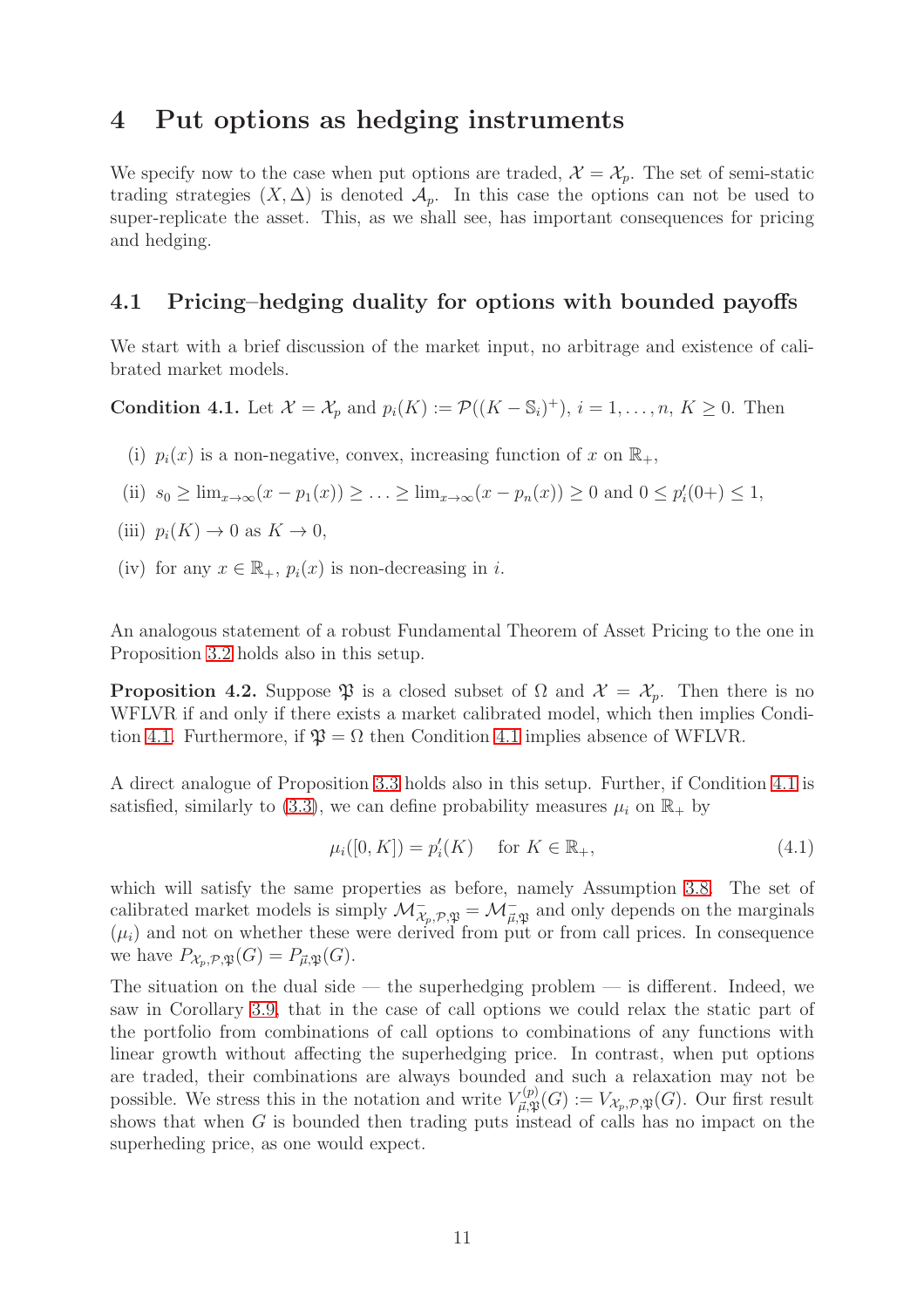# 4 Put options as hedging instruments

We specify now to the case when put options are traded, $\mathcal{X} = \mathcal{X}_p$. The set of semi-static trading strategies $(X, \Delta)$ is denoted $\mathcal{A}_p$. In this case the options can not be used to super-replicate the asset. This, as we shall see, has important consequences for pricing and hedging.

## 4.1 Pricing–hedging duality for options with bounded payoffs

We start with a brief discussion of the market input, no arbitrage and existence of calibrated market models.

**Condition 4.1.** Let $\mathcal{X} = \mathcal{X}_p$ and $p_i(K) := \mathcal{P}((K - \mathbb{S}_i)^+)$, $i = 1, \dots, n$, $K \geq 0$. Then

(i) $p_i(x)$ is a non-negative, convex, increasing function of $x$ on $\mathbb{R}_+$,

(ii) $s_0 \geq \lim_{x\to\infty}(x - p_1(x)) \geq \ldots \geq \lim_{x\to\infty}(x - p_n(x)) \geq 0$ and $0 \leq p_i'(0+) \leq 1$,

(iii) $p_i(K) \to 0$ as $K \to 0$,

(iv) for any $x \in \mathbb{R}_+$, $p_i(x)$ is non-decreasing in $i$.

An analogous statement of a robust Fundamental Theorem of Asset Pricing to the one in Proposition 3.2 holds also in this setup.

**Proposition 4.2.** Suppose $\mathfrak{P}$ is a closed subset of $\Omega$ and $\mathcal{X} = \mathcal{X}_p$. Then there is no WFLVR if and only if there exists a market calibrated model, which then implies Condition 4.1. Furthermore, if $\mathfrak{P} = \Omega$ then Condition 4.1 implies absence of WFLVR.

A direct analogue of Proposition 3.3 holds also in this setup. Further, if Condition 4.1 is satisfied, similarly to (3.3), we can define probability measures $\mu_i$ on $\mathbb{R}_+$ by

$$\mu_i([0, K]) = p_i'(K) \quad \text{ for } K \in \mathbb{R}_+, \tag{4.1}$$

which will satisfy the same properties as before, namely Assumption 3.8. The set of calibrated market models is simply $\mathcal{M}_{\mathcal{X}_p,\mathcal{P},\mathfrak{P}}^{-} = \mathcal{M}_{\vec{\mu},\mathfrak{P}}^{-}$ and only depends on the marginals $(\mu_i)$ and not on whether these were derived from put or from call prices. In consequence we have $P_{\mathcal{X}_p,\mathcal{P},\mathfrak{P}}(G) = P_{\vec{\mu},\mathfrak{P}}(G)$.

The situation on the dual side — the superhedging problem — is different. Indeed, we saw in Corollary 3.9, that in the case of call options we could relax the static part of the portfolio from combinations of call options to combinations of any functions with linear growth without affecting the superhedging price. In contrast, when put options are traded, their combinations are always bounded and such a relaxation may not be possible. We stress this in the notation and write $V_{\vec{\mu},\mathfrak{P}}^{(p)}(G) := V_{\mathcal{X}_p,\mathcal{P},\mathfrak{P}}(G)$. Our first result shows that when $G$ is bounded then trading puts instead of calls has no impact on the superheding price, as one would expect.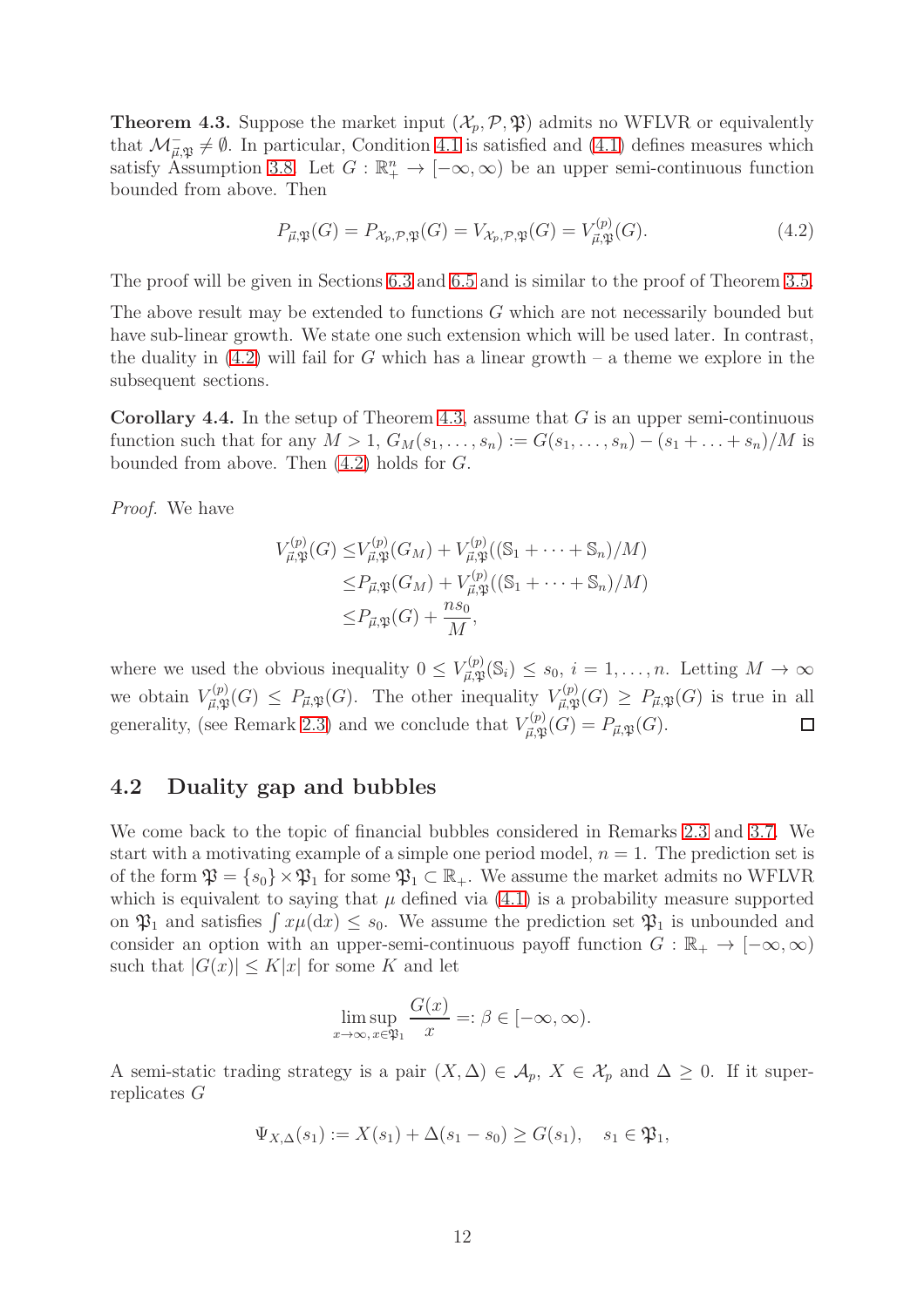**Theorem 4.3.** Suppose the market input $(\mathcal{X}_p, \mathcal{P}, \mathfrak{P})$ admits no WFLVR or equivalently that $\mathcal{M}^-_{\vec{\mu},\mathfrak{P}} \neq \emptyset$. In particular, Condition 4.1 is satisfied and (4.1) defines measures which satisfy Assumption 3.8. Let $G : \mathbb{R}^n_+ \to [-\infty, \infty)$ be an upper semi-continuous function bounded from above. Then

$$P_{\vec{\mu},\mathfrak{P}}(G) = P_{\mathcal{X}_p,\mathcal{P},\mathfrak{P}}(G) = V_{\mathcal{X}_p,\mathcal{P},\mathfrak{P}}(G) = V^{(p)}_{\vec{\mu},\mathfrak{P}}(G). \tag{4.2}$$

The proof will be given in Sections 6.3 and 6.5 and is similar to the proof of Theorem 3.5.

The above result may be extended to functions $G$ which are not necessarily bounded but have sub-linear growth. We state one such extension which will be used later. In contrast, the duality in (4.2) will fail for $G$ which has a linear growth – a theme we explore in the subsequent sections.

**Corollary 4.4.** In the setup of Theorem 4.3, assume that $G$ is an upper semi-continuous function such that for any $M > 1$, $G_M(s_1, \ldots, s_n) := G(s_1, \ldots, s_n) - (s_1 + \ldots + s_n)/M$ is bounded from above. Then (4.2) holds for $G$.

*Proof.* We have

$$\begin{aligned}
V^{(p)}_{\vec{\mu},\mathfrak{P}}(G) \leq & V^{(p)}_{\vec{\mu},\mathfrak{P}}(G_M) + V^{(p)}_{\vec{\mu},\mathfrak{P}}((\mathbb{S}_1 + \cdots + \mathbb{S}_n)/M) \\
\leq & P_{\vec{\mu},\mathfrak{P}}(G_M) + V^{(p)}_{\vec{\mu},\mathfrak{P}}((\mathbb{S}_1 + \cdots + \mathbb{S}_n)/M) \\
\leq & P_{\vec{\mu},\mathfrak{P}}(G) + \frac{ns_0}{M},
\end{aligned}$$

where we used the obvious inequality $0 \leq V^{(p)}_{\vec{\mu},\mathfrak{P}}(\mathbb{S}_i) \leq s_0$, $i = 1, \ldots, n$. Letting $M \to \infty$ we obtain $V^{(p)}_{\vec{\mu},\mathfrak{P}}(G) \leq P_{\vec{\mu},\mathfrak{P}}(G)$. The other inequality $V^{(p)}_{\vec{\mu},\mathfrak{P}}(G) \geq P_{\vec{\mu},\mathfrak{P}}(G)$ is true in all generality, (see Remark 2.3) and we conclude that $V^{(p)}_{\vec{\mu},\mathfrak{P}}(G) = P_{\vec{\mu},\mathfrak{P}}(G)$. ∎

## 4.2 Duality gap and bubbles

We come back to the topic of financial bubbles considered in Remarks 2.3 and 3.7. We start with a motivating example of a simple one period model, $n = 1$. The prediction set is of the form $\mathfrak{P} = \{s_0\} \times \mathfrak{P}_1$ for some $\mathfrak{P}_1 \subset \mathbb{R}_+$. We assume the market admits no WFLVR which is equivalent to saying that $\mu$ defined via (4.1) is a probability measure supported on $\mathfrak{P}_1$ and satisfies $\int x\mu(\mathrm{d}x) \leq s_0$. We assume the prediction set $\mathfrak{P}_1$ is unbounded and consider an option with an upper-semi-continuous payoff function $G : \mathbb{R}_+ \to [-\infty, \infty)$ such that $|G(x)| \leq K|x|$ for some $K$ and let

$$\limsup_{x\to\infty,\, x\in\mathfrak{P}_1} \frac{G(x)}{x} =: \beta \in [-\infty, \infty).$$

A semi-static trading strategy is a pair $(X, \Delta) \in \mathcal{A}_p$, $X \in \mathcal{X}_p$ and $\Delta \geq 0$. If it super-replicates $G$

$$\Psi_{X,\Delta}(s_1) := X(s_1) + \Delta(s_1 - s_0) \geq G(s_1), \quad s_1 \in \mathfrak{P}_1,$$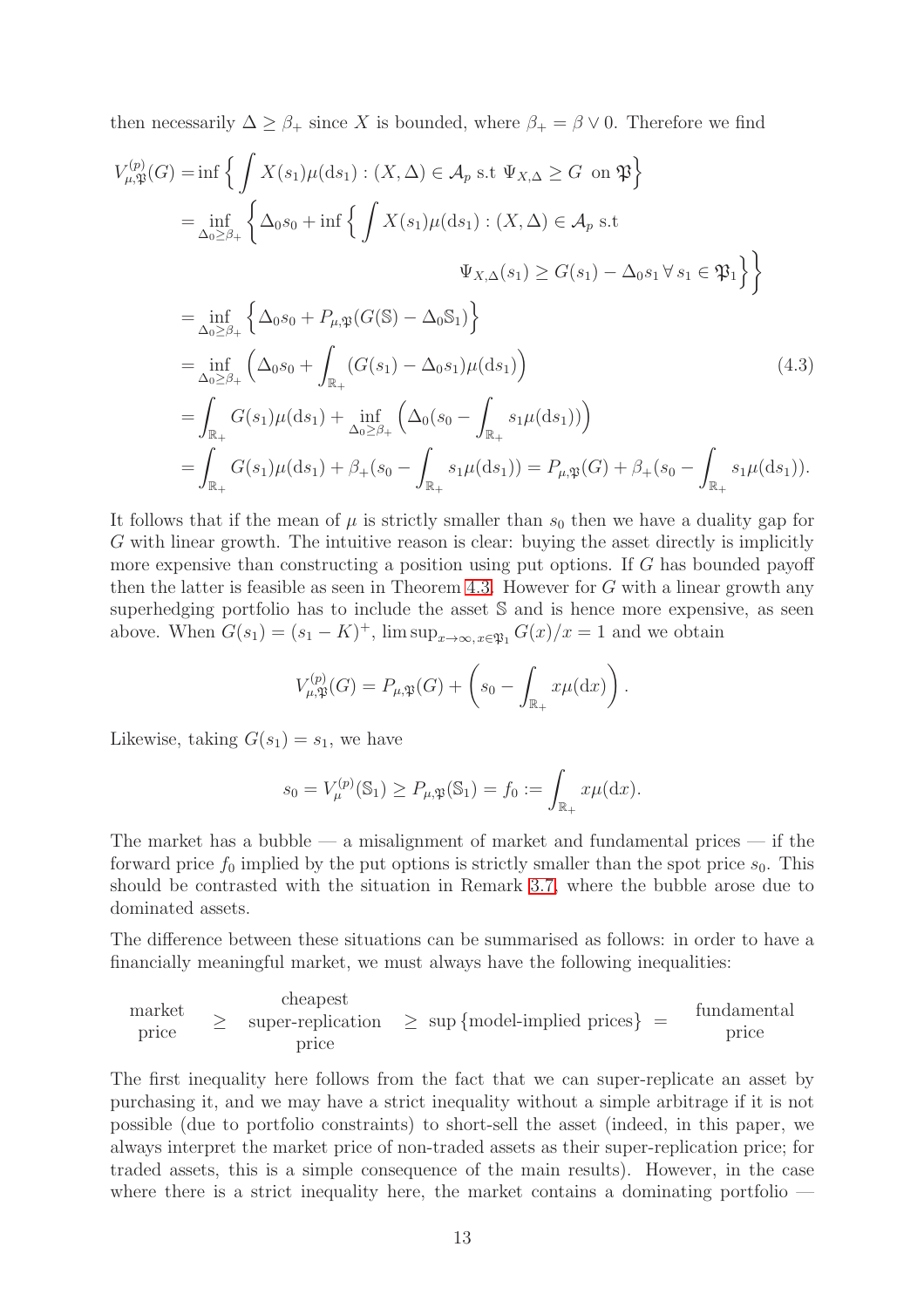then necessarily $\Delta \geq \beta_+$ since $X$ is bounded, where $\beta_+ = \beta \vee 0$. Therefore we find

$$
\begin{aligned}
V^{(p)}_{\mu,\mathfrak{P}}(G) &= \inf\Big\{ \int X(s_1)\mu(\mathrm{d}s_1) : (X,\Delta) \in \mathcal{A}_p \text{ s.t } \Psi_{X,\Delta} \geq G \text{ on } \mathfrak{P} \Big\} \\
&= \inf_{\Delta_0 \geq \beta_+} \Big\{ \Delta_0 s_0 + \inf\Big\{ \int X(s_1)\mu(\mathrm{d}s_1) : (X,\Delta) \in \mathcal{A}_p \text{ s.t} \\
&\qquad\qquad \Psi_{X,\Delta}(s_1) \geq G(s_1) - \Delta_0 s_1 \,\forall\, s_1 \in \mathfrak{P}_1 \Big\} \Big\} \\
&= \inf_{\Delta_0 \geq \beta_+} \Big\{ \Delta_0 s_0 + P_{\mu,\mathfrak{P}}(G(\mathbb{S}) - \Delta_0 \mathbb{S}_1) \Big\} \\
&= \inf_{\Delta_0 \geq \beta_+} \Big( \Delta_0 s_0 + \int_{\mathbb{R}_+} (G(s_1) - \Delta_0 s_1)\mu(\mathrm{d}s_1) \Big) \qquad (4.3) \\
&= \int_{\mathbb{R}_+} G(s_1)\mu(\mathrm{d}s_1) + \inf_{\Delta_0 \geq \beta_+} \Big( \Delta_0 (s_0 - \int_{\mathbb{R}_+} s_1 \mu(\mathrm{d}s_1)) \Big) \\
&= \int_{\mathbb{R}_+} G(s_1)\mu(\mathrm{d}s_1) + \beta_+ (s_0 - \int_{\mathbb{R}_+} s_1\mu(\mathrm{d}s_1)) = P_{\mu,\mathfrak{P}}(G) + \beta_+ (s_0 - \int_{\mathbb{R}_+} s_1\mu(\mathrm{d}s_1)).
\end{aligned}
$$

It follows that if the mean of $\mu$ is strictly smaller than $s_0$ then we have a duality gap for $G$ with linear growth. The intuitive reason is clear: buying the asset directly is implicitly more expensive than constructing a position using put options. If $G$ has bounded payoff then the latter is feasible as seen in Theorem 4.3. However for $G$ with a linear growth any superhedging portfolio has to include the asset $\mathbb{S}$ and is hence more expensive, as seen above. When $G(s_1) = (s_1 - K)^+$, $\limsup_{x\to\infty, x\in\mathfrak{P}_1} G(x)/x = 1$ and we obtain

$$
V^{(p)}_{\mu,\mathfrak{P}}(G) = P_{\mu,\mathfrak{P}}(G) + \left( s_0 - \int_{\mathbb{R}_+} x\mu(\mathrm{d}x) \right).
$$

Likewise, taking $G(s_1) = s_1$, we have

$$
s_0 = V^{(p)}_{\mu}(\mathbb{S}_1) \geq P_{\mu,\mathfrak{P}}(\mathbb{S}_1) = f_0 := \int_{\mathbb{R}_+} x\mu(\mathrm{d}x).
$$

The market has a bubble — a misalignment of market and fundamental prices — if the forward price $f_0$ implied by the put options is strictly smaller than the spot price $s_0$. This should be contrasted with the situation in Remark 3.7, where the bubble arose due to dominated assets.

The difference between these situations can be summarised as follows: in order to have a financially meaningful market, we must always have the following inequalities:

$$
\begin{matrix}\text{market} \\ \text{price}\end{matrix} \;\geq\; \begin{matrix}\text{cheapest} \\ \text{super-replication} \\ \text{price}\end{matrix} \;\geq\; \sup\{\text{model-implied prices}\} \;=\; \begin{matrix}\text{fundamental} \\ \text{price}\end{matrix}
$$

The first inequality here follows from the fact that we can super-replicate an asset by purchasing it, and we may have a strict inequality without a simple arbitrage if it is not possible (due to portfolio constraints) to short-sell the asset (indeed, in this paper, we always interpret the market price of non-traded assets as their super-replication price; for traded assets, this is a simple consequence of the main results). However, in the case where there is a strict inequality here, the market contains a dominating portfolio —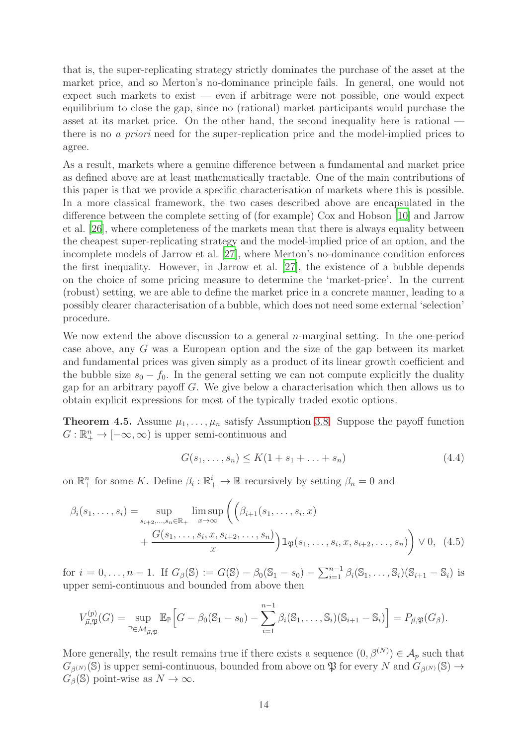that is, the super-replicating strategy strictly dominates the purchase of the asset at the market price, and so Merton's no-dominance principle fails. In general, one would not expect such markets to exist — even if arbitrage were not possible, one would expect equilibrium to close the gap, since no (rational) market participants would purchase the asset at its market price. On the other hand, the second inequality here is rational — there is no *a priori* need for the super-replication price and the model-implied prices to agree.

As a result, markets where a genuine difference between a fundamental and market price as defined above are at least mathematically tractable. One of the main contributions of this paper is that we provide a specific characterisation of markets where this is possible. In a more classical framework, the two cases described above are encapsulated in the difference between the complete setting of (for example) Cox and Hobson [10] and Jarrow et al. [26], where completeness of the markets mean that there is always equality between the cheapest super-replicating strategy and the model-implied price of an option, and the incomplete models of Jarrow et al. [27], where Merton's no-dominance condition enforces the first inequality. However, in Jarrow et al. [27], the existence of a bubble depends on the choice of some pricing measure to determine the 'market-price'. In the current (robust) setting, we are able to define the market price in a concrete manner, leading to a possibly clearer characterisation of a bubble, which does not need some external 'selection' procedure.

We now extend the above discussion to a general $n$-marginal setting. In the one-period case above, any $G$ was a European option and the size of the gap between its market and fundamental prices was given simply as a product of its linear growth coefficient and the bubble size $s_0 - f_0$. In the general setting we can not compute explicitly the duality gap for an arbitrary payoff $G$. We give below a characterisation which then allows us to obtain explicit expressions for most of the typically traded exotic options.

**Theorem 4.5.** Assume $\mu_1, \ldots, \mu_n$ satisfy Assumption 3.8. Suppose the payoff function $G : \mathbb{R}_+^n \to [-\infty, \infty)$ is upper semi-continuous and

$$G(s_1, \ldots, s_n) \leq K(1 + s_1 + \ldots + s_n) \tag{4.4}$$

on $\mathbb{R}_+^n$ for some $K$. Define $\beta_i : \mathbb{R}_+^i \to \mathbb{R}$ recursively by setting $\beta_n = 0$ and

$$\begin{aligned}\beta_i(s_1, \ldots, s_i) = \sup_{s_{i+2}, \ldots, s_n \in \mathbb{R}_+} \limsup_{x \to \infty} \Bigg( \Big( & \beta_{i+1}(s_1, \ldots, s_i, x) \\ & + \frac{G(s_1, \ldots, s_i, x, s_{i+2}, \ldots, s_n)}{x} \Big) \mathbb{1}_{\mathfrak{P}}(s_1, \ldots, s_i, x, s_{i+2}, \ldots, s_n) \Bigg) \vee 0, \end{aligned} \tag{4.5}$$

for $i = 0, \ldots, n-1$. If $G_\beta(\mathbb{S}) := G(\mathbb{S}) - \beta_0(\mathbb{S}_1 - s_0) - \sum_{i=1}^{n-1} \beta_i(\mathbb{S}_1, \ldots, \mathbb{S}_i)(\mathbb{S}_{i+1} - \mathbb{S}_i)$ is upper semi-continuous and bounded from above then

$$V_{\vec{\mu}, \mathfrak{P}}^{(p)}(G) = \sup_{\mathbb{P} \in \mathcal{M}_{\vec{\mu}, \mathfrak{P}}^-} \mathbb{E}_{\mathbb{P}} \Big[ G - \beta_0(\mathbb{S}_1 - s_0) - \sum_{i=1}^{n-1} \beta_i(\mathbb{S}_1, \ldots, \mathbb{S}_i)(\mathbb{S}_{i+1} - \mathbb{S}_i) \Big] = P_{\vec{\mu}, \mathfrak{P}}(G_\beta).$$

More generally, the result remains true if there exists a sequence $(0, \beta^{(N)}) \in \mathcal{A}_p$ such that $G_{\beta^{(N)}}(\mathbb{S})$ is upper semi-continuous, bounded from above on $\mathfrak{P}$ for every $N$ and $G_{\beta^{(N)}}(\mathbb{S}) \to G_\beta(\mathbb{S})$ point-wise as $N \to \infty$.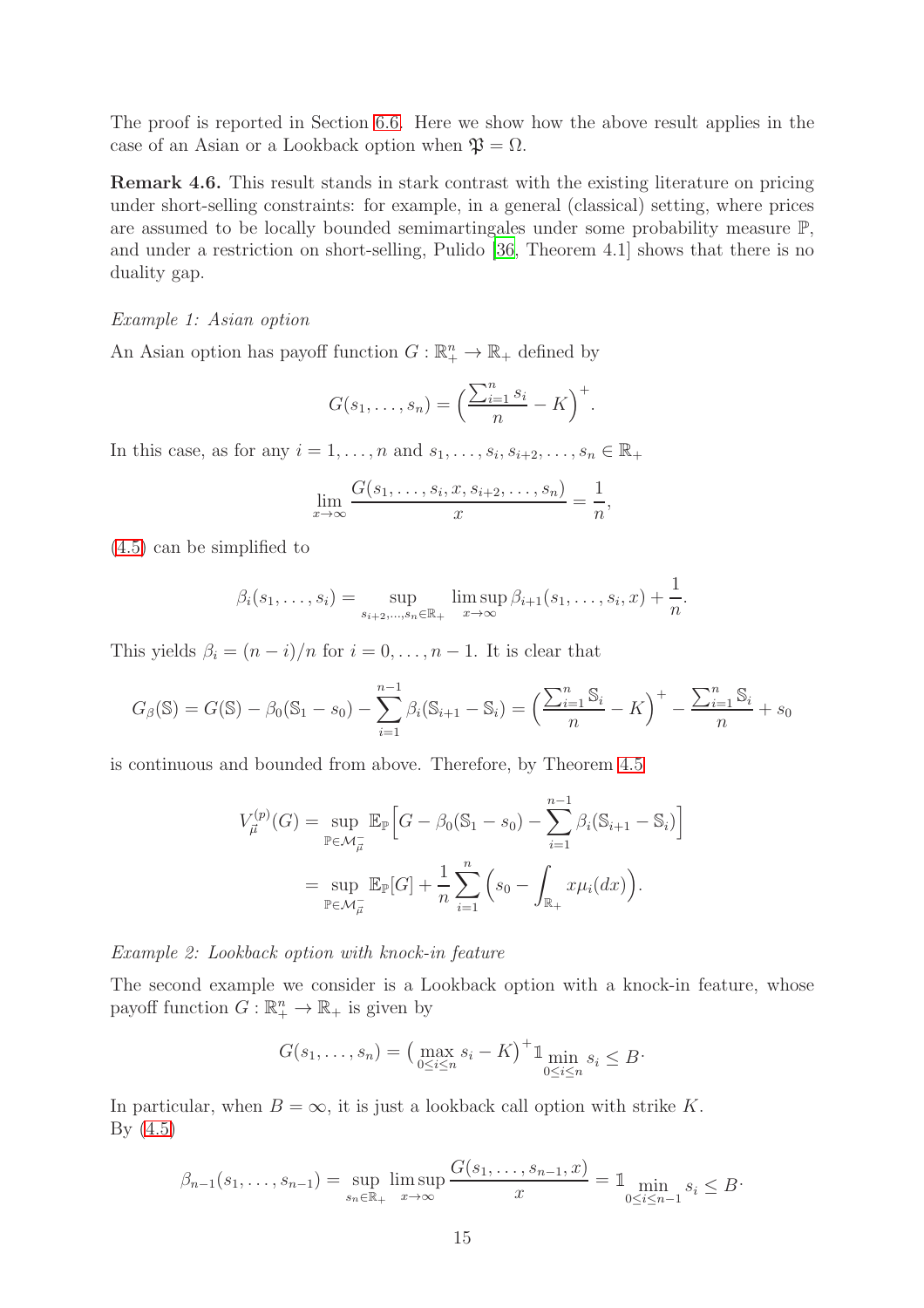The proof is reported in Section 6.6. Here we show how the above result applies in the case of an Asian or a Lookback option when $\mathfrak{P} = \Omega$.

**Remark 4.6.** This result stands in stark contrast with the existing literature on pricing under short-selling constraints: for example, in a general (classical) setting, where prices are assumed to be locally bounded semimartingales under some probability measure $\mathbb{P}$, and under a restriction on short-selling, Pulido [36, Theorem 4.1] shows that there is no duality gap.

*Example 1: Asian option*

An Asian option has payoff function $G : \mathbb{R}_+^n \to \mathbb{R}_+$ defined by

$$G(s_1, \dots, s_n) = \Big( \frac{\sum_{i=1}^n s_i}{n} - K \Big)^+.$$

In this case, as for any $i = 1, \dots, n$ and $s_1, \dots, s_i, s_{i+2}, \dots, s_n \in \mathbb{R}_+$

$$\lim_{x \to \infty} \frac{G(s_1, \dots, s_i, x, s_{i+2}, \dots, s_n)}{x} = \frac{1}{n},$$

(4.5) can be simplified to

$$\beta_i(s_1, \dots, s_i) = \sup_{s_{i+2}, \dots, s_n \in \mathbb{R}_+} \limsup_{x \to \infty} \beta_{i+1}(s_1, \dots, s_i, x) + \frac{1}{n}.$$

This yields $\beta_i = (n-i)/n$ for $i = 0, \dots, n-1$. It is clear that

$$G_\beta(\mathbb{S}) = G(\mathbb{S}) - \beta_0(\mathbb{S}_1 - s_0) - \sum_{i=1}^{n-1} \beta_i(\mathbb{S}_{i+1} - \mathbb{S}_i) = \Big( \frac{\sum_{i=1}^n \mathbb{S}_i}{n} - K \Big)^+ - \frac{\sum_{i=1}^n \mathbb{S}_i}{n} + s_0$$

is continuous and bounded from above. Therefore, by Theorem 4.5

$$\begin{aligned} V_{\vec{\mu}}^{(p)}(G) &= \sup_{\mathbb{P} \in \mathcal{M}_{\vec{\mu}}^-} \mathbb{E}_{\mathbb{P}} \Big[ G - \beta_0(\mathbb{S}_1 - s_0) - \sum_{i=1}^{n-1} \beta_i(\mathbb{S}_{i+1} - \mathbb{S}_i) \Big] \\ &= \sup_{\mathbb{P} \in \mathcal{M}_{\vec{\mu}}^-} \mathbb{E}_{\mathbb{P}}[G] + \frac{1}{n} \sum_{i=1}^n \Big( s_0 - \int_{\mathbb{R}_+} x \mu_i(dx) \Big). \end{aligned}$$

*Example 2: Lookback option with knock-in feature*

The second example we consider is a Lookback option with a knock-in feature, whose payoff function $G : \mathbb{R}_+^n \to \mathbb{R}_+$ is given by

$$G(s_1, \dots, s_n) = \big( \max_{0 \le i \le n} s_i - K \big)^+ \mathbb{1}_{\min_{0 \le i \le n} s_i \le B}.$$

In particular, when $B = \infty$, it is just a lookback call option with strike $K$. By (4.5)

$$\beta_{n-1}(s_1, \dots, s_{n-1}) = \sup_{s_n \in \mathbb{R}_+} \limsup_{x \to \infty} \frac{G(s_1, \dots, s_{n-1}, x)}{x} = \mathbb{1}_{\min_{0 \le i \le n-1} s_i \le B}.$$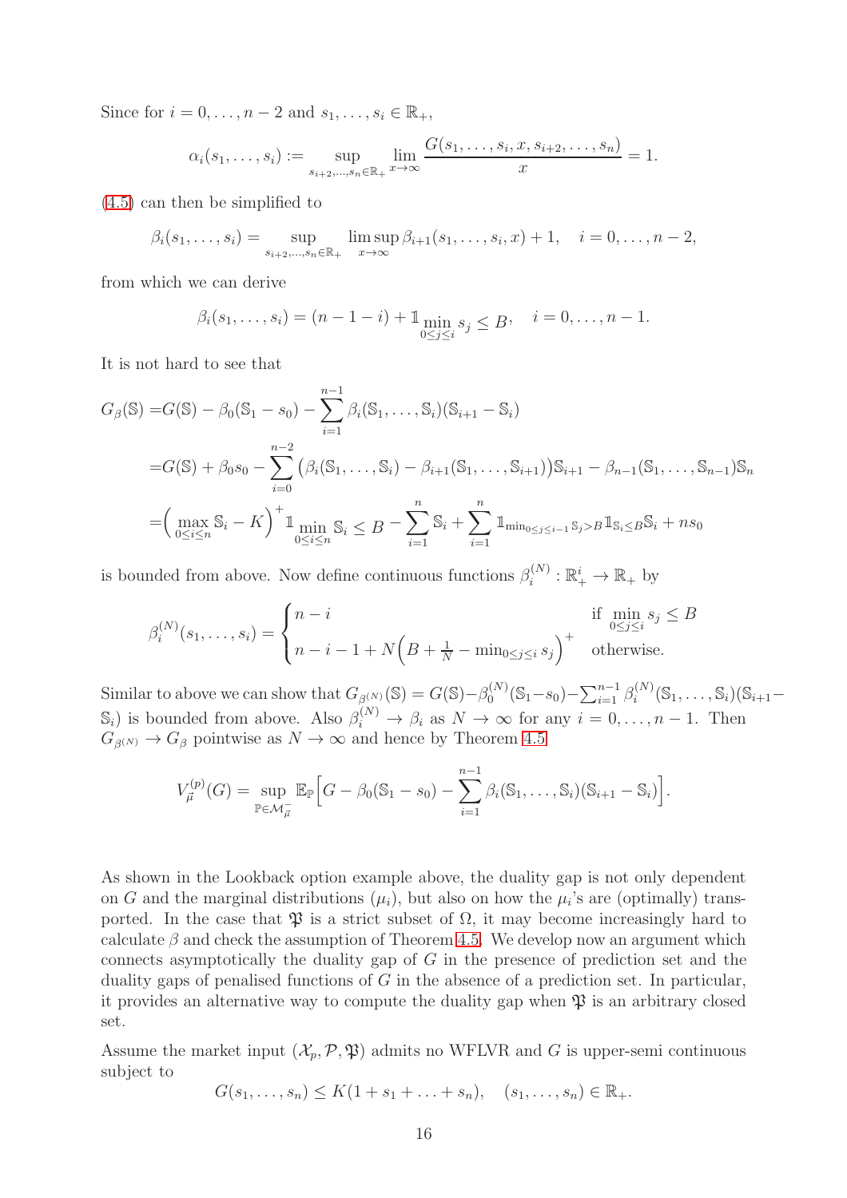Since for $i = 0, \ldots, n-2$ and $s_1, \ldots, s_i \in \mathbb{R}_+$,

$$\alpha_i(s_1, \ldots, s_i) := \sup_{s_{i+2}, \ldots, s_n \in \mathbb{R}_+} \lim_{x \to \infty} \frac{G(s_1, \ldots, s_i, x, s_{i+2}, \ldots, s_n)}{x} = 1.$$

(4.5) can then be simplified to

$$\beta_i(s_1, \ldots, s_i) = \sup_{s_{i+2}, \ldots, s_n \in \mathbb{R}_+} \limsup_{x \to \infty} \beta_{i+1}(s_1, \ldots, s_i, x) + 1, \quad i = 0, \ldots, n-2,$$

from which we can derive

$$\beta_i(s_1, \ldots, s_i) = (n-1-i) + \mathbb{1}_{\min\limits_{0 \le j \le i} s_j \le B}, \quad i = 0, \ldots, n-1.$$

It is not hard to see that

$$\begin{aligned}
G_\beta(\mathbb{S}) =& G(\mathbb{S}) - \beta_0(\mathbb{S}_1 - s_0) - \sum_{i=1}^{n-1} \beta_i(\mathbb{S}_1, \ldots, \mathbb{S}_i)(\mathbb{S}_{i+1} - \mathbb{S}_i) \\
=& G(\mathbb{S}) + \beta_0 s_0 - \sum_{i=0}^{n-2} \big(\beta_i(\mathbb{S}_1, \ldots, \mathbb{S}_i) - \beta_{i+1}(\mathbb{S}_1, \ldots, \mathbb{S}_{i+1})\big)\mathbb{S}_{i+1} - \beta_{n-1}(\mathbb{S}_1, \ldots, \mathbb{S}_{n-1})\mathbb{S}_n \\
=& \Big(\max_{0 \le i \le n} \mathbb{S}_i - K\Big)^+ \mathbb{1}_{\min\limits_{0 \le i \le n} \mathbb{S}_i \le B} - \sum_{i=1}^n \mathbb{S}_i + \sum_{i=1}^n \mathbb{1}_{\min_{0 \le j \le i-1} \mathbb{S}_j > B} \mathbb{1}_{\mathbb{S}_i \le B} \mathbb{S}_i + n s_0
\end{aligned}$$

is bounded from above. Now define continuous functions $\beta_i^{(N)} : \mathbb{R}_+^i \to \mathbb{R}_+$ by

$$\beta_i^{(N)}(s_1, \ldots, s_i) = \begin{cases} n - i & \text{if } \min\limits_{0 \le j \le i} s_j \le B \\ n - i - 1 + N\Big(B + \frac{1}{N} - \min_{0 \le j \le i} s_j\Big)^+ & \text{otherwise.} \end{cases}$$

Similar to above we can show that $G_{\beta^{(N)}}(\mathbb{S}) = G(\mathbb{S}) - \beta_0^{(N)}(\mathbb{S}_1 - s_0) - \sum_{i=1}^{n-1} \beta_i^{(N)}(\mathbb{S}_1, \ldots, \mathbb{S}_i)(\mathbb{S}_{i+1} - \mathbb{S}_i)$ is bounded from above. Also $\beta_i^{(N)} \to \beta_i$ as $N \to \infty$ for any $i = 0, \ldots, n-1$. Then $G_{\beta^{(N)}} \to G_\beta$ pointwise as $N \to \infty$ and hence by Theorem 4.5

$$V_{\vec{\mu}}^{(p)}(G) = \sup_{\mathbb{P} \in \mathcal{M}_{\vec{\mu}}^-} \mathbb{E}_{\mathbb{P}}\Big[G - \beta_0(\mathbb{S}_1 - s_0) - \sum_{i=1}^{n-1} \beta_i(\mathbb{S}_1, \ldots, \mathbb{S}_i)(\mathbb{S}_{i+1} - \mathbb{S}_i)\Big].$$

As shown in the Lookback option example above, the duality gap is not only dependent on $G$ and the marginal distributions $(\mu_i)$, but also on how the $\mu_i$'s are (optimally) transported. In the case that $\mathfrak{P}$ is a strict subset of $\Omega$, it may become increasingly hard to calculate $\beta$ and check the assumption of Theorem 4.5. We develop now an argument which connects asymptotically the duality gap of $G$ in the presence of prediction set and the duality gaps of penalised functions of $G$ in the absence of a prediction set. In particular, it provides an alternative way to compute the duality gap when $\mathfrak{P}$ is an arbitrary closed set.

Assume the market input $(\mathcal{X}_p, \mathcal{P}, \mathfrak{P})$ admits no WFLVR and $G$ is upper-semi continuous subject to

$$G(s_1, \ldots, s_n) \le K(1 + s_1 + \ldots + s_n), \quad (s_1, \ldots, s_n) \in \mathbb{R}_+.$$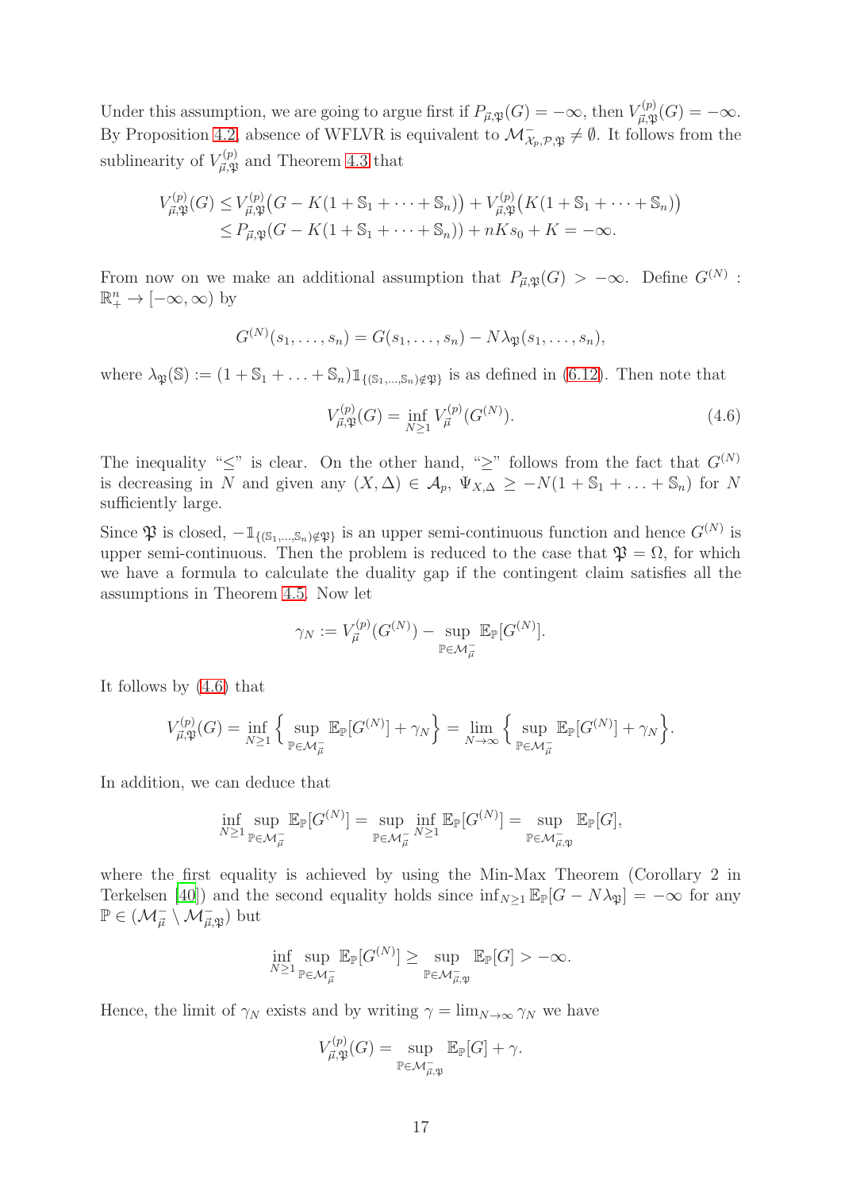Under this assumption, we are going to argue first if $P_{\vec{\mu},\mathfrak{P}}(G) = -\infty$, then $V^{(p)}_{\vec{\mu},\mathfrak{P}}(G) = -\infty$. By Proposition 4.2, absence of WFLVR is equivalent to $\mathcal{M}^{-}_{\mathcal{X}_p,\mathcal{P},\mathfrak{P}} \neq \emptyset$. It follows from the sublinearity of $V^{(p)}_{\vec{\mu},\mathfrak{P}}$ and Theorem 4.3 that

$$
\begin{aligned}
V^{(p)}_{\vec{\mu},\mathfrak{P}}(G) &\leq V^{(p)}_{\vec{\mu},\mathfrak{P}}\big(G - K(1 + \mathbb{S}_1 + \cdots + \mathbb{S}_n)\big) + V^{(p)}_{\vec{\mu},\mathfrak{P}}\big(K(1 + \mathbb{S}_1 + \cdots + \mathbb{S}_n)\big) \\
&\leq P_{\vec{\mu},\mathfrak{P}}(G - K(1 + \mathbb{S}_1 + \cdots + \mathbb{S}_n)) + nKs_0 + K = -\infty.
\end{aligned}
$$

From now on we make an additional assumption that $P_{\vec{\mu},\mathfrak{P}}(G) > -\infty$. Define $G^{(N)} : \mathbb{R}^n_+ \to [-\infty, \infty)$ by

$$
G^{(N)}(s_1, \ldots, s_n) = G(s_1, \ldots, s_n) - N\lambda_{\mathfrak{P}}(s_1, \ldots, s_n),
$$

where $\lambda_{\mathfrak{P}}(\mathbb{S}) := (1 + \mathbb{S}_1 + \ldots + \mathbb{S}_n)\mathbb{1}_{\{(\mathbb{S}_1,\ldots,\mathbb{S}_n)\notin\mathfrak{P}\}}$ is as defined in (6.12). Then note that

$$
V^{(p)}_{\vec{\mu},\mathfrak{P}}(G) = \inf_{N\geq 1} V^{(p)}_{\vec{\mu}}(G^{(N)}). \tag{4.6}
$$

The inequality "$\leq$" is clear. On the other hand, "$\geq$" follows from the fact that $G^{(N)}$ is decreasing in $N$ and given any $(X, \Delta) \in \mathcal{A}_p$, $\Psi_{X,\Delta} \geq -N(1 + \mathbb{S}_1 + \ldots + \mathbb{S}_n)$ for $N$ sufficiently large.

Since $\mathfrak{P}$ is closed, $-\mathbb{1}_{\{(\mathbb{S}_1,\ldots,\mathbb{S}_n)\notin\mathfrak{P}\}}$ is an upper semi-continuous function and hence $G^{(N)}$ is upper semi-continuous. Then the problem is reduced to the case that $\mathfrak{P} = \Omega$, for which we have a formula to calculate the duality gap if the contingent claim satisfies all the assumptions in Theorem 4.5. Now let

$$
\gamma_N := V^{(p)}_{\vec{\mu}}(G^{(N)}) - \sup_{\mathbb{P}\in\mathcal{M}^{-}_{\vec{\mu}}} \mathbb{E}_{\mathbb{P}}[G^{(N)}].
$$

It follows by (4.6) that

$$
V^{(p)}_{\vec{\mu},\mathfrak{P}}(G) = \inf_{N\geq 1} \Big\{ \sup_{\mathbb{P}\in\mathcal{M}^{-}_{\vec{\mu}}} \mathbb{E}_{\mathbb{P}}[G^{(N)}] + \gamma_N \Big\} = \lim_{N\to\infty} \Big\{ \sup_{\mathbb{P}\in\mathcal{M}^{-}_{\vec{\mu}}} \mathbb{E}_{\mathbb{P}}[G^{(N)}] + \gamma_N \Big\}.
$$

In addition, we can deduce that

$$
\inf_{N\geq 1} \sup_{\mathbb{P}\in\mathcal{M}^{-}_{\vec{\mu}}} \mathbb{E}_{\mathbb{P}}[G^{(N)}] = \sup_{\mathbb{P}\in\mathcal{M}^{-}_{\vec{\mu}}} \inf_{N\geq 1} \mathbb{E}_{\mathbb{P}}[G^{(N)}] = \sup_{\mathbb{P}\in\mathcal{M}^{-}_{\vec{\mu},\mathfrak{P}}} \mathbb{E}_{\mathbb{P}}[G],
$$

where the first equality is achieved by using the Min-Max Theorem (Corollary 2 in Terkelsen [40]) and the second equality holds since $\inf_{N\geq 1} \mathbb{E}_{\mathbb{P}}[G - N\lambda_{\mathfrak{P}}] = -\infty$ for any $\mathbb{P} \in (\mathcal{M}^{-}_{\vec{\mu}} \setminus \mathcal{M}^{-}_{\vec{\mu},\mathfrak{P}})$ but

$$
\inf_{N\geq 1} \sup_{\mathbb{P}\in\mathcal{M}^{-}_{\vec{\mu}}} \mathbb{E}_{\mathbb{P}}[G^{(N)}] \geq \sup_{\mathbb{P}\in\mathcal{M}^{-}_{\vec{\mu},\mathfrak{P}}} \mathbb{E}_{\mathbb{P}}[G] > -\infty.
$$

Hence, the limit of $\gamma_N$ exists and by writing $\gamma = \lim_{N\to\infty} \gamma_N$ we have

$$
V^{(p)}_{\vec{\mu},\mathfrak{P}}(G) = \sup_{\mathbb{P}\in\mathcal{M}^{-}_{\vec{\mu},\mathfrak{P}}} \mathbb{E}_{\mathbb{P}}[G] + \gamma.
$$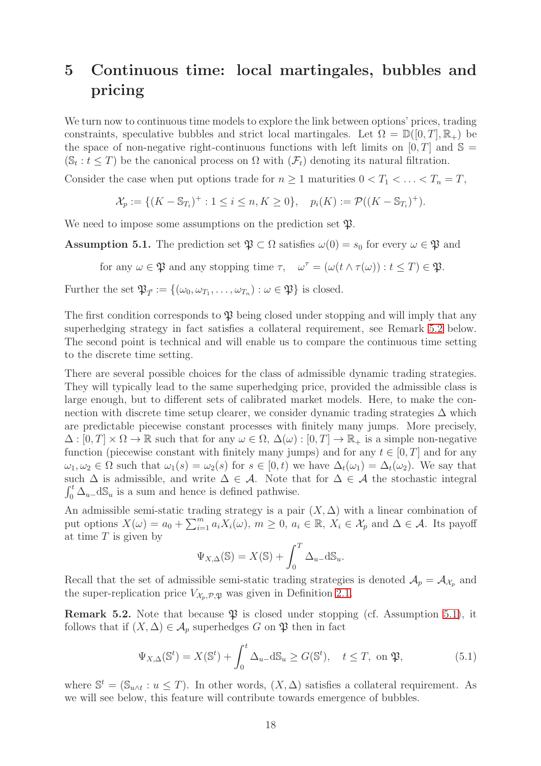# 5 Continuous time: local martingales, bubbles and pricing

We turn now to continuous time models to explore the link between options' prices, trading constraints, speculative bubbles and strict local martingales. Let $\Omega = \mathbb{D}([0,T], \mathbb{R}_+)$ be the space of non-negative right-continuous functions with left limits on $[0,T]$ and $\mathbb{S} = (\mathbb{S}_t : t \leq T)$ be the canonical process on $\Omega$ with $(\mathcal{F}_t)$ denoting its natural filtration.

Consider the case when put options trade for $n \geq 1$ maturities $0 < T_1 < \ldots < T_n = T$,

$$\mathcal{X}_p := \{(K - \mathbb{S}_{T_i})^+ : 1 \leq i \leq n, K \geq 0\}, \quad p_i(K) := \mathcal{P}((K - \mathbb{S}_{T_i})^+).$$

We need to impose some assumptions on the prediction set $\mathfrak{P}$.

**Assumption 5.1.** The prediction set $\mathfrak{P} \subset \Omega$ satisfies $\omega(0) = s_0$ for every $\omega \in \mathfrak{P}$ and

$$\text{for any } \omega \in \mathfrak{P} \text{ and any stopping time } \tau, \quad \omega^\tau = (\omega(t \wedge \tau(\omega)) : t \leq T) \in \mathfrak{P}.$$

Further the set $\mathfrak{P}_{\mathcal{T}} := \{(\omega_0, \omega_{T_1}, \ldots, \omega_{T_n}) : \omega \in \mathfrak{P}\}$ is closed.

The first condition corresponds to $\mathfrak{P}$ being closed under stopping and will imply that any superhedging strategy in fact satisfies a collateral requirement, see Remark 5.2 below. The second point is technical and will enable us to compare the continuous time setting to the discrete time setting.

There are several possible choices for the class of admissible dynamic trading strategies. They will typically lead to the same superhedging price, provided the admissible class is large enough, but to different sets of calibrated market models. Here, to make the connection with discrete time setup clearer, we consider dynamic trading strategies $\Delta$ which are predictable piecewise constant processes with finitely many jumps. More precisely, $\Delta : [0,T] \times \Omega \to \mathbb{R}$ such that for any $\omega \in \Omega$, $\Delta(\omega) : [0,T] \to \mathbb{R}_+$ is a simple non-negative function (piecewise constant with finitely many jumps) and for any $t \in [0,T]$ and for any $\omega_1, \omega_2 \in \Omega$ such that $\omega_1(s) = \omega_2(s)$ for $s \in [0,t)$ we have $\Delta_t(\omega_1) = \Delta_t(\omega_2)$. We say that such $\Delta$ is admissible, and write $\Delta \in \mathcal{A}$. Note that for $\Delta \in \mathcal{A}$ the stochastic integral $\int_0^t \Delta_{u-} \mathrm{d}\mathbb{S}_u$ is a sum and hence is defined pathwise.

An admissible semi-static trading strategy is a pair $(X, \Delta)$ with a linear combination of put options $X(\omega) = a_0 + \sum_{i=1}^m a_i X_i(\omega)$, $m \geq 0$, $a_i \in \mathbb{R}$, $X_i \in \mathcal{X}_p$ and $\Delta \in \mathcal{A}$. Its payoff at time $T$ is given by

$$\Psi_{X,\Delta}(\mathbb{S}) = X(\mathbb{S}) + \int_0^T \Delta_{u-} \mathrm{d}\mathbb{S}_u.$$

Recall that the set of admissible semi-static trading strategies is denoted $\mathcal{A}_p = \mathcal{A}_{\mathcal{X}_p}$ and the super-replication price $V_{\mathcal{X}_p, \mathcal{P}, \mathfrak{P}}$ was given in Definition 2.1.

**Remark 5.2.** Note that because $\mathfrak{P}$ is closed under stopping (cf. Assumption 5.1), it follows that if $(X, \Delta) \in \mathcal{A}_p$ superhedges $G$ on $\mathfrak{P}$ then in fact

$$\Psi_{X,\Delta}(\mathbb{S}^t) = X(\mathbb{S}^t) + \int_0^t \Delta_{u-} \mathrm{d}\mathbb{S}_u \geq G(\mathbb{S}^t), \quad t \leq T, \text{ on } \mathfrak{P}, \tag{5.1}$$

where $\mathbb{S}^t = (\mathbb{S}_{u \wedge t} : u \leq T)$. In other words, $(X, \Delta)$ satisfies a collateral requirement. As we will see below, this feature will contribute towards emergence of bubbles.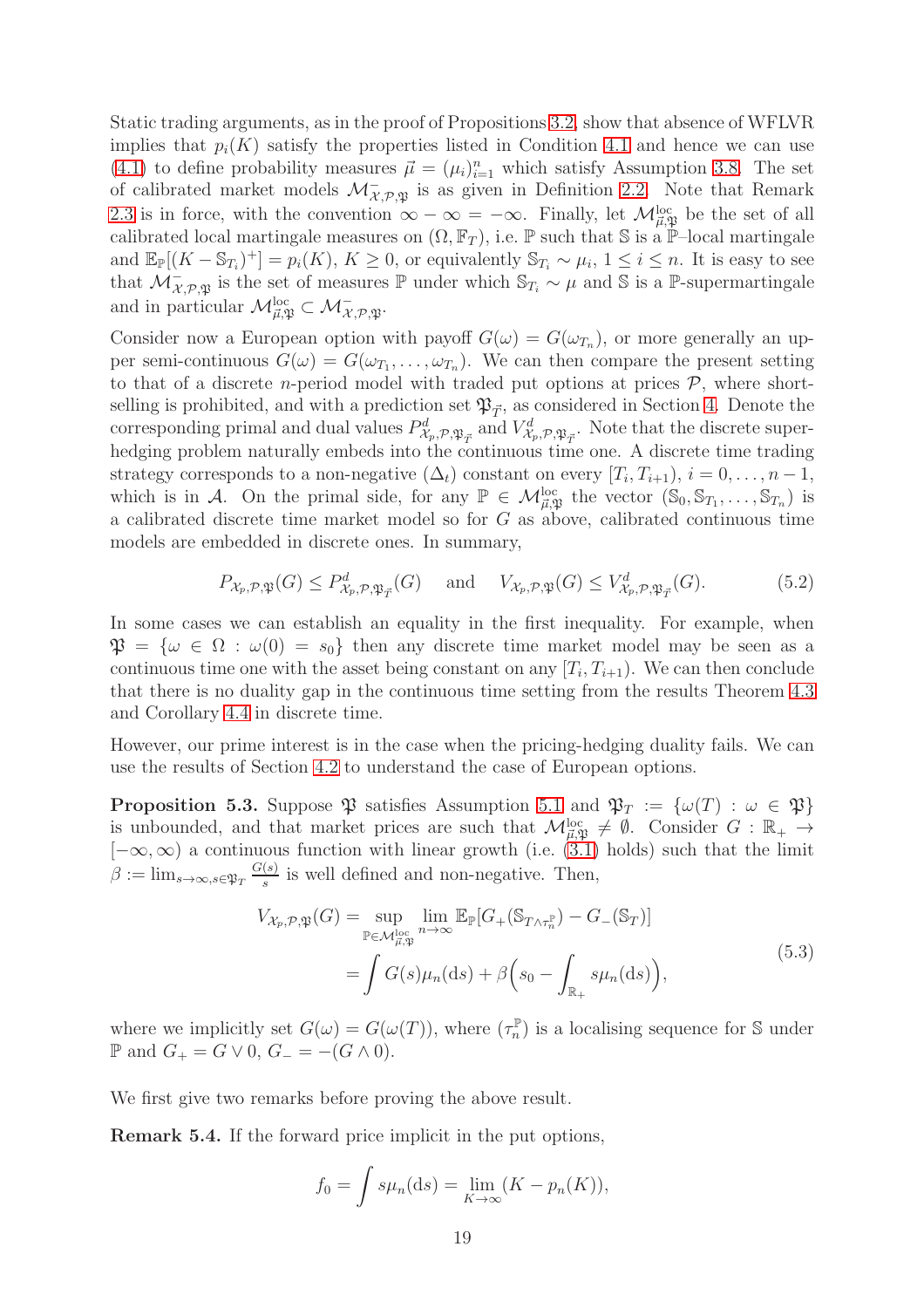Static trading arguments, as in the proof of Propositions 3.2, show that absence of WFLVR implies that $p_i(K)$ satisfy the properties listed in Condition 4.1 and hence we can use (4.1) to define probability measures $\vec{\mu} = (\mu_i)_{i=1}^n$ which satisfy Assumption 3.8. The set of calibrated market models $\mathcal{M}^-_{\mathcal{X},\mathcal{P},\mathfrak{P}}$ is as given in Definition 2.2. Note that Remark 2.3 is in force, with the convention $\infty - \infty = -\infty$. Finally, let $\mathcal{M}^{\text{loc}}_{\vec{\mu},\mathfrak{P}}$ be the set of all calibrated local martingale measures on $(\Omega, \mathbb{F}_T)$, i.e. $\mathbb{P}$ such that $\mathbb{S}$ is a $\mathbb{P}$–local martingale and $\mathbb{E}_{\mathbb{P}}[(K - \mathbb{S}_{T_i})^+] = p_i(K)$, $K \geq 0$, or equivalently $\mathbb{S}_{T_i} \sim \mu_i$, $1 \leq i \leq n$. It is easy to see that $\mathcal{M}^-_{\mathcal{X},\mathcal{P},\mathfrak{P}}$ is the set of measures $\mathbb{P}$ under which $\mathbb{S}_{T_i} \sim \mu$ and $\mathbb{S}$ is a $\mathbb{P}$-supermartingale and in particular $\mathcal{M}^{\text{loc}}_{\vec{\mu},\mathfrak{P}} \subset \mathcal{M}^-_{\mathcal{X},\mathcal{P},\mathfrak{P}}$.

Consider now a European option with payoff $G(\omega) = G(\omega_{T_n})$, or more generally an upper semi-continuous $G(\omega) = G(\omega_{T_1}, \ldots, \omega_{T_n})$. We can then compare the present setting to that of a discrete $n$-period model with traded put options at prices $\mathcal{P}$, where short-selling is prohibited, and with a prediction set $\mathfrak{P}_{\vec{T}}$, as considered in Section 4. Denote the corresponding primal and dual values $P^d_{\mathcal{X}_p,\mathcal{P},\mathfrak{P}_{\vec{T}}}$ and $V^d_{\mathcal{X}_p,\mathcal{P},\mathfrak{P}_{\vec{T}}}$. Note that the discrete superhedging problem naturally embeds into the continuous time one. A discrete time trading strategy corresponds to a non-negative $(\Delta_t)$ constant on every $[T_i, T_{i+1})$, $i = 0, \ldots, n-1$, which is in $\mathcal{A}$. On the primal side, for any $\mathbb{P} \in \mathcal{M}^{\text{loc}}_{\vec{\mu},\mathfrak{P}}$ the vector $(\mathbb{S}_0, \mathbb{S}_{T_1}, \ldots, \mathbb{S}_{T_n})$ is a calibrated discrete time market model so for $G$ as above, calibrated continuous time models are embedded in discrete ones. In summary,

$$P_{\mathcal{X}_p,\mathcal{P},\mathfrak{P}}(G) \leq P^d_{\mathcal{X}_p,\mathcal{P},\mathfrak{P}_{\vec{T}}}(G) \quad \text{and} \quad V_{\mathcal{X}_p,\mathcal{P},\mathfrak{P}}(G) \leq V^d_{\mathcal{X}_p,\mathcal{P},\mathfrak{P}_{\vec{T}}}(G). \tag{5.2}$$

In some cases we can establish an equality in the first inequality. For example, when $\mathfrak{P} = \{\omega \in \Omega : \omega(0) = s_0\}$ then any discrete time market model may be seen as a continuous time one with the asset being constant on any $[T_i, T_{i+1})$. We can then conclude that there is no duality gap in the continuous time setting from the results Theorem 4.3 and Corollary 4.4 in discrete time.

However, our prime interest is in the case when the pricing-hedging duality fails. We can use the results of Section 4.2 to understand the case of European options.

**Proposition 5.3.** Suppose $\mathfrak{P}$ satisfies Assumption 5.1 and $\mathfrak{P}_T := \{\omega(T) : \omega \in \mathfrak{P}\}$ is unbounded, and that market prices are such that $\mathcal{M}^{\text{loc}}_{\vec{\mu},\mathfrak{P}} \neq \emptyset$. Consider $G : \mathbb{R}_+ \to [-\infty, \infty)$ a continuous function with linear growth (i.e. (3.1) holds) such that the limit $\beta := \lim_{s\to\infty, s\in\mathfrak{P}_T} \frac{G(s)}{s}$ is well defined and non-negative. Then,

$$\begin{aligned}
V_{\mathcal{X}_p,\mathcal{P},\mathfrak{P}}(G) &= \sup_{\mathbb{P}\in\mathcal{M}^{\text{loc}}_{\vec{\mu},\mathfrak{P}}} \lim_{n\to\infty} \mathbb{E}_{\mathbb{P}}[G_+(\mathbb{S}_{T\wedge\tau_n^{\mathbb{P}}}) - G_-(\mathbb{S}_T)] \\
&= \int G(s)\mu_n(\mathrm{d}s) + \beta\Big(s_0 - \int_{\mathbb{R}_+} s\mu_n(\mathrm{d}s)\Big),
\end{aligned} \tag{5.3}$$

where we implicitly set $G(\omega) = G(\omega(T))$, where $(\tau_n^{\mathbb{P}})$ is a localising sequence for $\mathbb{S}$ under $\mathbb{P}$ and $G_+ = G \vee 0$, $G_- = -(G \wedge 0)$.

We first give two remarks before proving the above result.

**Remark 5.4.** If the forward price implicit in the put options,

$$f_0 = \int s\mu_n(\mathrm{d}s) = \lim_{K\to\infty}(K - p_n(K)),$$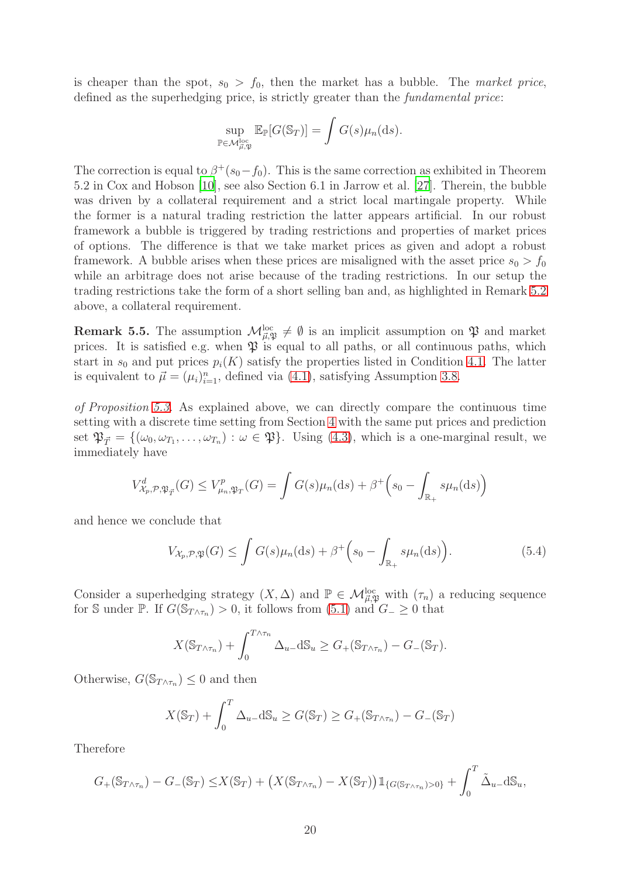is cheaper than the spot, $s_0 > f_0$, then the market has a bubble. The *market price*, defined as the superhedging price, is strictly greater than the *fundamental price*:

$$\sup_{\mathbb{P}\in\mathcal{M}^{\mathrm{loc}}_{\vec{\mu},\mathfrak{P}}} \mathbb{E}_{\mathbb{P}}[G(\mathbb{S}_T)] = \int G(s)\mu_n(\mathrm{d}s).$$

The correction is equal to $\beta^+(s_0 - f_0)$. This is the same correction as exhibited in Theorem 5.2 in Cox and Hobson [10], see also Section 6.1 in Jarrow et al. [27]. Therein, the bubble was driven by a collateral requirement and a strict local martingale property. While the former is a natural trading restriction the latter appears artificial. In our robust framework a bubble is triggered by trading restrictions and properties of market prices of options. The difference is that we take market prices as given and adopt a robust framework. A bubble arises when these prices are misaligned with the asset price $s_0 > f_0$ while an arbitrage does not arise because of the trading restrictions. In our setup the trading restrictions take the form of a short selling ban and, as highlighted in Remark 5.2 above, a collateral requirement.

**Remark 5.5.** The assumption $\mathcal{M}^{\mathrm{loc}}_{\vec{\mu},\mathfrak{P}} \neq \emptyset$ is an implicit assumption on $\mathfrak{P}$ and market prices. It is satisfied e.g. when $\mathfrak{P}$ is equal to all paths, or all continuous paths, which start in $s_0$ and put prices $p_i(K)$ satisfy the properties listed in Condition 4.1. The latter is equivalent to $\vec{\mu} = (\mu_i)_{i=1}^n$, defined via (4.1), satisfying Assumption 3.8.

*of Proposition 5.3.* As explained above, we can directly compare the continuous time setting with a discrete time setting from Section 4 with the same put prices and prediction set $\mathfrak{P}_{\vec{T}} = \{(\omega_0, \omega_{T_1}, \ldots, \omega_{T_n}) : \omega \in \mathfrak{P}\}$. Using (4.3), which is a one-marginal result, we immediately have

$$V^d_{\mathcal{X}_p,\mathcal{P},\mathfrak{P}_{\vec{T}}}(G) \le V^p_{\mu_n,\mathfrak{P}_T}(G) = \int G(s)\mu_n(\mathrm{d}s) + \beta^+\Big(s_0 - \int_{\mathbb{R}_+} s\mu_n(\mathrm{d}s)\Big)$$

and hence we conclude that

$$V_{\mathcal{X}_p,\mathcal{P},\mathfrak{P}}(G) \le \int G(s)\mu_n(\mathrm{d}s) + \beta^+\Big(s_0 - \int_{\mathbb{R}_+} s\mu_n(\mathrm{d}s)\Big). \tag{5.4}$$

Consider a superhedging strategy $(X, \Delta)$ and $\mathbb{P} \in \mathcal{M}^{\mathrm{loc}}_{\vec{\mu},\mathfrak{P}}$ with $(\tau_n)$ a reducing sequence for $\mathbb{S}$ under $\mathbb{P}$. If $G(\mathbb{S}_{T\wedge\tau_n}) > 0$, it follows from (5.1) and $G_- \ge 0$ that

$$X(\mathbb{S}_{T\wedge\tau_n}) + \int_0^{T\wedge\tau_n} \Delta_{u-}\mathrm{d}\mathbb{S}_u \ge G_+(\mathbb{S}_{T\wedge\tau_n}) - G_-(\mathbb{S}_T).$$

Otherwise, $G(\mathbb{S}_{T\wedge\tau_n}) \le 0$ and then

$$X(\mathbb{S}_T) + \int_0^T \Delta_{u-}\mathrm{d}\mathbb{S}_u \ge G(\mathbb{S}_T) \ge G_+(\mathbb{S}_{T\wedge\tau_n}) - G_-(\mathbb{S}_T)$$

Therefore

$$G_+(\mathbb{S}_{T\wedge\tau_n}) - G_-(\mathbb{S}_T) \le X(\mathbb{S}_T) + \big(X(\mathbb{S}_{T\wedge\tau_n}) - X(\mathbb{S}_T)\big)\mathbb{1}_{\{G(\mathbb{S}_{T\wedge\tau_n})>0\}} + \int_0^T \tilde{\Delta}_{u-}\mathrm{d}\mathbb{S}_u,$$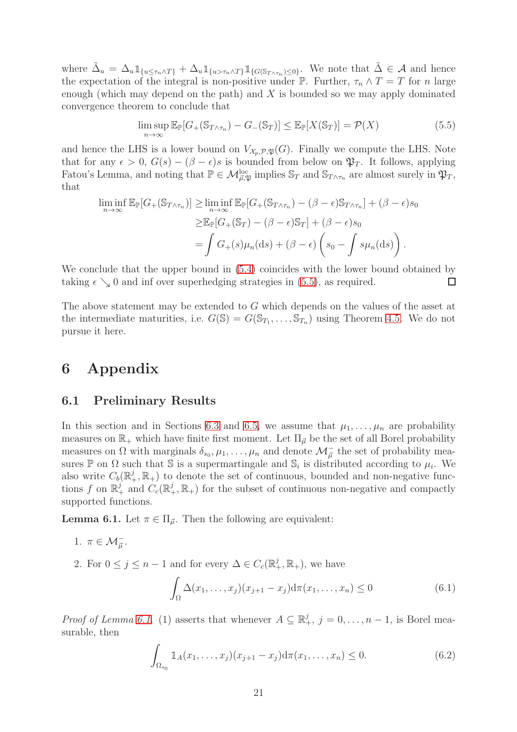where $\tilde{\Delta}_u = \Delta_u \mathbb{1}_{\{u \le \tau_n \wedge T\}} + \Delta_u \mathbb{1}_{\{u > \tau_n \wedge T\}} \mathbb{1}_{\{G(\mathbb{S}_{T\wedge\tau_n}) \le 0\}}$. We note that $\tilde{\Delta} \in \mathcal{A}$ and hence the expectation of the integral is non-positive under $\mathbb{P}$. Further, $\tau_n \wedge T = T$ for $n$ large enough (which may depend on the path) and $X$ is bounded so we may apply dominated convergence theorem to conclude that

$$\limsup_{n\to\infty} \mathbb{E}_{\mathbb{P}}[G_+(\mathbb{S}_{T\wedge\tau_n}) - G_-(\mathbb{S}_T)] \le \mathbb{E}_{\mathbb{P}}[X(\mathbb{S}_T)] = \mathcal{P}(X) \tag{5.5}$$

and hence the LHS is a lower bound on $V_{\mathcal{X}_p,\mathcal{P},\mathfrak{P}}(G)$. Finally we compute the LHS. Note that for any $\epsilon > 0$, $G(s) - (\beta - \epsilon)s$ is bounded from below on $\mathfrak{P}_T$. It follows, applying Fatou's Lemma, and noting that $\mathbb{P} \in \mathcal{M}^{\mathrm{loc}}_{\vec{\mu},\mathfrak{P}}$ implies $\mathbb{S}_T$ and $\mathbb{S}_{T\wedge\tau_n}$ are almost surely in $\mathfrak{P}_T$, that

$$\begin{aligned}
\liminf_{n\to\infty} \mathbb{E}_{\mathbb{P}}[G_+(\mathbb{S}_{T\wedge\tau_n})] &\ge \liminf_{n\to\infty} \mathbb{E}_{\mathbb{P}}[G_+(\mathbb{S}_{T\wedge\tau_n}) - (\beta-\epsilon)\mathbb{S}_{T\wedge\tau_n}] + (\beta-\epsilon)s_0 \\
&\ge \mathbb{E}_{\mathbb{P}}[G_+(\mathbb{S}_T) - (\beta-\epsilon)\mathbb{S}_T] + (\beta-\epsilon)s_0 \\
&= \int G_+(s)\mu_n(\mathrm{d}s) + (\beta-\epsilon)\left(s_0 - \int s\mu_n(\mathrm{d}s)\right).
\end{aligned}$$

We conclude that the upper bound in (5.4) coincides with the lower bound obtained by taking $\epsilon \searrow 0$ and inf over superhedging strategies in (5.5), as required. □

The above statement may be extended to $G$ which depends on the values of the asset at the intermediate maturities, i.e. $G(\mathbb{S}) = G(\mathbb{S}_{T_1}, \ldots, \mathbb{S}_{T_n})$ using Theorem 4.5. We do not pursue it here.

# 6 Appendix

## 6.1 Preliminary Results

In this section and in Sections 6.3 and 6.5, we assume that $\mu_1, \ldots, \mu_n$ are probability measures on $\mathbb{R}_+$ which have finite first moment. Let $\Pi_{\vec{\mu}}$ be the set of all Borel probability measures on $\Omega$ with marginals $\delta_{s_0}, \mu_1, \ldots, \mu_n$ and denote $\mathcal{M}^-_{\vec{\mu}}$ the set of probability measures $\mathbb{P}$ on $\Omega$ such that $\mathbb{S}$ is a supermartingale and $\mathbb{S}_i$ is distributed according to $\mu_i$. We also write $C_b(\mathbb{R}^j_+, \mathbb{R}_+)$ to denote the set of continuous, bounded and non-negative functions $f$ on $\mathbb{R}^j_+$ and $C_c(\mathbb{R}^j_+, \mathbb{R}_+)$ for the subset of continuous non-negative and compactly supported functions.

**Lemma 6.1.** Let $\pi \in \Pi_{\vec{\mu}}$. Then the following are equivalent:

1. $\pi \in \mathcal{M}^-_{\vec{\mu}}$.
2. For $0 \le j \le n-1$ and for every $\Delta \in C_c(\mathbb{R}^j_+, \mathbb{R}_+)$, we have

$$\int_\Omega \Delta(x_1, \ldots, x_j)(x_{j+1} - x_j)\mathrm{d}\pi(x_1, \ldots, x_n) \le 0 \tag{6.1}$$

*Proof of Lemma 6.1.* (1) asserts that whenever $A \subseteq \mathbb{R}^j_+$, $j = 0, \ldots, n-1$, is Borel measurable, then

$$\int_{\Omega_{s_0}} \mathbb{1}_A(x_1, \ldots, x_j)(x_{j+1} - x_j)\mathrm{d}\pi(x_1, \ldots, x_n) \le 0. \tag{6.2}$$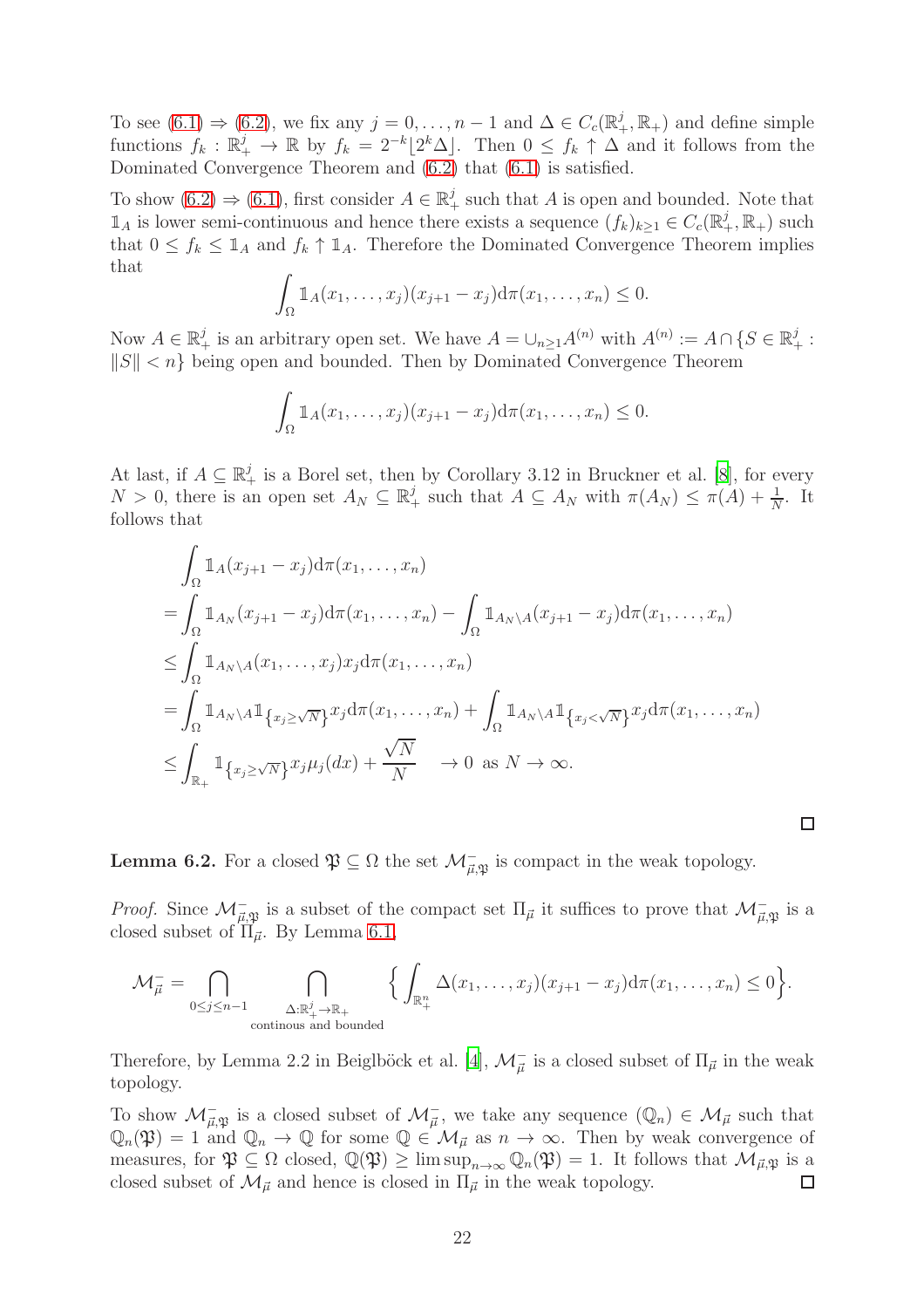To see (6.1) ⇒ (6.2), we fix any $j = 0, \dots, n-1$ and $\Delta \in C_c(\mathbb{R}_+^j, \mathbb{R}_+)$ and define simple functions $f_k : \mathbb{R}_+^j \to \mathbb{R}$ by $f_k = 2^{-k}\lfloor 2^k \Delta \rfloor$. Then $0 \le f_k \uparrow \Delta$ and it follows from the Dominated Convergence Theorem and (6.2) that (6.1) is satisfied.

To show (6.2) ⇒ (6.1), first consider $A \in \mathbb{R}_+^j$ such that $A$ is open and bounded. Note that $\mathbb{1}_A$ is lower semi-continuous and hence there exists a sequence $(f_k)_{k\ge 1} \in C_c(\mathbb{R}_+^j, \mathbb{R}_+)$ such that $0 \le f_k \le \mathbb{1}_A$ and $f_k \uparrow \mathbb{1}_A$. Therefore the Dominated Convergence Theorem implies that

$$\int_\Omega \mathbb{1}_A(x_1, \dots, x_j)(x_{j+1} - x_j)\mathrm{d}\pi(x_1, \dots, x_n) \le 0.$$

Now $A \in \mathbb{R}_+^j$ is an arbitrary open set. We have $A = \cup_{n\ge 1} A^{(n)}$ with $A^{(n)} := A \cap \{S \in \mathbb{R}_+^j : \|S\| < n\}$ being open and bounded. Then by Dominated Convergence Theorem

$$\int_\Omega \mathbb{1}_A(x_1, \dots, x_j)(x_{j+1} - x_j)\mathrm{d}\pi(x_1, \dots, x_n) \le 0.$$

At last, if $A \subseteq \mathbb{R}_+^j$ is a Borel set, then by Corollary 3.12 in Bruckner et al. [8], for every $N > 0$, there is an open set $A_N \subseteq \mathbb{R}_+^j$ such that $A \subseteq A_N$ with $\pi(A_N) \le \pi(A) + \frac{1}{N}$. It follows that

$$\begin{aligned}
&\int_\Omega \mathbb{1}_A(x_{j+1} - x_j)\mathrm{d}\pi(x_1, \dots, x_n) \\
&= \int_\Omega \mathbb{1}_{A_N}(x_{j+1} - x_j)\mathrm{d}\pi(x_1, \dots, x_n) - \int_\Omega \mathbb{1}_{A_N \setminus A}(x_{j+1} - x_j)\mathrm{d}\pi(x_1, \dots, x_n) \\
&\le \int_\Omega \mathbb{1}_{A_N \setminus A}(x_1, \dots, x_j)x_j \mathrm{d}\pi(x_1, \dots, x_n) \\
&= \int_\Omega \mathbb{1}_{A_N \setminus A}\mathbb{1}_{\{x_j \ge \sqrt{N}\}} x_j \mathrm{d}\pi(x_1, \dots, x_n) + \int_\Omega \mathbb{1}_{A_N \setminus A}\mathbb{1}_{\{x_j < \sqrt{N}\}} x_j \mathrm{d}\pi(x_1, \dots, x_n) \\
&\le \int_{\mathbb{R}_+} \mathbb{1}_{\{x_j \ge \sqrt{N}\}} x_j \mu_j(dx) + \frac{\sqrt{N}}{N} \quad \to 0 \text{ as } N \to \infty.
\end{aligned}$$

□

**Lemma 6.2.** For a closed $\mathfrak{P} \subseteq \Omega$ the set $\mathcal{M}^-_{\vec{\mu},\mathfrak{P}}$ is compact in the weak topology.

*Proof.* Since $\mathcal{M}^-_{\vec{\mu},\mathfrak{P}}$ is a subset of the compact set $\Pi_{\vec{\mu}}$ it suffices to prove that $\mathcal{M}^-_{\vec{\mu},\mathfrak{P}}$ is a closed subset of $\Pi_{\vec{\mu}}$. By Lemma 6.1,

$$\mathcal{M}^-_{\vec{\mu}} = \bigcap_{0 \le j \le n-1} \ \bigcap_{\substack{\Delta: \mathbb{R}_+^j \to \mathbb{R}_+ \\ \text{continous and bounded}}} \Big\{ \int_{\mathbb{R}_+^n} \Delta(x_1, \dots, x_j)(x_{j+1} - x_j)\mathrm{d}\pi(x_1, \dots, x_n) \le 0 \Big\}.$$

Therefore, by Lemma 2.2 in Beiglböck et al. [4], $\mathcal{M}^-_{\vec{\mu}}$ is a closed subset of $\Pi_{\vec{\mu}}$ in the weak topology.

To show $\mathcal{M}^-_{\vec{\mu},\mathfrak{P}}$ is a closed subset of $\mathcal{M}^-_{\vec{\mu}}$, we take any sequence $(\mathbb{Q}_n) \in \mathcal{M}_{\vec{\mu}}$ such that $\mathbb{Q}_n(\mathfrak{P}) = 1$ and $\mathbb{Q}_n \to \mathbb{Q}$ for some $\mathbb{Q} \in \mathcal{M}_{\vec{\mu}}$ as $n \to \infty$. Then by weak convergence of measures, for $\mathfrak{P} \subseteq \Omega$ closed, $\mathbb{Q}(\mathfrak{P}) \ge \limsup_{n\to\infty} \mathbb{Q}_n(\mathfrak{P}) = 1$. It follows that $\mathcal{M}_{\vec{\mu},\mathfrak{P}}$ is a closed subset of $\mathcal{M}_{\vec{\mu}}$ and hence is closed in $\Pi_{\vec{\mu}}$ in the weak topology. □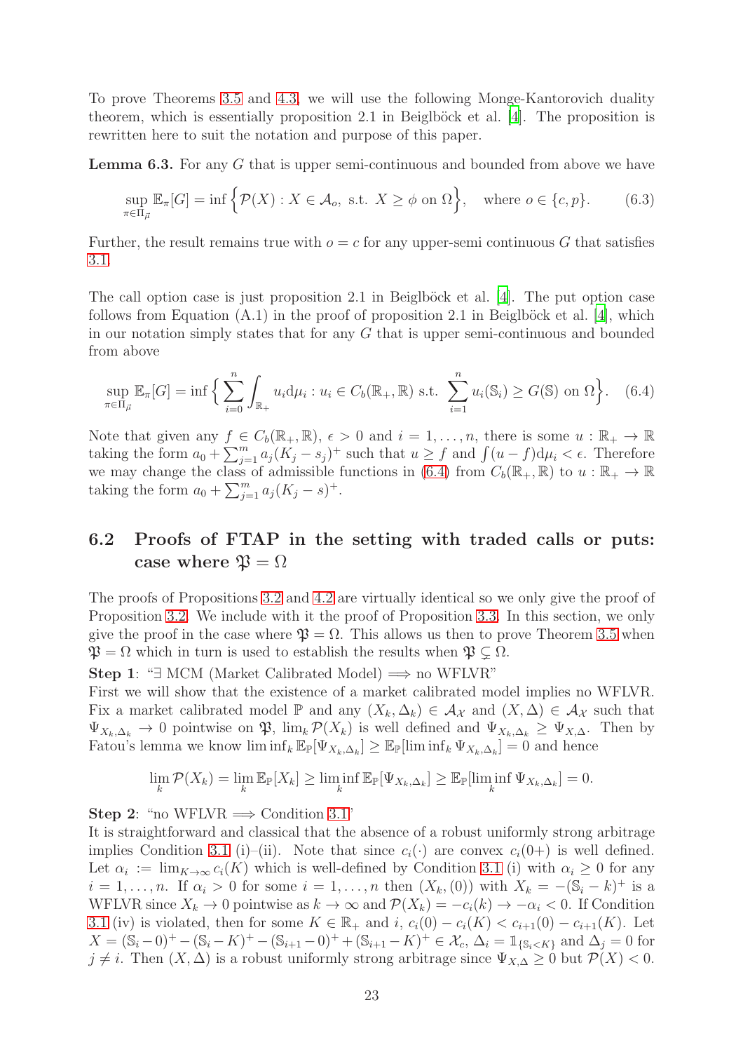To prove Theorems 3.5 and 4.3, we will use the following Monge-Kantorovich duality theorem, which is essentially proposition 2.1 in Beiglböck et al. [4]. The proposition is rewritten here to suit the notation and purpose of this paper.

**Lemma 6.3.** For any $G$ that is upper semi-continuous and bounded from above we have

$$\sup_{\pi \in \Pi_{\vec{\mu}}} \mathbb{E}_\pi[G] = \inf \Big\{ \mathcal{P}(X) : X \in \mathcal{A}_o, \text{ s.t. } X \geq \phi \text{ on } \Omega \Big\}, \quad \text{where } o \in \{c, p\}. \tag{6.3}$$

Further, the result remains true with $o = c$ for any upper-semi continuous $G$ that satisfies 3.1.

The call option case is just proposition 2.1 in Beiglböck et al. [4]. The put option case follows from Equation (A.1) in the proof of proposition 2.1 in Beiglböck et al. [4], which in our notation simply states that for any $G$ that is upper semi-continuous and bounded from above

$$\sup_{\pi \in \Pi_{\vec{\mu}}} \mathbb{E}_\pi[G] = \inf \Big\{ \sum_{i=0}^{n} \int_{\mathbb{R}_+} u_i \mathrm{d}\mu_i : u_i \in C_b(\mathbb{R}_+, \mathbb{R}) \text{ s.t. } \sum_{i=1}^{n} u_i(\mathbb{S}_i) \geq G(\mathbb{S}) \text{ on } \Omega \Big\}. \tag{6.4}$$

Note that given any $f \in C_b(\mathbb{R}_+, \mathbb{R})$, $\epsilon > 0$ and $i = 1, \ldots, n$, there is some $u : \mathbb{R}_+ \to \mathbb{R}$ taking the form $a_0 + \sum_{j=1}^{m} a_j (K_j - s_j)^+$ such that $u \geq f$ and $\int (u - f) \mathrm{d}\mu_i < \epsilon$. Therefore we may change the class of admissible functions in (6.4) from $C_b(\mathbb{R}_+, \mathbb{R})$ to $u : \mathbb{R}_+ \to \mathbb{R}$ taking the form $a_0 + \sum_{j=1}^{m} a_j (K_j - s)^+$.

## 6.2 Proofs of FTAP in the setting with traded calls or puts: case where $\mathfrak{P} = \Omega$

The proofs of Propositions 3.2 and 4.2 are virtually identical so we only give the proof of Proposition 3.2. We include with it the proof of Proposition 3.3. In this section, we only give the proof in the case where $\mathfrak{P} = \Omega$. This allows us then to prove Theorem 3.5 when $\mathfrak{P} = \Omega$ which in turn is used to establish the results when $\mathfrak{P} \subsetneq \Omega$.

**Step 1**: "$\exists$ MCM (Market Calibrated Model) $\Longrightarrow$ no WFLVR"
First we will show that the existence of a market calibrated model implies no WFLVR. Fix a market calibrated model $\mathbb{P}$ and any $(X_k, \Delta_k) \in \mathcal{A}_\mathcal{X}$ and $(X, \Delta) \in \mathcal{A}_\mathcal{X}$ such that $\Psi_{X_k, \Delta_k} \to 0$ pointwise on $\mathfrak{P}$, $\lim_k \mathcal{P}(X_k)$ is well defined and $\Psi_{X_k, \Delta_k} \geq \Psi_{X, \Delta}$. Then by Fatou's lemma we know $\liminf_k \mathbb{E}_\mathbb{P}[\Psi_{X_k, \Delta_k}] \geq \mathbb{E}_\mathbb{P}[\liminf_k \Psi_{X_k, \Delta_k}] = 0$ and hence

$$\lim_k \mathcal{P}(X_k) = \lim_k \mathbb{E}_\mathbb{P}[X_k] \geq \liminf_k \mathbb{E}_\mathbb{P}[\Psi_{X_k, \Delta_k}] \geq \mathbb{E}_\mathbb{P}[\liminf_k \Psi_{X_k, \Delta_k}] = 0.$$

**Step 2**: "no WFLVR $\Longrightarrow$ Condition 3.1"
It is straightforward and classical that the absence of a robust uniformly strong arbitrage implies Condition 3.1 (i)–(ii). Note that since $c_i(\cdot)$ are convex $c_i(0+)$ is well defined. Let $\alpha_i := \lim_{K \to \infty} c_i(K)$ which is well-defined by Condition 3.1 (i) with $\alpha_i \geq 0$ for any $i = 1, \ldots, n$. If $\alpha_i > 0$ for some $i = 1, \ldots, n$ then $(X_k, (0))$ with $X_k = -(\mathbb{S}_i - k)^+$ is a WFLVR since $X_k \to 0$ pointwise as $k \to \infty$ and $\mathcal{P}(X_k) = -c_i(k) \to -\alpha_i < 0$. If Condition 3.1 (iv) is violated, then for some $K \in \mathbb{R}_+$ and $i$, $c_i(0) - c_i(K) < c_{i+1}(0) - c_{i+1}(K)$. Let $X = (\mathbb{S}_i - 0)^+ - (\mathbb{S}_i - K)^+ - (\mathbb{S}_{i+1} - 0)^+ + (\mathbb{S}_{i+1} - K)^+ \in \mathcal{X}_c$, $\Delta_i = \mathbb{1}_{\{\mathbb{S}_i < K\}}$ and $\Delta_j = 0$ for $j \neq i$. Then $(X, \Delta)$ is a robust uniformly strong arbitrage since $\Psi_{X,\Delta} \geq 0$ but $\mathcal{P}(X) < 0$.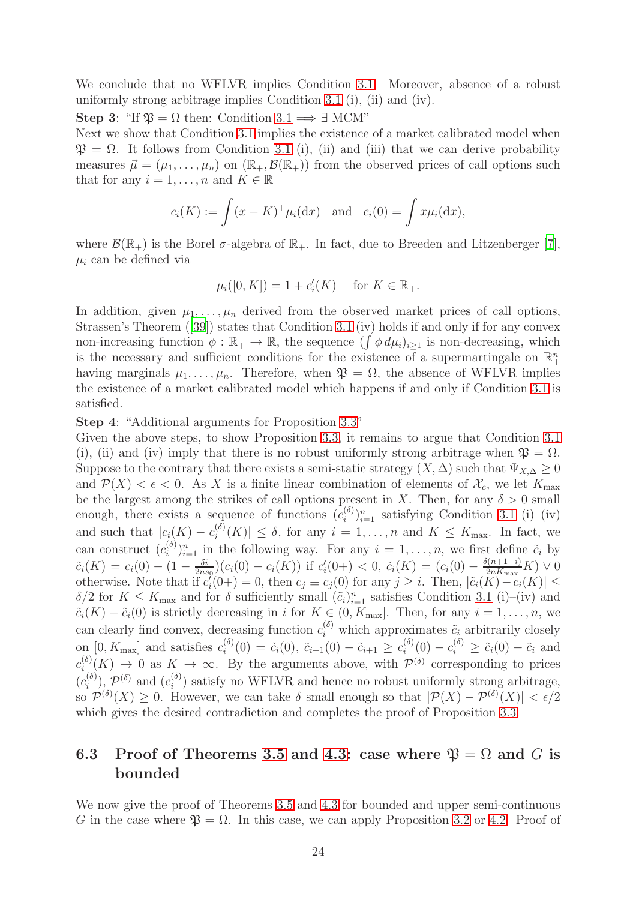We conclude that no WFLVR implies Condition 3.1. Moreover, absence of a robust uniformly strong arbitrage implies Condition 3.1 (i), (ii) and (iv).

**Step 3**: "If $\mathfrak{P} = \Omega$ then: Condition 3.1 $\Longrightarrow \exists$ MCM"

Next we show that Condition 3.1 implies the existence of a market calibrated model when $\mathfrak{P} = \Omega$. It follows from Condition 3.1 (i), (ii) and (iii) that we can derive probability measures $\vec{\mu} = (\mu_1, \dots, \mu_n)$ on $(\mathbb{R}_+, \mathcal{B}(\mathbb{R}_+))$ from the observed prices of call options such that for any $i = 1, \dots, n$ and $K \in \mathbb{R}_+$

$$c_i(K) := \int (x - K)^+ \mu_i(\mathrm{d}x) \quad \text{and} \quad c_i(0) = \int x \mu_i(\mathrm{d}x),$$

where $\mathcal{B}(\mathbb{R}_+)$ is the Borel $\sigma$-algebra of $\mathbb{R}_+$. In fact, due to Breeden and Litzenberger [7], $\mu_i$ can be defined via

$$\mu_i([0, K]) = 1 + c_i'(K) \quad \text{for } K \in \mathbb{R}_+.$$

In addition, given $\mu_1, \dots, \mu_n$ derived from the observed market prices of call options, Strassen's Theorem ([39]) states that Condition 3.1 (iv) holds if and only if for any convex non-increasing function $\phi : \mathbb{R}_+ \to \mathbb{R}$, the sequence $(\int \phi \, d\mu_i)_{i \geq 1}$ is non-decreasing, which is the necessary and sufficient conditions for the existence of a supermartingale on $\mathbb{R}_+^n$ having marginals $\mu_1, \dots, \mu_n$. Therefore, when $\mathfrak{P} = \Omega$, the absence of WFLVR implies the existence of a market calibrated model which happens if and only if Condition 3.1 is satisfied.

**Step 4**: "Additional arguments for Proposition 3.3"

Given the above steps, to show Proposition 3.3, it remains to argue that Condition 3.1 (i), (ii) and (iv) imply that there is no robust uniformly strong arbitrage when $\mathfrak{P} = \Omega$. Suppose to the contrary that there exists a semi-static strategy $(X, \Delta)$ such that $\Psi_{X,\Delta} \geq 0$ and $\mathcal{P}(X) < \epsilon < 0$. As $X$ is a finite linear combination of elements of $\mathcal{X}_c$, we let $K_{\max}$ be the largest among the strikes of call options present in $X$. Then, for any $\delta > 0$ small enough, there exists a sequence of functions $(c_i^{(\delta)})_{i=1}^n$ satisfying Condition 3.1 (i)–(iv) and such that $|c_i(K) - c_i^{(\delta)}(K)| \leq \delta$, for any $i = 1, \dots, n$ and $K \leq K_{\max}$. In fact, we can construct $(c_i^{(\delta)})_{i=1}^n$ in the following way. For any $i = 1, \dots, n$, we first define $\tilde{c}_i$ by $\tilde{c}_i(K) = c_i(0) - (1 - \frac{\delta i}{2ns_0})(c_i(0) - c_i(K))$ if $c_i'(0+) < 0$, $\tilde{c}_i(K) = (c_i(0) - \frac{\delta(n+1-i)}{2nK_{\max}} K) \vee 0$ otherwise. Note that if $c_i'(0+) = 0$, then $c_j \equiv c_j(0)$ for any $j \geq i$. Then, $|\tilde{c}_i(K) - c_i(K)| \leq \delta/2$ for $K \leq K_{\max}$ and for $\delta$ sufficiently small $(\tilde{c}_i)_{i=1}^n$ satisfies Condition 3.1 (i)–(iv) and $\tilde{c}_i(K) - \tilde{c}_i(0)$ is strictly decreasing in $i$ for $K \in (0, K_{\max}]$. Then, for any $i = 1, \dots, n$, we can clearly find convex, decreasing function $c_i^{(\delta)}$ which approximates $\tilde{c}_i$ arbitrarily closely on $[0, K_{\max}]$ and satisfies $c_i^{(\delta)}(0) = \tilde{c}_i(0)$, $\tilde{c}_{i+1}(0) - \tilde{c}_{i+1} \geq c_i^{(\delta)}(0) - c_i^{(\delta)} \geq \tilde{c}_i(0) - \tilde{c}_i$ and $c_i^{(\delta)}(K) \to 0$ as $K \to \infty$. By the arguments above, with $\mathcal{P}^{(\delta)}$ corresponding to prices $(c_i^{(\delta)})$, $\mathcal{P}^{(\delta)}$ and $(c_i^{(\delta)})$ satisfy no WFLVR and hence no robust uniformly strong arbitrage, so $\mathcal{P}^{(\delta)}(X) \geq 0$. However, we can take $\delta$ small enough so that $|\mathcal{P}(X) - \mathcal{P}^{(\delta)}(X)| < \epsilon/2$ which gives the desired contradiction and completes the proof of Proposition 3.3.

## 6.3 Proof of Theorems 3.5 and 4.3: case where $\mathfrak{P} = \Omega$ and $G$ is bounded

We now give the proof of Theorems 3.5 and 4.3 for bounded and upper semi-continuous $G$ in the case where $\mathfrak{P} = \Omega$. In this case, we can apply Proposition 3.2 or 4.2. Proof of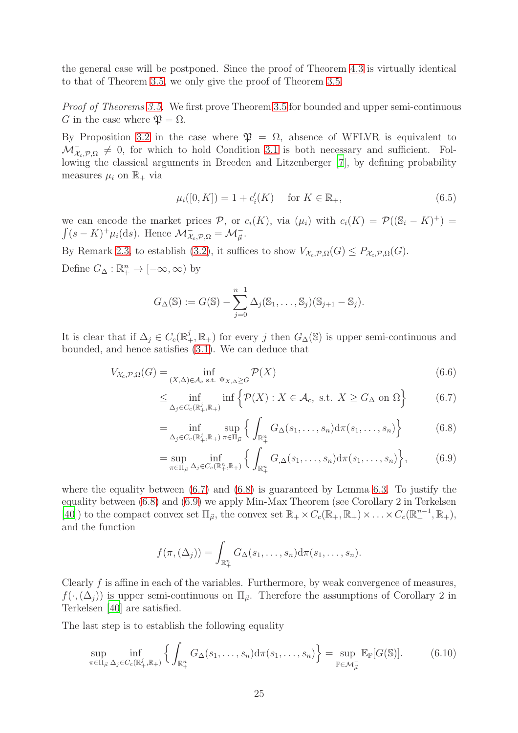the general case will be postponed. Since the proof of Theorem 4.3 is virtually identical to that of Theorem 3.5, we only give the proof of Theorem 3.5.

*Proof of Theorems 3.5.* We first prove Theorem 3.5 for bounded and upper semi-continuous $G$ in the case where $\mathfrak{P} = \Omega$.

By Proposition 3.2 in the case where $\mathfrak{P} = \Omega$, absence of WFLVR is equivalent to $\mathcal{M}^{-}_{\mathcal{X}_c,\mathcal{P},\Omega} \neq 0$, for which to hold Condition 3.1 is both necessary and sufficient. Following the classical arguments in Breeden and Litzenberger [7], by defining probability measures $\mu_i$ on $\mathbb{R}_+$ via

$$\mu_i([0,K]) = 1 + c_i'(K) \quad \text{ for } K \in \mathbb{R}_+, \tag{6.5}$$

we can encode the market prices $\mathcal{P}$, or $c_i(K)$, via $(\mu_i)$ with $c_i(K) = \mathcal{P}((\mathbb{S}_i - K)^+) = \int (s-K)^+ \mu_i(\mathrm{d}s)$. Hence $\mathcal{M}^{-}_{\mathcal{X}_c,\mathcal{P},\Omega} = \mathcal{M}^{-}_{\vec{\mu}}$.

By Remark 2.3, to establish (3.2), it suffices to show $V_{\mathcal{X}_c,\mathcal{P},\Omega}(G) \leq P_{\mathcal{X}_c,\mathcal{P},\Omega}(G)$.

Define $G_\Delta : \mathbb{R}^n_+ \to [-\infty, \infty)$ by

$$G_\Delta(\mathbb{S}) := G(\mathbb{S}) - \sum_{j=0}^{n-1} \Delta_j(\mathbb{S}_1, \ldots, \mathbb{S}_j)(\mathbb{S}_{j+1} - \mathbb{S}_j).$$

It is clear that if $\Delta_j \in C_c(\mathbb{R}^j_+, \mathbb{R}_+)$ for every $j$ then $G_\Delta(\mathbb{S})$ is upper semi-continuous and bounded, and hence satisfies (3.1). We can deduce that

$$\begin{aligned}
V_{\mathcal{X}_c,\mathcal{P},\Omega}(G) &= \inf_{(X,\Delta)\in\mathcal{A}_c \text{ s.t. } \Psi_{X,\Delta}\geq G} \mathcal{P}(X) && (6.6)\\
&\leq \inf_{\Delta_j \in C_c(\mathbb{R}^j_+,\mathbb{R}_+)} \inf\Big\{\mathcal{P}(X) : X \in \mathcal{A}_c, \text{ s.t. } X \geq G_\Delta \text{ on } \Omega\Big\} && (6.7)\\
&= \inf_{\Delta_j \in C_c(\mathbb{R}^j_+,\mathbb{R}_+)} \sup_{\pi\in\Pi_{\vec{\mu}}} \Big\{ \int_{\mathbb{R}^n_+} G_\Delta(s_1,\ldots,s_n)\mathrm{d}\pi(s_1,\ldots,s_n)\Big\} && (6.8)\\
&= \sup_{\pi\in\Pi_{\vec{\mu}}} \inf_{\Delta_j \in C_c(\mathbb{R}^n_+,\mathbb{R}_+)} \Big\{ \int_{\mathbb{R}^n_+} G_{,\Delta}(s_1,\ldots,s_n)\mathrm{d}\pi(s_1,\ldots,s_n)\Big\}, && (6.9)
\end{aligned}$$

where the equality between (6.7) and (6.8) is guaranteed by Lemma 6.3. To justify the equality between (6.8) and (6.9) we apply Min-Max Theorem (see Corollary 2 in Terkelsen [40]) to the compact convex set $\Pi_{\vec{\mu}}$, the convex set $\mathbb{R}_+ \times C_c(\mathbb{R}_+, \mathbb{R}_+) \times \ldots \times C_c(\mathbb{R}^{n-1}_+, \mathbb{R}_+)$, and the function

$$f(\pi, (\Delta_j)) = \int_{\mathbb{R}^n_+} G_\Delta(s_1,\ldots,s_n)\mathrm{d}\pi(s_1,\ldots,s_n).$$

Clearly $f$ is affine in each of the variables. Furthermore, by weak convergence of measures, $f(\cdot, (\Delta_j))$ is upper semi-continuous on $\Pi_{\vec{\mu}}$. Therefore the assumptions of Corollary 2 in Terkelsen [40] are satisfied.

The last step is to establish the following equality

$$\sup_{\pi\in\Pi_{\vec{\mu}}} \inf_{\Delta_j \in C_c(\mathbb{R}^j_+,\mathbb{R}_+)} \Big\{ \int_{\mathbb{R}^n_+} G_\Delta(s_1,\ldots,s_n)\mathrm{d}\pi(s_1,\ldots,s_n)\Big\} = \sup_{\mathbb{P}\in\mathcal{M}^{-}_{\vec{\mu}}} \mathbb{E}_{\mathbb{P}}[G(\mathbb{S})]. \tag{6.10}$$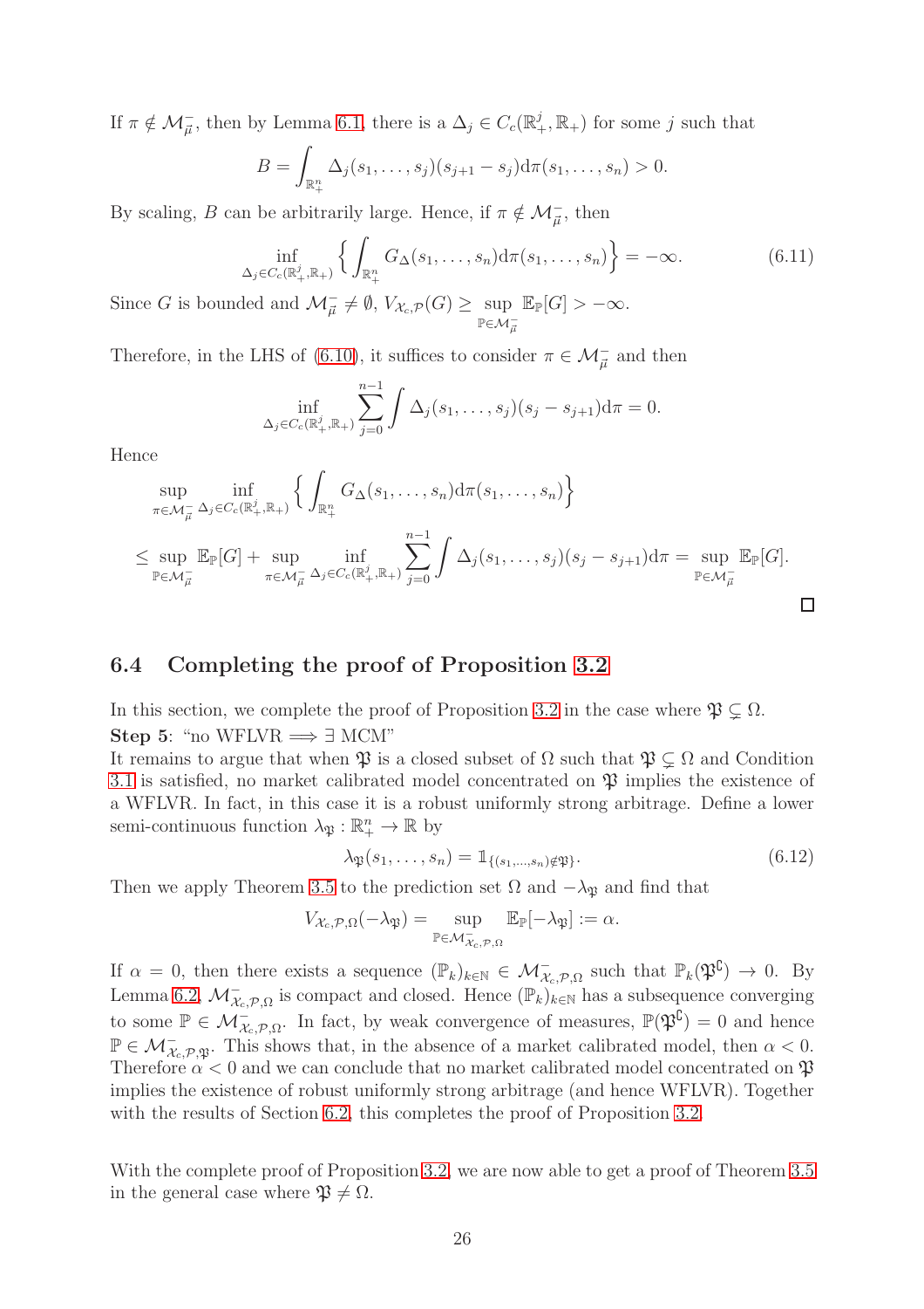If $\pi \notin \mathcal{M}^-_{\vec{\mu}}$, then by Lemma 6.1, there is a $\Delta_j \in C_c(\mathbb{R}^j_+, \mathbb{R}_+)$ for some $j$ such that

$$B = \int_{\mathbb{R}^n_+} \Delta_j(s_1, \ldots, s_j)(s_{j+1} - s_j) \mathrm{d}\pi(s_1, \ldots, s_n) > 0.$$

By scaling, $B$ can be arbitrarily large. Hence, if $\pi \notin \mathcal{M}^-_{\vec{\mu}}$, then

$$\inf_{\Delta_j \in C_c(\mathbb{R}^j_+, \mathbb{R}_+)} \Big\{ \int_{\mathbb{R}^n_+} G_\Delta(s_1, \ldots, s_n) \mathrm{d}\pi(s_1, \ldots, s_n) \Big\} = -\infty. \tag{6.11}$$

Since $G$ is bounded and $\mathcal{M}^-_{\vec{\mu}} \neq \emptyset$, $V_{\mathcal{X}_c, \mathcal{P}}(G) \geq \sup_{\mathbb{P} \in \mathcal{M}^-_{\vec{\mu}}} \mathbb{E}_{\mathbb{P}}[G] > -\infty$.

Therefore, in the LHS of (6.10), it suffices to consider $\pi \in \mathcal{M}^-_{\vec{\mu}}$ and then

$$\inf_{\Delta_j \in C_c(\mathbb{R}^j_+, \mathbb{R}_+)} \sum_{j=0}^{n-1} \int \Delta_j(s_1, \ldots, s_j)(s_j - s_{j+1}) \mathrm{d}\pi = 0.$$

Hence

$$\begin{aligned}
&\sup_{\pi \in \mathcal{M}^-_{\vec{\mu}}} \inf_{\Delta_j \in C_c(\mathbb{R}^j_+, \mathbb{R}_+)} \Big\{ \int_{\mathbb{R}^n_+} G_\Delta(s_1, \ldots, s_n) \mathrm{d}\pi(s_1, \ldots, s_n) \Big\} \\
&\leq \sup_{\mathbb{P} \in \mathcal{M}^-_{\vec{\mu}}} \mathbb{E}_{\mathbb{P}}[G] + \sup_{\pi \in \mathcal{M}^-_{\vec{\mu}}} \inf_{\Delta_j \in C_c(\mathbb{R}^j_+, \mathbb{R}_+)} \sum_{j=0}^{n-1} \int \Delta_j(s_1, \ldots, s_j)(s_j - s_{j+1}) \mathrm{d}\pi = \sup_{\mathbb{P} \in \mathcal{M}^-_{\vec{\mu}}} \mathbb{E}_{\mathbb{P}}[G].
\end{aligned}$$

□

## 6.4 Completing the proof of Proposition 3.2

In this section, we complete the proof of Proposition 3.2 in the case where $\mathfrak{P} \subsetneq \Omega$.

**Step 5**: "no WFLVR $\implies \exists$ MCM"

It remains to argue that when $\mathfrak{P}$ is a closed subset of $\Omega$ such that $\mathfrak{P} \subsetneq \Omega$ and Condition 3.1 is satisfied, no market calibrated model concentrated on $\mathfrak{P}$ implies the existence of a WFLVR. In fact, in this case it is a robust uniformly strong arbitrage. Define a lower semi-continuous function $\lambda_{\mathfrak{P}} : \mathbb{R}^n_+ \to \mathbb{R}$ by

$$\lambda_{\mathfrak{P}}(s_1, \ldots, s_n) = \mathbb{1}_{\{(s_1, \ldots, s_n) \notin \mathfrak{P}\}}. \tag{6.12}$$

Then we apply Theorem 3.5 to the prediction set $\Omega$ and $-\lambda_{\mathfrak{P}}$ and find that

$$V_{\mathcal{X}_c, \mathcal{P}, \Omega}(-\lambda_{\mathfrak{P}}) = \sup_{\mathbb{P} \in \mathcal{M}^-_{\mathcal{X}_c, \mathcal{P}, \Omega}} \mathbb{E}_{\mathbb{P}}[-\lambda_{\mathfrak{P}}] := \alpha.$$

If $\alpha = 0$, then there exists a sequence $(\mathbb{P}_k)_{k \in \mathbb{N}} \in \mathcal{M}^-_{\mathcal{X}_c, \mathcal{P}, \Omega}$ such that $\mathbb{P}_k(\mathfrak{P}^\complement) \to 0$. By Lemma 6.2, $\mathcal{M}^-_{\mathcal{X}_c, \mathcal{P}, \Omega}$ is compact and closed. Hence $(\mathbb{P}_k)_{k \in \mathbb{N}}$ has a subsequence converging to some $\mathbb{P} \in \mathcal{M}^-_{\mathcal{X}_c, \mathcal{P}, \Omega}$. In fact, by weak convergence of measures, $\mathbb{P}(\mathfrak{P}^\complement) = 0$ and hence $\mathbb{P} \in \mathcal{M}^-_{\mathcal{X}_c, \mathcal{P}, \mathfrak{P}}$. This shows that, in the absence of a market calibrated model, then $\alpha < 0$. Therefore $\alpha < 0$ and we can conclude that no market calibrated model concentrated on $\mathfrak{P}$ implies the existence of robust uniformly strong arbitrage (and hence WFLVR). Together with the results of Section 6.2, this completes the proof of Proposition 3.2.

With the complete proof of Proposition 3.2, we are now able to get a proof of Theorem 3.5 in the general case where $\mathfrak{P} \neq \Omega$.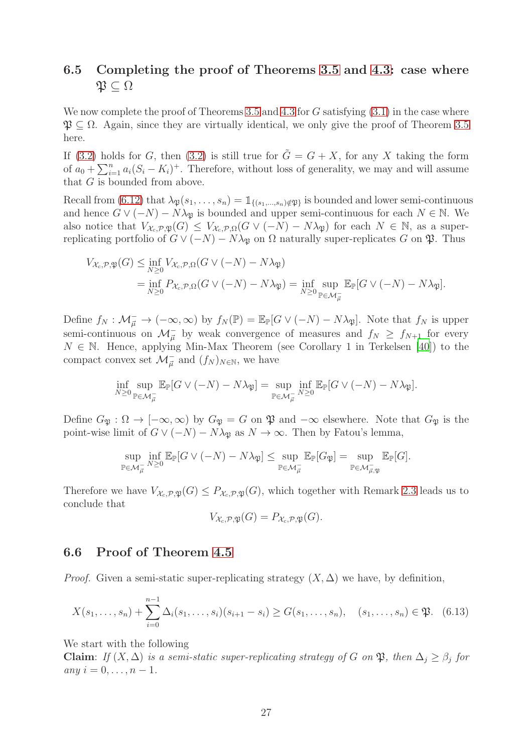### 6.5 Completing the proof of Theorems 3.5 and 4.3: case where $\mathfrak{P} \subseteq \Omega$

We now complete the proof of Theorems 3.5 and 4.3 for $G$ satisfying (3.1) in the case where $\mathfrak{P} \subseteq \Omega$. Again, since they are virtually identical, we only give the proof of Theorem 3.5 here.

If (3.2) holds for $G$, then (3.2) is still true for $\tilde{G} = G + X$, for any $X$ taking the form of $a_0 + \sum_{i=1}^n a_i(S_i - K_i)^+$. Therefore, without loss of generality, we may and will assume that $G$ is bounded from above.

Recall from (6.12) that $\lambda_{\mathfrak{P}}(s_1, \ldots, s_n) = \mathbb{1}_{\{(s_1,\ldots,s_n)\notin\mathfrak{P}\}}$ is bounded and lower semi-continuous and hence $G \vee (-N) - N\lambda_{\mathfrak{P}}$ is bounded and upper semi-continuous for each $N \in \mathbb{N}$. We also notice that $V_{\mathcal{X}_c,\mathcal{P},\mathfrak{P}}(G) \leq V_{\mathcal{X}_c,\mathcal{P},\Omega}(G \vee (-N) - N\lambda_{\mathfrak{P}})$ for each $N \in \mathbb{N}$, as a super-replicating portfolio of $G \vee (-N) - N\lambda_{\mathfrak{P}}$ on $\Omega$ naturally super-replicates $G$ on $\mathfrak{P}$. Thus

$$
\begin{aligned}
V_{\mathcal{X}_c,\mathcal{P},\mathfrak{P}}(G) &\leq \inf_{N\geq 0} V_{\mathcal{X}_c,\mathcal{P},\Omega}(G \vee (-N) - N\lambda_{\mathfrak{P}}) \\
&= \inf_{N\geq 0} P_{\mathcal{X}_c,\mathcal{P},\Omega}(G \vee (-N) - N\lambda_{\mathfrak{P}}) = \inf_{N\geq 0} \sup_{\mathbb{P}\in\mathcal{M}^-_{\vec{\mu}}} \mathbb{E}_{\mathbb{P}}[G \vee (-N) - N\lambda_{\mathfrak{P}}].
\end{aligned}
$$

Define $f_N : \mathcal{M}^-_{\vec{\mu}} \to (-\infty, \infty)$ by $f_N(\mathbb{P}) = \mathbb{E}_{\mathbb{P}}[G \vee (-N) - N\lambda_{\mathfrak{P}}]$. Note that $f_N$ is upper semi-continuous on $\mathcal{M}^-_{\vec{\mu}}$ by weak convergence of measures and $f_N \geq f_{N+1}$ for every $N \in \mathbb{N}$. Hence, applying Min-Max Theorem (see Corollary 1 in Terkelsen [40]) to the compact convex set $\mathcal{M}^-_{\vec{\mu}}$ and $(f_N)_{N\in\mathbb{N}}$, we have

$$
\inf_{N\geq 0} \sup_{\mathbb{P}\in\mathcal{M}^-_{\vec{\mu}}} \mathbb{E}_{\mathbb{P}}[G \vee (-N) - N\lambda_{\mathfrak{P}}] = \sup_{\mathbb{P}\in\mathcal{M}^-_{\vec{\mu}}} \inf_{N\geq 0} \mathbb{E}_{\mathbb{P}}[G \vee (-N) - N\lambda_{\mathfrak{P}}].
$$

Define $G_{\mathfrak{P}} : \Omega \to [-\infty, \infty)$ by $G_{\mathfrak{P}} = G$ on $\mathfrak{P}$ and $-\infty$ elsewhere. Note that $G_{\mathfrak{P}}$ is the point-wise limit of $G \vee (-N) - N\lambda_{\mathfrak{P}}$ as $N \to \infty$. Then by Fatou's lemma,

$$
\sup_{\mathbb{P}\in\mathcal{M}^-_{\vec{\mu}}} \inf_{N\geq 0} \mathbb{E}_{\mathbb{P}}[G \vee (-N) - N\lambda_{\mathfrak{P}}] \leq \sup_{\mathbb{P}\in\mathcal{M}^-_{\vec{\mu}}} \mathbb{E}_{\mathbb{P}}[G_{\mathfrak{P}}] = \sup_{\mathbb{P}\in\mathcal{M}^-_{\vec{\mu},\mathfrak{P}}} \mathbb{E}_{\mathbb{P}}[G].
$$

Therefore we have $V_{\mathcal{X}_c,\mathcal{P},\mathfrak{P}}(G) \leq P_{\mathcal{X}_c,\mathcal{P},\mathfrak{P}}(G)$, which together with Remark 2.3 leads us to conclude that

$$
V_{\mathcal{X}_c,\mathcal{P},\mathfrak{P}}(G) = P_{\mathcal{X}_c,\mathcal{P},\mathfrak{P}}(G).
$$

### 6.6 Proof of Theorem 4.5

*Proof.* Given a semi-static super-replicating strategy $(X, \Delta)$ we have, by definition,

$$
X(s_1, \ldots, s_n) + \sum_{i=0}^{n-1} \Delta_i(s_1, \ldots, s_i)(s_{i+1} - s_i) \geq G(s_1, \ldots, s_n), \quad (s_1, \ldots, s_n) \in \mathfrak{P}. \quad (6.13)
$$

We start with the following

**Claim**: *If $(X, \Delta)$ is a semi-static super-replicating strategy of $G$ on $\mathfrak{P}$, then $\Delta_j \geq \beta_j$ for any $i = 0, \ldots, n-1$.*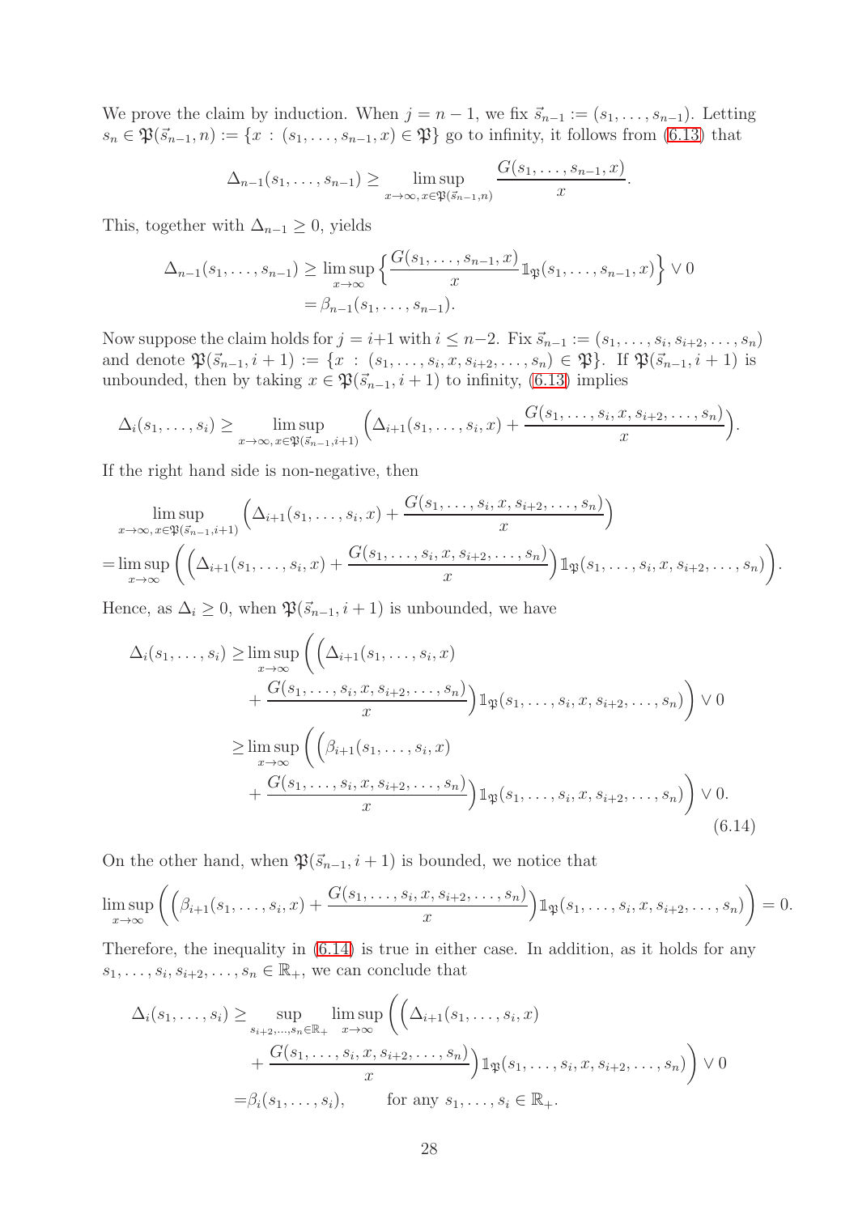We prove the claim by induction. When $j = n-1$, we fix $\vec{s}_{n-1} := (s_1, \dots, s_{n-1})$. Letting $s_n \in \mathfrak{P}(\vec{s}_{n-1}, n) := \{x : (s_1, \dots, s_{n-1}, x) \in \mathfrak{P}\}$ go to infinity, it follows from (6.13) that

$$\Delta_{n-1}(s_1, \dots, s_{n-1}) \geq \limsup_{x \to \infty,\, x \in \mathfrak{P}(\vec{s}_{n-1}, n)} \frac{G(s_1, \dots, s_{n-1}, x)}{x}.$$

This, together with $\Delta_{n-1} \geq 0$, yields

$$\begin{aligned}
\Delta_{n-1}(s_1, \dots, s_{n-1}) &\geq \limsup_{x \to \infty} \Big\{ \frac{G(s_1, \dots, s_{n-1}, x)}{x} \mathbb{1}_{\mathfrak{P}}(s_1, \dots, s_{n-1}, x) \Big\} \vee 0 \\
&= \beta_{n-1}(s_1, \dots, s_{n-1}).
\end{aligned}$$

Now suppose the claim holds for $j = i+1$ with $i \leq n-2$. Fix $\vec{s}_{n-1} := (s_1, \dots, s_i, s_{i+2}, \dots, s_n)$ and denote $\mathfrak{P}(\vec{s}_{n-1}, i+1) := \{x : (s_1, \dots, s_i, x, s_{i+2}, \dots, s_n) \in \mathfrak{P}\}$. If $\mathfrak{P}(\vec{s}_{n-1}, i+1)$ is unbounded, then by taking $x \in \mathfrak{P}(\vec{s}_{n-1}, i+1)$ to infinity, (6.13) implies

$$\Delta_i(s_1, \dots, s_i) \geq \limsup_{x \to \infty,\, x \in \mathfrak{P}(\vec{s}_{n-1}, i+1)} \Big( \Delta_{i+1}(s_1, \dots, s_i, x) + \frac{G(s_1, \dots, s_i, x, s_{i+2}, \dots, s_n)}{x} \Big).$$

If the right hand side is non-negative, then

$$\begin{aligned}
&\limsup_{x \to \infty,\, x \in \mathfrak{P}(\vec{s}_{n-1}, i+1)} \Big( \Delta_{i+1}(s_1, \dots, s_i, x) + \frac{G(s_1, \dots, s_i, x, s_{i+2}, \dots, s_n)}{x} \Big) \\
=& \limsup_{x \to \infty} \bigg( \Big( \Delta_{i+1}(s_1, \dots, s_i, x) + \frac{G(s_1, \dots, s_i, x, s_{i+2}, \dots, s_n)}{x} \Big) \mathbb{1}_{\mathfrak{P}}(s_1, \dots, s_i, x, s_{i+2}, \dots, s_n) \bigg).
\end{aligned}$$

Hence, as $\Delta_i \geq 0$, when $\mathfrak{P}(\vec{s}_{n-1}, i+1)$ is unbounded, we have

$$\begin{aligned}
\Delta_i(s_1, \dots, s_i) \geq& \limsup_{x \to \infty} \bigg( \Big( \Delta_{i+1}(s_1, \dots, s_i, x) \\
&+ \frac{G(s_1, \dots, s_i, x, s_{i+2}, \dots, s_n)}{x} \Big) \mathbb{1}_{\mathfrak{P}}(s_1, \dots, s_i, x, s_{i+2}, \dots, s_n) \bigg) \vee 0 \\
\geq& \limsup_{x \to \infty} \bigg( \Big( \beta_{i+1}(s_1, \dots, s_i, x) \\
&+ \frac{G(s_1, \dots, s_i, x, s_{i+2}, \dots, s_n)}{x} \Big) \mathbb{1}_{\mathfrak{P}}(s_1, \dots, s_i, x, s_{i+2}, \dots, s_n) \bigg) \vee 0.
\end{aligned} \tag{6.14}$$

On the other hand, when $\mathfrak{P}(\vec{s}_{n-1}, i+1)$ is bounded, we notice that

$$\limsup_{x \to \infty} \bigg( \Big( \beta_{i+1}(s_1, \dots, s_i, x) + \frac{G(s_1, \dots, s_i, x, s_{i+2}, \dots, s_n)}{x} \Big) \mathbb{1}_{\mathfrak{P}}(s_1, \dots, s_i, x, s_{i+2}, \dots, s_n) \bigg) = 0.$$

Therefore, the inequality in (6.14) is true in either case. In addition, as it holds for any $s_1, \dots, s_i, s_{i+2}, \dots, s_n \in \mathbb{R}_+$, we can conclude that

$$\begin{aligned}
\Delta_i(s_1, \dots, s_i) \geq& \sup_{s_{i+2}, \dots, s_n \in \mathbb{R}_+} \limsup_{x \to \infty} \bigg( \Big( \Delta_{i+1}(s_1, \dots, s_i, x) \\
&+ \frac{G(s_1, \dots, s_i, x, s_{i+2}, \dots, s_n)}{x} \Big) \mathbb{1}_{\mathfrak{P}}(s_1, \dots, s_i, x, s_{i+2}, \dots, s_n) \bigg) \vee 0 \\
=& \beta_i(s_1, \dots, s_i), \qquad \text{for any } s_1, \dots, s_i \in \mathbb{R}_+.
\end{aligned}$$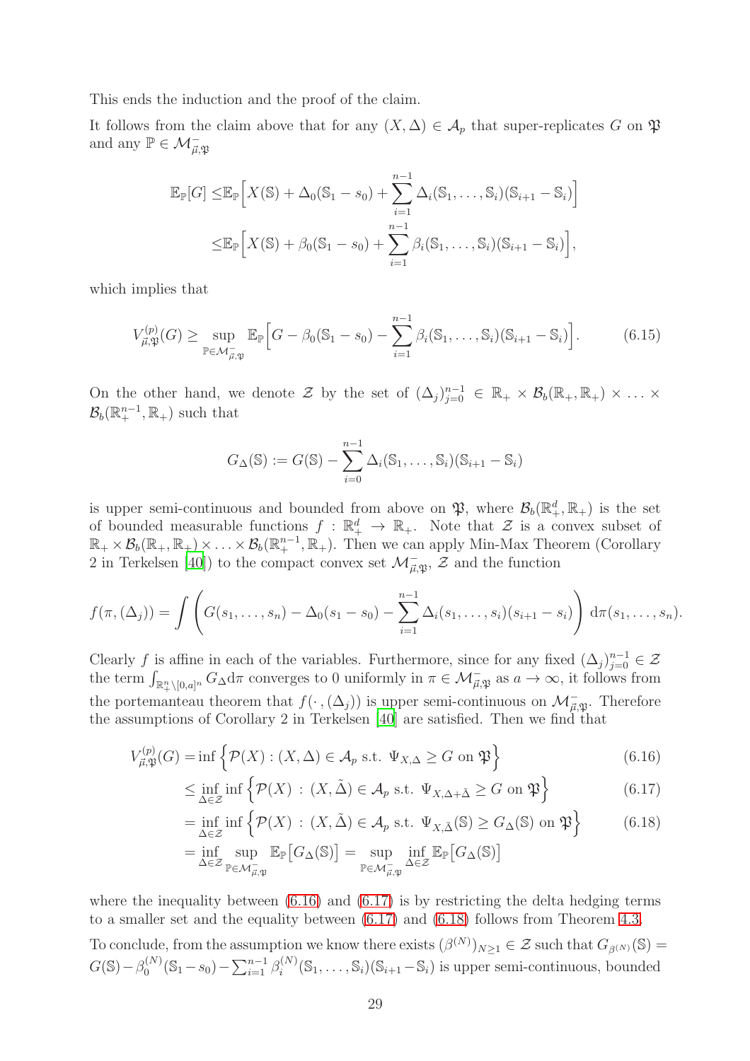This ends the induction and the proof of the claim.

It follows from the claim above that for any $(X, \Delta) \in \mathcal{A}_p$ that super-replicates $G$ on $\mathfrak{P}$ and any $\mathbb{P} \in \mathcal{M}^-_{\vec{\mu},\mathfrak{P}}$

$$
\begin{aligned}
\mathbb{E}_{\mathbb{P}}[G] \leq & \mathbb{E}_{\mathbb{P}}\Big[X(\mathbb{S}) + \Delta_0(\mathbb{S}_1 - s_0) + \sum_{i=1}^{n-1} \Delta_i(\mathbb{S}_1, \ldots, \mathbb{S}_i)(\mathbb{S}_{i+1} - \mathbb{S}_i)\Big] \\
\leq & \mathbb{E}_{\mathbb{P}}\Big[X(\mathbb{S}) + \beta_0(\mathbb{S}_1 - s_0) + \sum_{i=1}^{n-1} \beta_i(\mathbb{S}_1, \ldots, \mathbb{S}_i)(\mathbb{S}_{i+1} - \mathbb{S}_i)\Big],
\end{aligned}
$$

which implies that

$$
V^{(p)}_{\vec{\mu},\mathfrak{P}}(G) \geq \sup_{\mathbb{P} \in \mathcal{M}^-_{\vec{\mu},\mathfrak{P}}} \mathbb{E}_{\mathbb{P}}\Big[G - \beta_0(\mathbb{S}_1 - s_0) - \sum_{i=1}^{n-1} \beta_i(\mathbb{S}_1, \ldots, \mathbb{S}_i)(\mathbb{S}_{i+1} - \mathbb{S}_i)\Big]. \tag{6.15}
$$

On the other hand, we denote $\mathcal{Z}$ by the set of $(\Delta_j)_{j=0}^{n-1} \in \mathbb{R}_+ \times \mathcal{B}_b(\mathbb{R}_+, \mathbb{R}_+) \times \ldots \times \mathcal{B}_b(\mathbb{R}^{n-1}_+, \mathbb{R}_+)$ such that

$$
G_\Delta(\mathbb{S}) := G(\mathbb{S}) - \sum_{i=0}^{n-1} \Delta_i(\mathbb{S}_1, \ldots, \mathbb{S}_i)(\mathbb{S}_{i+1} - \mathbb{S}_i)
$$

is upper semi-continuous and bounded from above on $\mathfrak{P}$, where $\mathcal{B}_b(\mathbb{R}^d_+, \mathbb{R}_+)$ is the set of bounded measurable functions $f : \mathbb{R}^d_+ \to \mathbb{R}_+$. Note that $\mathcal{Z}$ is a convex subset of $\mathbb{R}_+ \times \mathcal{B}_b(\mathbb{R}_+, \mathbb{R}_+) \times \ldots \times \mathcal{B}_b(\mathbb{R}^{n-1}_+, \mathbb{R}_+)$. Then we can apply Min-Max Theorem (Corollary 2 in Terkelsen [40]) to the compact convex set $\mathcal{M}^-_{\vec{\mu},\mathfrak{P}}$, $\mathcal{Z}$ and the function

$$
f(\pi, (\Delta_j)) = \int \left( G(s_1, \ldots, s_n) - \Delta_0(s_1 - s_0) - \sum_{i=1}^{n-1} \Delta_i(s_1, \ldots, s_i)(s_{i+1} - s_i) \right) \mathrm{d}\pi(s_1, \ldots, s_n).
$$

Clearly $f$ is affine in each of the variables. Furthermore, since for any fixed $(\Delta_j)_{j=0}^{n-1} \in \mathcal{Z}$ the term $\int_{\mathbb{R}^n_+ \setminus [0,a]^n} G_\Delta \mathrm{d}\pi$ converges to 0 uniformly in $\pi \in \mathcal{M}^-_{\vec{\mu},\mathfrak{P}}$ as $a \to \infty$, it follows from the portemanteau theorem that $f(\cdot, (\Delta_j))$ is upper semi-continuous on $\mathcal{M}^-_{\vec{\mu},\mathfrak{P}}$. Therefore the assumptions of Corollary 2 in Terkelsen [40] are satisfied. Then we find that

$$
\begin{aligned}
V^{(p)}_{\vec{\mu},\mathfrak{P}}(G) =& \inf \Big\{ \mathcal{P}(X) : (X, \Delta) \in \mathcal{A}_p \text{ s.t. } \Psi_{X,\Delta} \geq G \text{ on } \mathfrak{P} \Big\} && (6.16) \\
\leq & \inf_{\Delta \in \mathcal{Z}} \inf \Big\{ \mathcal{P}(X) \,:\, (X, \tilde{\Delta}) \in \mathcal{A}_p \text{ s.t. } \Psi_{X,\Delta+\tilde{\Delta}} \geq G \text{ on } \mathfrak{P} \Big\} && (6.17) \\
=& \inf_{\Delta \in \mathcal{Z}} \inf \Big\{ \mathcal{P}(X) \,:\, (X, \tilde{\Delta}) \in \mathcal{A}_p \text{ s.t. } \Psi_{X,\tilde{\Delta}}(\mathbb{S}) \geq G_\Delta(\mathbb{S}) \text{ on } \mathfrak{P} \Big\} && (6.18) \\
=& \inf_{\Delta \in \mathcal{Z}} \sup_{\mathbb{P} \in \mathcal{M}^-_{\vec{\mu},\mathfrak{P}}} \mathbb{E}_{\mathbb{P}}\big[G_\Delta(\mathbb{S})\big] = \sup_{\mathbb{P} \in \mathcal{M}^-_{\vec{\mu},\mathfrak{P}}} \inf_{\Delta \in \mathcal{Z}} \mathbb{E}_{\mathbb{P}}\big[G_\Delta(\mathbb{S})\big]
\end{aligned}
$$

where the inequality between (6.16) and (6.17) is by restricting the delta hedging terms to a smaller set and the equality between (6.17) and (6.18) follows from Theorem 4.3.

To conclude, from the assumption we know there exists $(\beta^{(N)})_{N \geq 1} \in \mathcal{Z}$ such that $G_{\beta^{(N)}}(\mathbb{S}) = G(\mathbb{S}) - \beta^{(N)}_0(\mathbb{S}_1 - s_0) - \sum_{i=1}^{n-1} \beta^{(N)}_i(\mathbb{S}_1, \ldots, \mathbb{S}_i)(\mathbb{S}_{i+1} - \mathbb{S}_i)$ is upper semi-continuous, bounded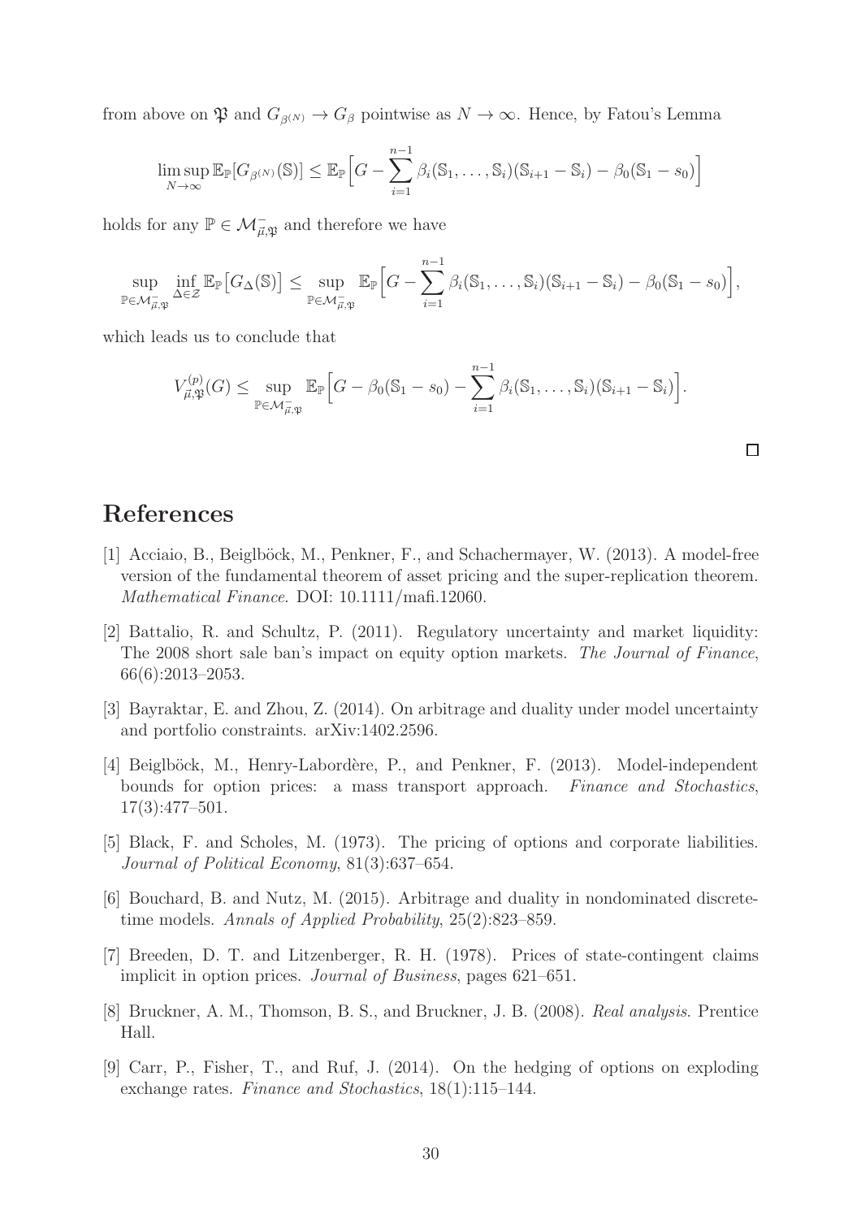from above on $\mathfrak{P}$ and $G_{\beta^{(N)}} \to G_\beta$ pointwise as $N \to \infty$. Hence, by Fatou's Lemma

$$\limsup_{N\to\infty} \mathbb{E}_{\mathbb{P}}[G_{\beta^{(N)}}(\mathbb{S})] \leq \mathbb{E}_{\mathbb{P}}\Big[G - \sum_{i=1}^{n-1} \beta_i(\mathbb{S}_1, \ldots, \mathbb{S}_i)(\mathbb{S}_{i+1} - \mathbb{S}_i) - \beta_0(\mathbb{S}_1 - s_0)\Big]$$

holds for any $\mathbb{P} \in \mathcal{M}^-_{\vec{\mu},\mathfrak{P}}$ and therefore we have

$$\sup_{\mathbb{P}\in\mathcal{M}^-_{\vec{\mu},\mathfrak{P}}} \inf_{\Delta\in\mathcal{Z}} \mathbb{E}_{\mathbb{P}}\big[G_\Delta(\mathbb{S})\big] \leq \sup_{\mathbb{P}\in\mathcal{M}^-_{\vec{\mu},\mathfrak{P}}} \mathbb{E}_{\mathbb{P}}\Big[G - \sum_{i=1}^{n-1} \beta_i(\mathbb{S}_1, \ldots, \mathbb{S}_i)(\mathbb{S}_{i+1} - \mathbb{S}_i) - \beta_0(\mathbb{S}_1 - s_0)\Big],$$

which leads us to conclude that

$$V^{(p)}_{\vec{\mu},\mathfrak{P}}(G) \leq \sup_{\mathbb{P}\in\mathcal{M}^-_{\vec{\mu},\mathfrak{P}}} \mathbb{E}_{\mathbb{P}}\Big[G - \beta_0(\mathbb{S}_1 - s_0) - \sum_{i=1}^{n-1} \beta_i(\mathbb{S}_1, \ldots, \mathbb{S}_i)(\mathbb{S}_{i+1} - \mathbb{S}_i)\Big].$$

□

# References

[1] Acciaio, B., Beiglböck, M., Penkner, F., and Schachermayer, W. (2013). A model-free version of the fundamental theorem of asset pricing and the super-replication theorem. *Mathematical Finance*. DOI: 10.1111/mafi.12060.

[2] Battalio, R. and Schultz, P. (2011). Regulatory uncertainty and market liquidity: The 2008 short sale ban's impact on equity option markets. *The Journal of Finance*, 66(6):2013–2053.

[3] Bayraktar, E. and Zhou, Z. (2014). On arbitrage and duality under model uncertainty and portfolio constraints. arXiv:1402.2596.

[4] Beiglböck, M., Henry-Labordère, P., and Penkner, F. (2013). Model-independent bounds for option prices: a mass transport approach. *Finance and Stochastics*, 17(3):477–501.

[5] Black, F. and Scholes, M. (1973). The pricing of options and corporate liabilities. *Journal of Political Economy*, 81(3):637–654.

[6] Bouchard, B. and Nutz, M. (2015). Arbitrage and duality in nondominated discrete-time models. *Annals of Applied Probability*, 25(2):823–859.

[7] Breeden, D. T. and Litzenberger, R. H. (1978). Prices of state-contingent claims implicit in option prices. *Journal of Business*, pages 621–651.

[8] Bruckner, A. M., Thomson, B. S., and Bruckner, J. B. (2008). *Real analysis*. Prentice Hall.

[9] Carr, P., Fisher, T., and Ruf, J. (2014). On the hedging of options on exploding exchange rates. *Finance and Stochastics*, 18(1):115–144.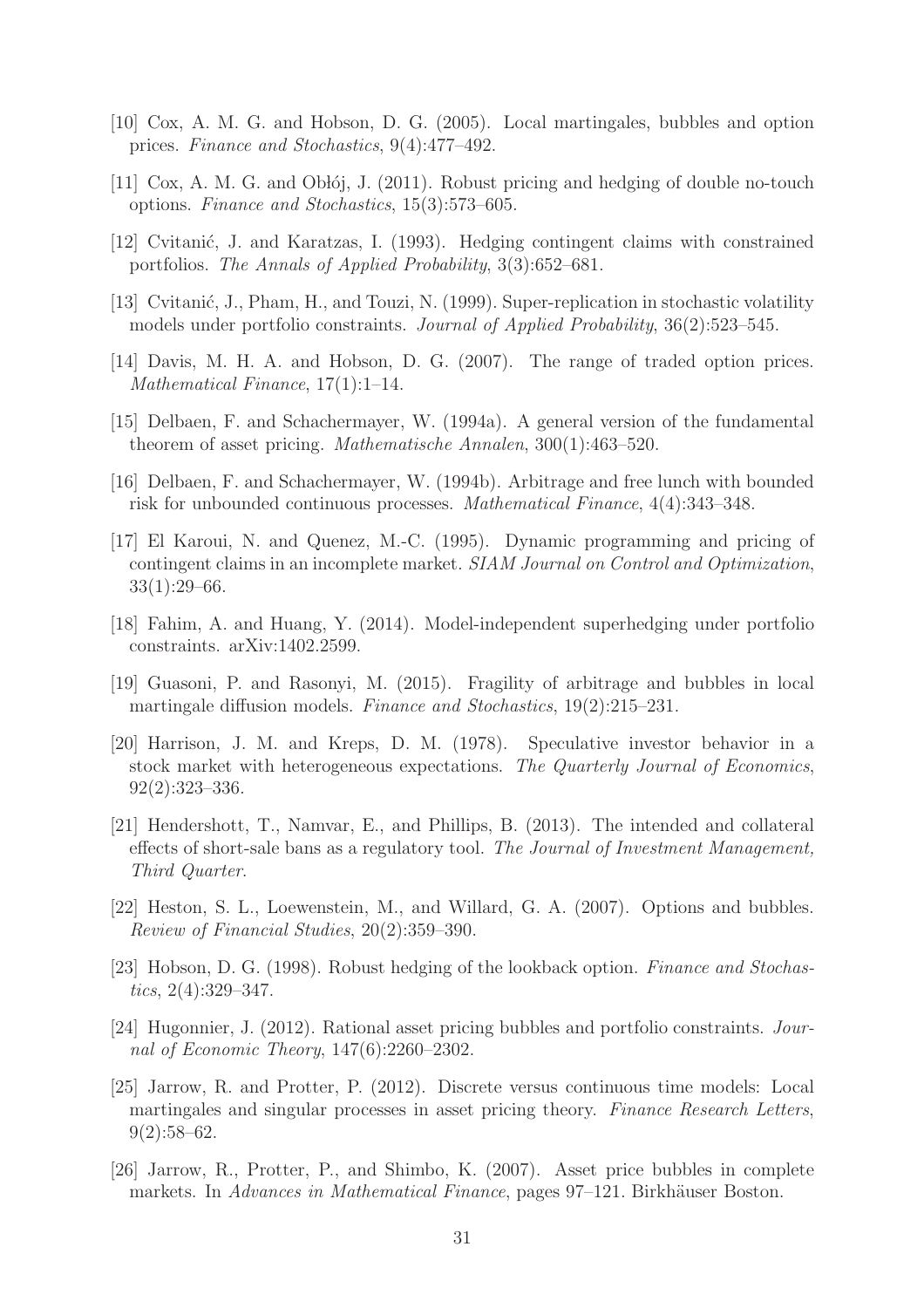[10] Cox, A. M. G. and Hobson, D. G. (2005). Local martingales, bubbles and option prices. *Finance and Stochastics*, 9(4):477–492.

[11] Cox, A. M. G. and Obłój, J. (2011). Robust pricing and hedging of double no-touch options. *Finance and Stochastics*, 15(3):573–605.

[12] Cvitanić, J. and Karatzas, I. (1993). Hedging contingent claims with constrained portfolios. *The Annals of Applied Probability*, 3(3):652–681.

[13] Cvitanić, J., Pham, H., and Touzi, N. (1999). Super-replication in stochastic volatility models under portfolio constraints. *Journal of Applied Probability*, 36(2):523–545.

[14] Davis, M. H. A. and Hobson, D. G. (2007). The range of traded option prices. *Mathematical Finance*, 17(1):1–14.

[15] Delbaen, F. and Schachermayer, W. (1994a). A general version of the fundamental theorem of asset pricing. *Mathematische Annalen*, 300(1):463–520.

[16] Delbaen, F. and Schachermayer, W. (1994b). Arbitrage and free lunch with bounded risk for unbounded continuous processes. *Mathematical Finance*, 4(4):343–348.

[17] El Karoui, N. and Quenez, M.-C. (1995). Dynamic programming and pricing of contingent claims in an incomplete market. *SIAM Journal on Control and Optimization*, 33(1):29–66.

[18] Fahim, A. and Huang, Y. (2014). Model-independent superhedging under portfolio constraints. arXiv:1402.2599.

[19] Guasoni, P. and Rasonyi, M. (2015). Fragility of arbitrage and bubbles in local martingale diffusion models. *Finance and Stochastics*, 19(2):215–231.

[20] Harrison, J. M. and Kreps, D. M. (1978). Speculative investor behavior in a stock market with heterogeneous expectations. *The Quarterly Journal of Economics*, 92(2):323–336.

[21] Hendershott, T., Namvar, E., and Phillips, B. (2013). The intended and collateral effects of short-sale bans as a regulatory tool. *The Journal of Investment Management, Third Quarter*.

[22] Heston, S. L., Loewenstein, M., and Willard, G. A. (2007). Options and bubbles. *Review of Financial Studies*, 20(2):359–390.

[23] Hobson, D. G. (1998). Robust hedging of the lookback option. *Finance and Stochastics*, 2(4):329–347.

[24] Hugonnier, J. (2012). Rational asset pricing bubbles and portfolio constraints. *Journal of Economic Theory*, 147(6):2260–2302.

[25] Jarrow, R. and Protter, P. (2012). Discrete versus continuous time models: Local martingales and singular processes in asset pricing theory. *Finance Research Letters*, 9(2):58–62.

[26] Jarrow, R., Protter, P., and Shimbo, K. (2007). Asset price bubbles in complete markets. In *Advances in Mathematical Finance*, pages 97–121. Birkhäuser Boston.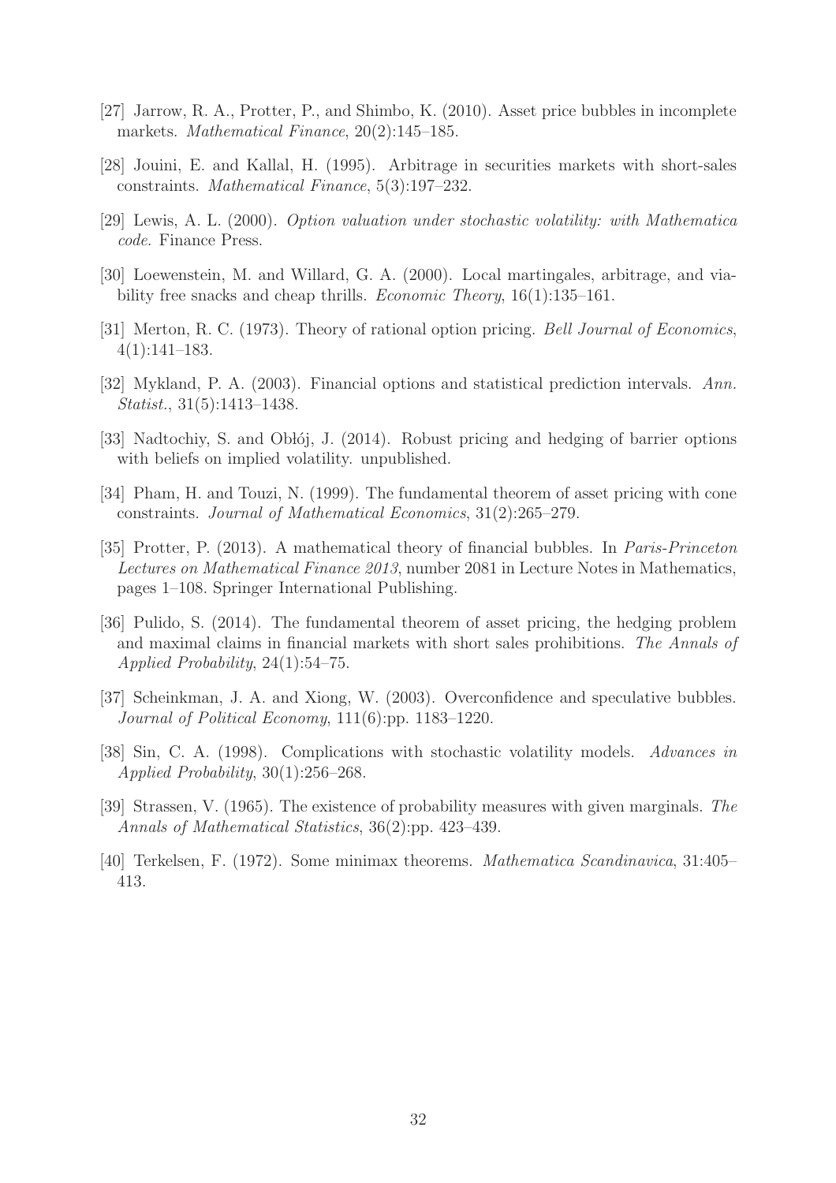[27] Jarrow, R. A., Protter, P., and Shimbo, K. (2010). Asset price bubbles in incomplete markets. *Mathematical Finance*, 20(2):145–185.

[28] Jouini, E. and Kallal, H. (1995). Arbitrage in securities markets with short-sales constraints. *Mathematical Finance*, 5(3):197–232.

[29] Lewis, A. L. (2000). *Option valuation under stochastic volatility: with Mathematica code*. Finance Press.

[30] Loewenstein, M. and Willard, G. A. (2000). Local martingales, arbitrage, and viability free snacks and cheap thrills. *Economic Theory*, 16(1):135–161.

[31] Merton, R. C. (1973). Theory of rational option pricing. *Bell Journal of Economics*, 4(1):141–183.

[32] Mykland, P. A. (2003). Financial options and statistical prediction intervals. *Ann. Statist.*, 31(5):1413–1438.

[33] Nadtochiy, S. and Obłój, J. (2014). Robust pricing and hedging of barrier options with beliefs on implied volatility. unpublished.

[34] Pham, H. and Touzi, N. (1999). The fundamental theorem of asset pricing with cone constraints. *Journal of Mathematical Economics*, 31(2):265–279.

[35] Protter, P. (2013). A mathematical theory of financial bubbles. In *Paris-Princeton Lectures on Mathematical Finance 2013*, number 2081 in Lecture Notes in Mathematics, pages 1–108. Springer International Publishing.

[36] Pulido, S. (2014). The fundamental theorem of asset pricing, the hedging problem and maximal claims in financial markets with short sales prohibitions. *The Annals of Applied Probability*, 24(1):54–75.

[37] Scheinkman, J. A. and Xiong, W. (2003). Overconfidence and speculative bubbles. *Journal of Political Economy*, 111(6):pp. 1183–1220.

[38] Sin, C. A. (1998). Complications with stochastic volatility models. *Advances in Applied Probability*, 30(1):256–268.

[39] Strassen, V. (1965). The existence of probability measures with given marginals. *The Annals of Mathematical Statistics*, 36(2):pp. 423–439.

[40] Terkelsen, F. (1972). Some minimax theorems. *Mathematica Scandinavica*, 31:405–413.